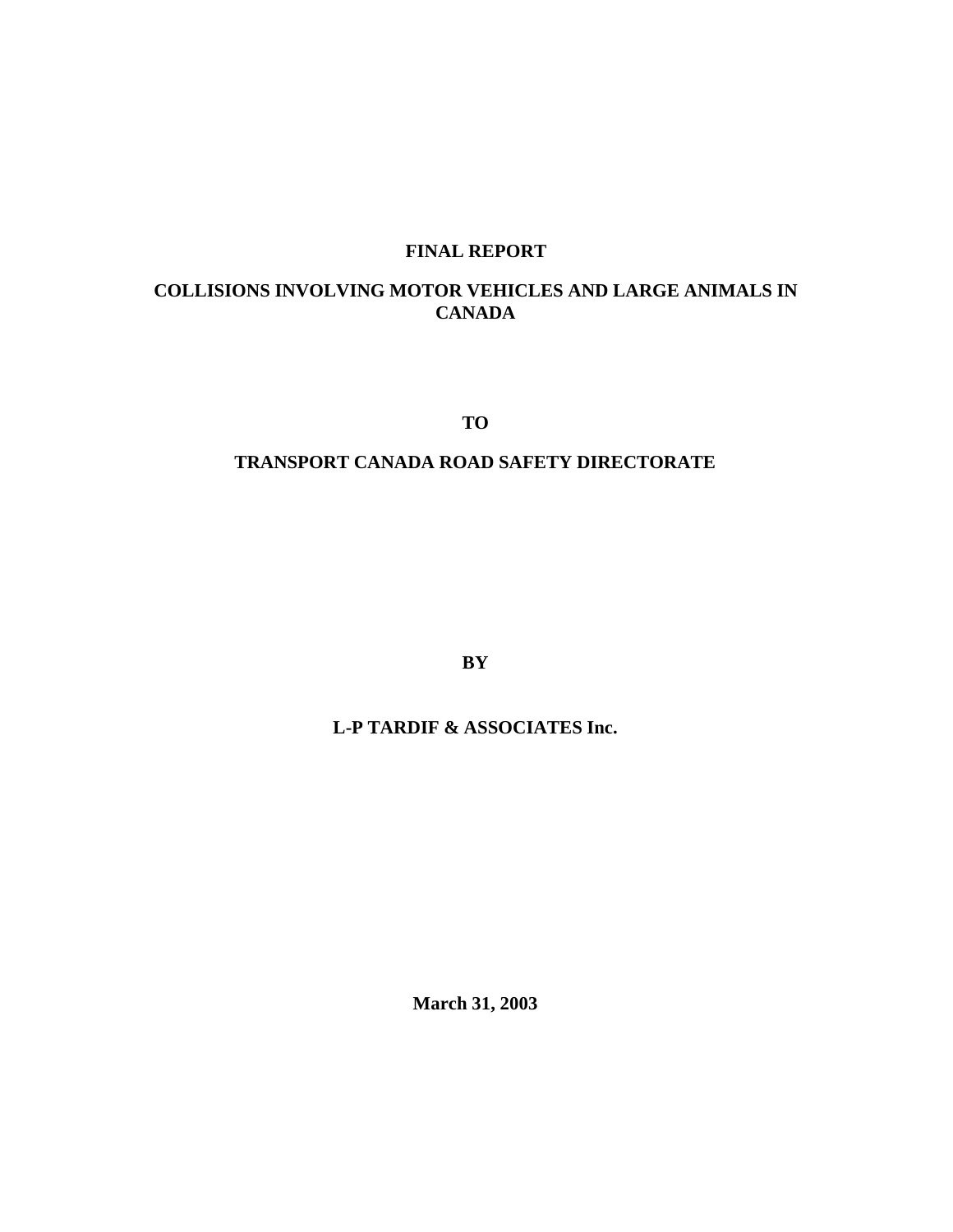# FINAL REPORT

## COLLISIONS INVOLVING MOTOR VEHICLES AND LARGE ANIMALS IN CANADA

**TO**

**TRANSPORT CANADA ROAD SAFETY DIRECTORATE**

**BY**

**L-P TARDIF & ASSOCIATES Inc.**

**March 31, 2003**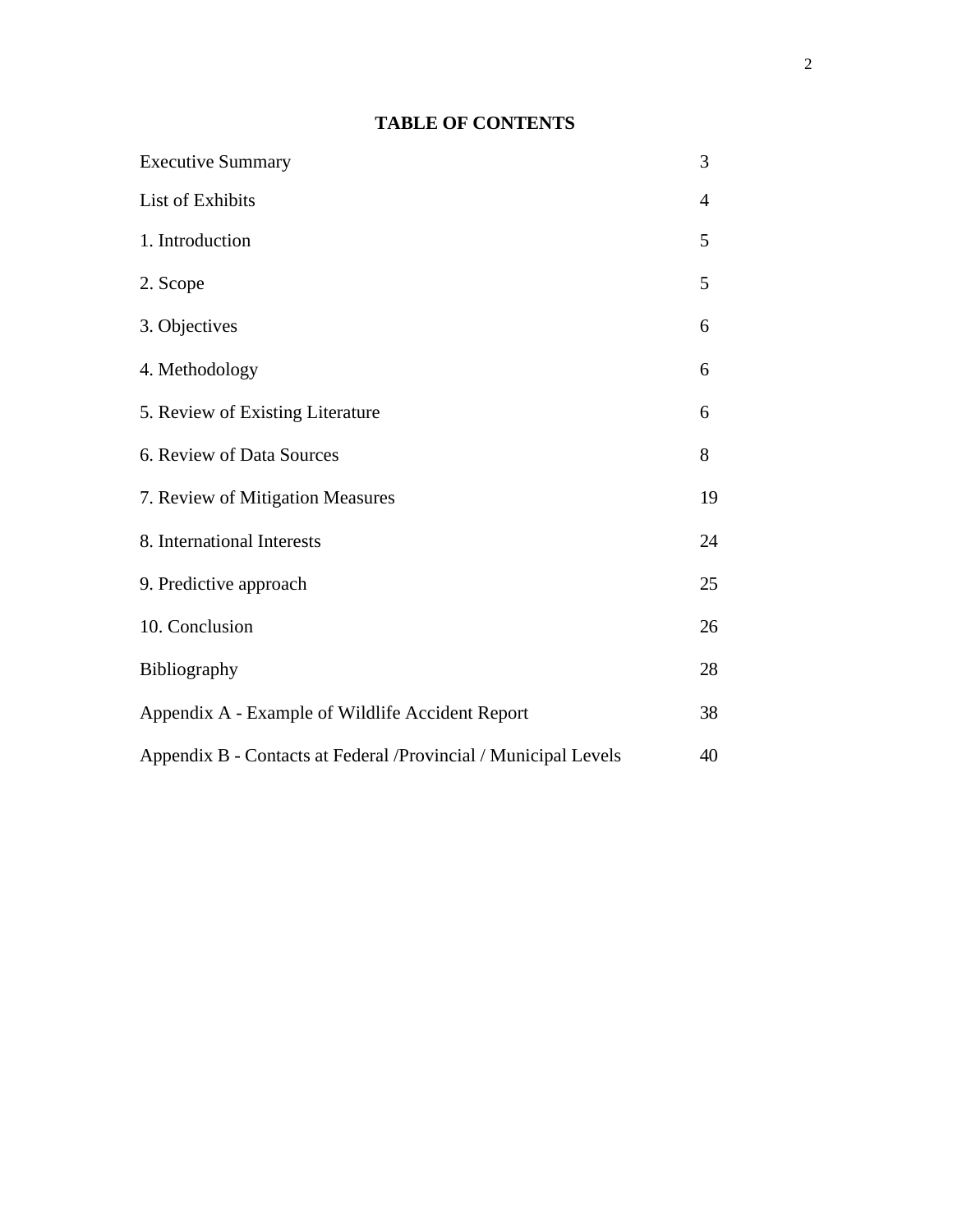# TABLE OF CONTENTS

| | |
|---|---|
| Executive Summary | 3 |
| List of Exhibits | 4 |
| 1. Introduction | 5 |
| 2. Scope | 5 |
| 3. Objectives | 6 |
| 4. Methodology | 6 |
| 5. Review of Existing Literature | 6 |
| 6. Review of Data Sources | 8 |
| 7. Review of Mitigation Measures | 19 |
| 8. International Interests | 24 |
| 9. Predictive approach | 25 |
| 10. Conclusion | 26 |
| Bibliography | 28 |
| Appendix A - Example of Wildlife Accident Report | 38 |
| Appendix B - Contacts at Federal /Provincial / Municipal Levels | 40 |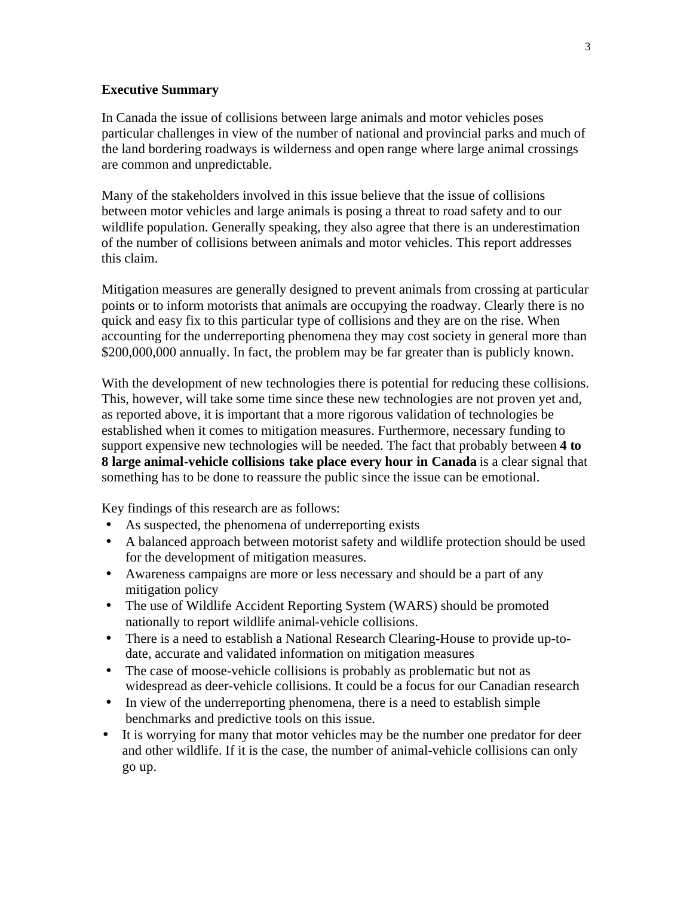**Executive Summary**

In Canada the issue of collisions between large animals and motor vehicles poses particular challenges in view of the number of national and provincial parks and much of the land bordering roadways is wilderness and open range where large animal crossings are common and unpredictable.

Many of the stakeholders involved in this issue believe that the issue of collisions between motor vehicles and large animals is posing a threat to road safety and to our wildlife population. Generally speaking, they also agree that there is an underestimation of the number of collisions between animals and motor vehicles. This report addresses this claim.

Mitigation measures are generally designed to prevent animals from crossing at particular points or to inform motorists that animals are occupying the roadway. Clearly there is no quick and easy fix to this particular type of collisions and they are on the rise. When accounting for the underreporting phenomena they may cost society in general more than $200,000,000 annually. In fact, the problem may be far greater than is publicly known.

With the development of new technologies there is potential for reducing these collisions. This, however, will take some time since these new technologies are not proven yet and, as reported above, it is important that a more rigorous validation of technologies be established when it comes to mitigation measures. Furthermore, necessary funding to support expensive new technologies will be needed. The fact that probably between **4 to 8 large animal-vehicle collisions take place every hour in Canada** is a clear signal that something has to be done to reassure the public since the issue can be emotional.

Key findings of this research are as follows:

- As suspected, the phenomena of underreporting exists
- A balanced approach between motorist safety and wildlife protection should be used for the development of mitigation measures.
- Awareness campaigns are more or less necessary and should be a part of any mitigation policy
- The use of Wildlife Accident Reporting System (WARS) should be promoted nationally to report wildlife animal-vehicle collisions.
- There is a need to establish a National Research Clearing-House to provide up-to-date, accurate and validated information on mitigation measures
- The case of moose-vehicle collisions is probably as problematic but not as widespread as deer-vehicle collisions. It could be a focus for our Canadian research
- In view of the underreporting phenomena, there is a need to establish simple benchmarks and predictive tools on this issue.
- It is worrying for many that motor vehicles may be the number one predator for deer and other wildlife. If it is the case, the number of animal-vehicle collisions can only go up.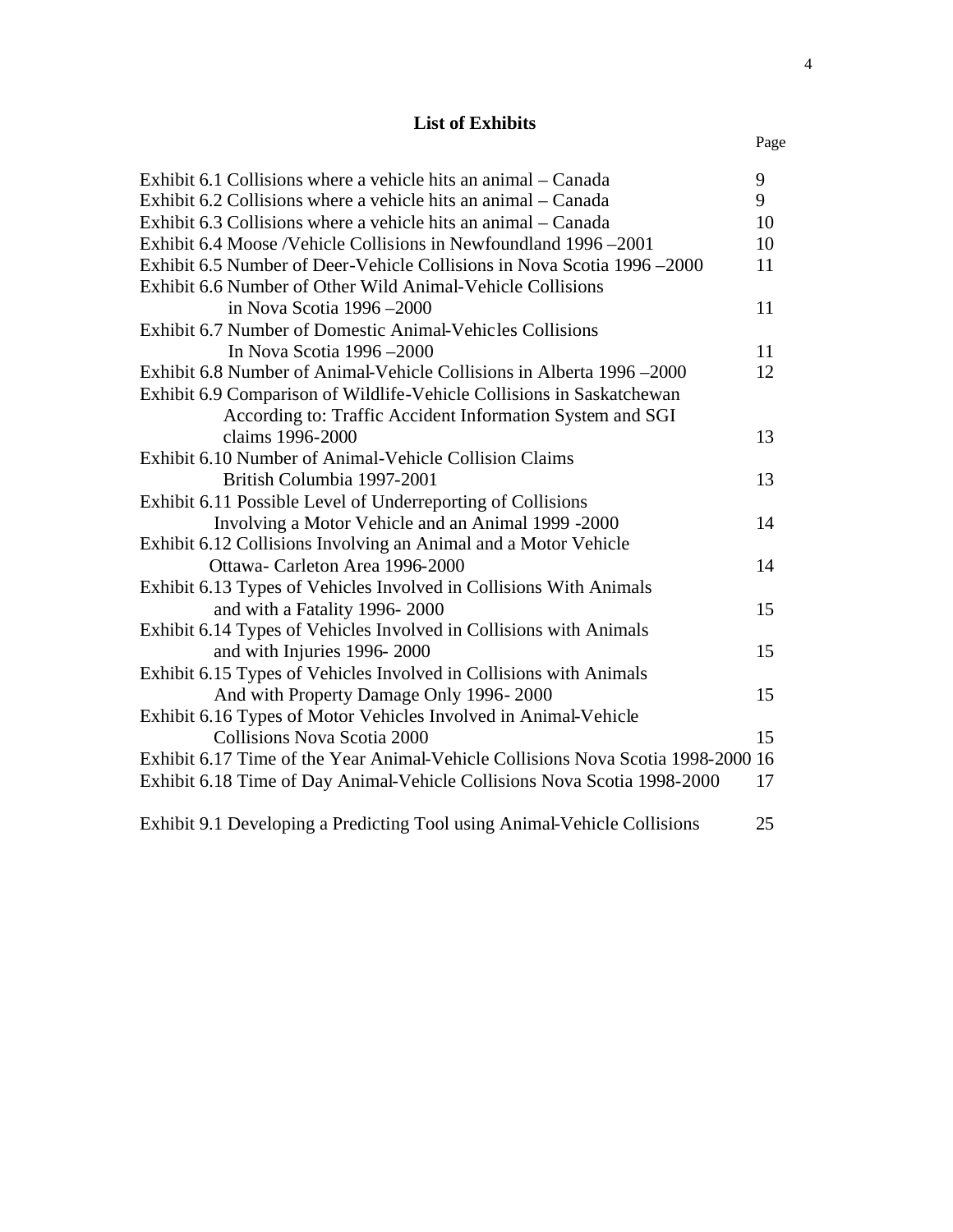## List of Exhibits

| | Page |
|---|---|
| Exhibit 6.1 Collisions where a vehicle hits an animal – Canada | 9 |
| Exhibit 6.2 Collisions where a vehicle hits an animal – Canada | 9 |
| Exhibit 6.3 Collisions where a vehicle hits an animal – Canada | 10 |
| Exhibit 6.4 Moose /Vehicle Collisions in Newfoundland 1996 –2001 | 10 |
| Exhibit 6.5 Number of Deer-Vehicle Collisions in Nova Scotia 1996 –2000 | 11 |
| Exhibit 6.6 Number of Other Wild Animal-Vehicle Collisions in Nova Scotia 1996 –2000 | 11 |
| Exhibit 6.7 Number of Domestic Animal-Vehicles Collisions In Nova Scotia 1996 –2000 | 11 |
| Exhibit 6.8 Number of Animal-Vehicle Collisions in Alberta 1996 –2000 | 12 |
| Exhibit 6.9 Comparison of Wildlife-Vehicle Collisions in Saskatchewan According to: Traffic Accident Information System and SGI claims 1996-2000 | 13 |
| Exhibit 6.10 Number of Animal-Vehicle Collision Claims British Columbia 1997-2001 | 13 |
| Exhibit 6.11 Possible Level of Underreporting of Collisions Involving a Motor Vehicle and an Animal 1999 -2000 | 14 |
| Exhibit 6.12 Collisions Involving an Animal and a Motor Vehicle Ottawa- Carleton Area 1996-2000 | 14 |
| Exhibit 6.13 Types of Vehicles Involved in Collisions With Animals and with a Fatality 1996- 2000 | 15 |
| Exhibit 6.14 Types of Vehicles Involved in Collisions with Animals and with Injuries 1996- 2000 | 15 |
| Exhibit 6.15 Types of Vehicles Involved in Collisions with Animals And with Property Damage Only 1996- 2000 | 15 |
| Exhibit 6.16 Types of Motor Vehicles Involved in Animal-Vehicle Collisions Nova Scotia 2000 | 15 |
| Exhibit 6.17 Time of the Year Animal-Vehicle Collisions Nova Scotia 1998-2000 | 16 |
| Exhibit 6.18 Time of Day Animal-Vehicle Collisions Nova Scotia 1998-2000 | 17 |
| Exhibit 9.1 Developing a Predicting Tool using Animal-Vehicle Collisions | 25 |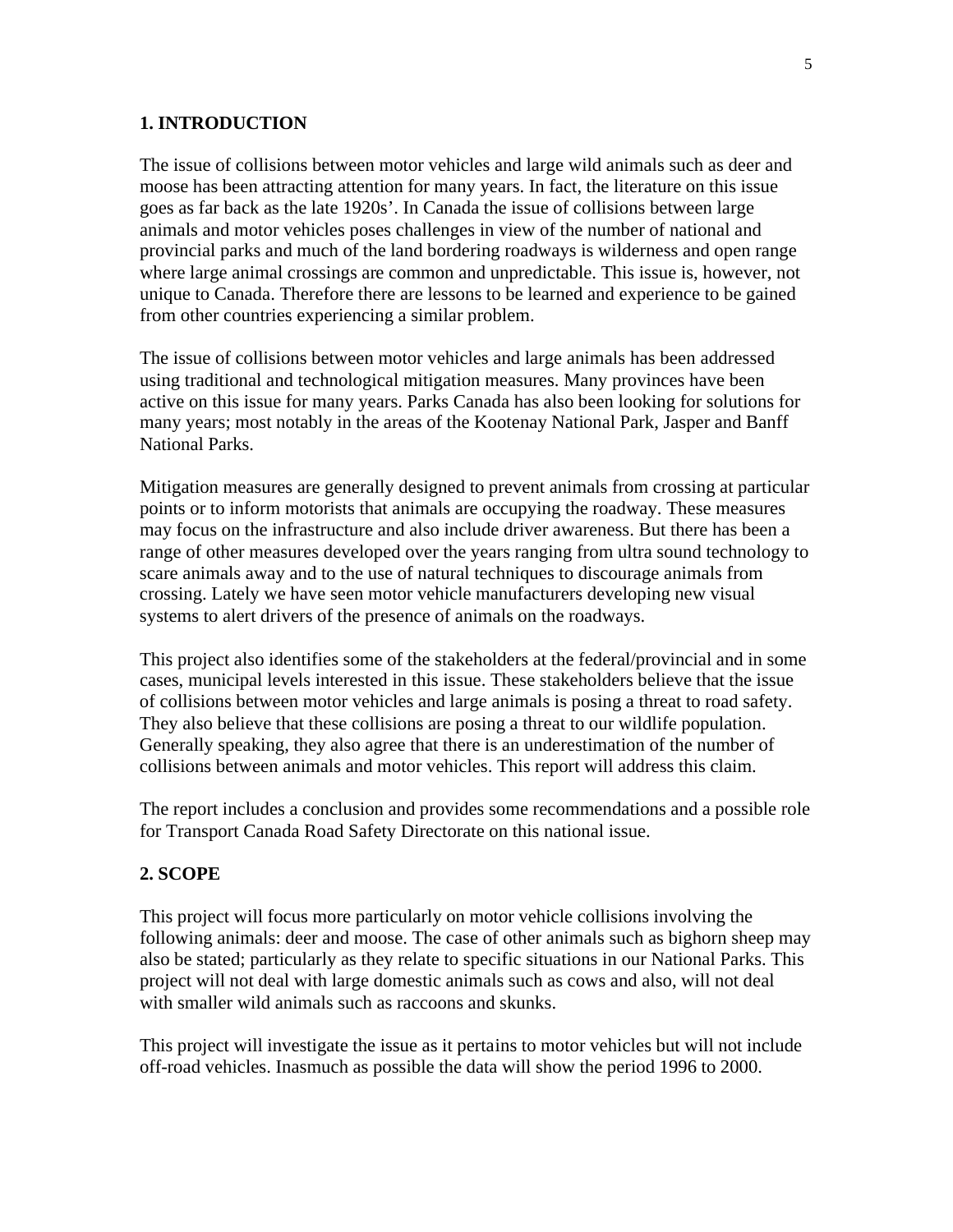## 1. INTRODUCTION

The issue of collisions between motor vehicles and large wild animals such as deer and moose has been attracting attention for many years. In fact, the literature on this issue goes as far back as the late 1920s'. In Canada the issue of collisions between large animals and motor vehicles poses challenges in view of the number of national and provincial parks and much of the land bordering roadways is wilderness and open range where large animal crossings are common and unpredictable. This issue is, however, not unique to Canada. Therefore there are lessons to be learned and experience to be gained from other countries experiencing a similar problem.

The issue of collisions between motor vehicles and large animals has been addressed using traditional and technological mitigation measures. Many provinces have been active on this issue for many years. Parks Canada has also been looking for solutions for many years; most notably in the areas of the Kootenay National Park, Jasper and Banff National Parks.

Mitigation measures are generally designed to prevent animals from crossing at particular points or to inform motorists that animals are occupying the roadway. These measures may focus on the infrastructure and also include driver awareness. But there has been a range of other measures developed over the years ranging from ultra sound technology to scare animals away and to the use of natural techniques to discourage animals from crossing. Lately we have seen motor vehicle manufacturers developing new visual systems to alert drivers of the presence of animals on the roadways.

This project also identifies some of the stakeholders at the federal/provincial and in some cases, municipal levels interested in this issue. These stakeholders believe that the issue of collisions between motor vehicles and large animals is posing a threat to road safety. They also believe that these collisions are posing a threat to our wildlife population. Generally speaking, they also agree that there is an underestimation of the number of collisions between animals and motor vehicles. This report will address this claim.

The report includes a conclusion and provides some recommendations and a possible role for Transport Canada Road Safety Directorate on this national issue.

## 2. SCOPE

This project will focus more particularly on motor vehicle collisions involving the following animals: deer and moose. The case of other animals such as bighorn sheep may also be stated; particularly as they relate to specific situations in our National Parks. This project will not deal with large domestic animals such as cows and also, will not deal with smaller wild animals such as raccoons and skunks.

This project will investigate the issue as it pertains to motor vehicles but will not include off-road vehicles. Inasmuch as possible the data will show the period 1996 to 2000.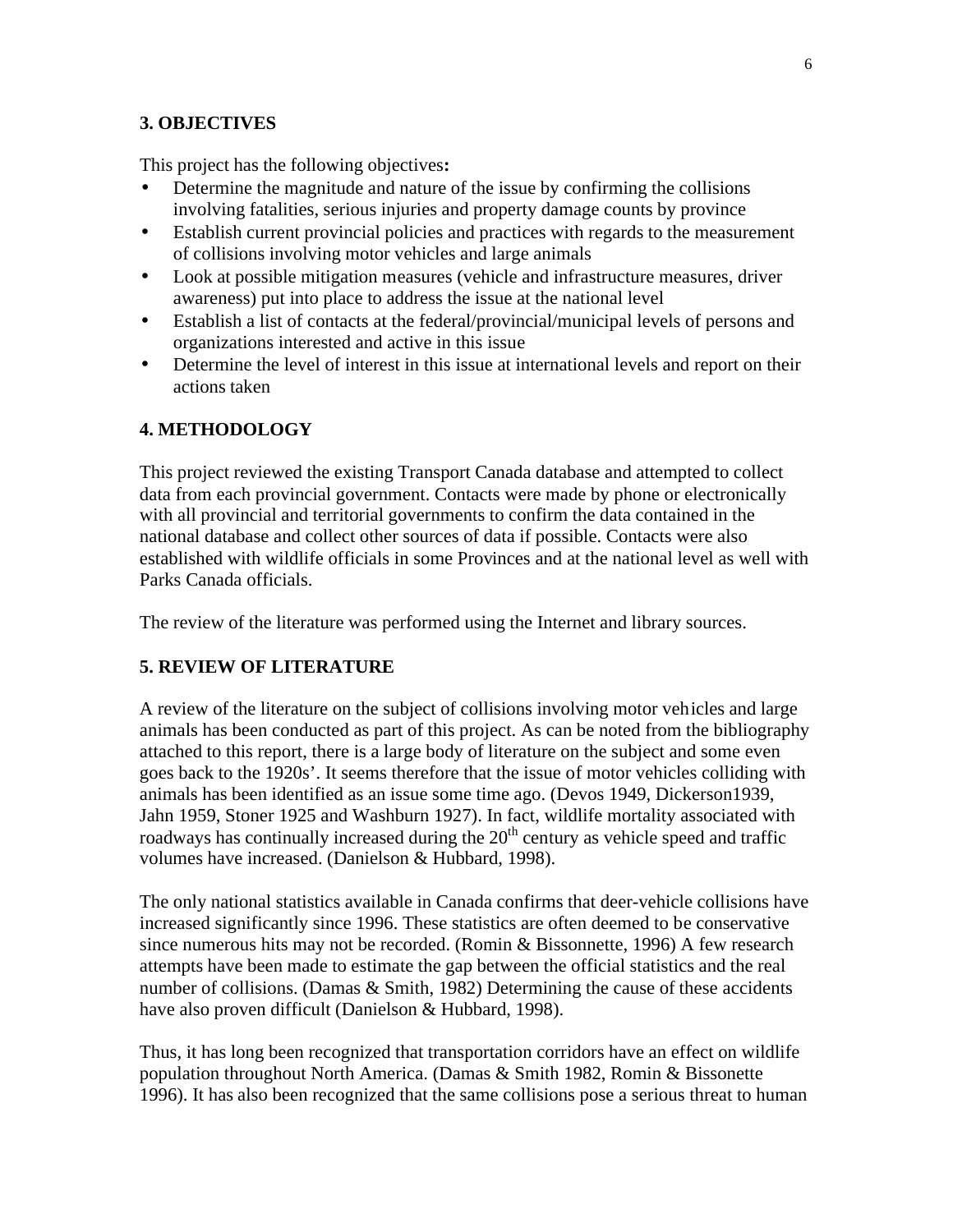## 3. OBJECTIVES

This project has the following objectives**:**

- Determine the magnitude and nature of the issue by confirming the collisions involving fatalities, serious injuries and property damage counts by province
- Establish current provincial policies and practices with regards to the measurement of collisions involving motor vehicles and large animals
- Look at possible mitigation measures (vehicle and infrastructure measures, driver awareness) put into place to address the issue at the national level
- Establish a list of contacts at the federal/provincial/municipal levels of persons and organizations interested and active in this issue
- Determine the level of interest in this issue at international levels and report on their actions taken

## 4. METHODOLOGY

This project reviewed the existing Transport Canada database and attempted to collect data from each provincial government. Contacts were made by phone or electronically with all provincial and territorial governments to confirm the data contained in the national database and collect other sources of data if possible. Contacts were also established with wildlife officials in some Provinces and at the national level as well with Parks Canada officials.

The review of the literature was performed using the Internet and library sources.

## 5. REVIEW OF LITERATURE

A review of the literature on the subject of collisions involving motor vehicles and large animals has been conducted as part of this project. As can be noted from the bibliography attached to this report, there is a large body of literature on the subject and some even goes back to the 1920s'. It seems therefore that the issue of motor vehicles colliding with animals has been identified as an issue some time ago. (Devos 1949, Dickerson1939, Jahn 1959, Stoner 1925 and Washburn 1927). In fact, wildlife mortality associated with roadways has continually increased during the 20th century as vehicle speed and traffic volumes have increased. (Danielson & Hubbard, 1998).

The only national statistics available in Canada confirms that deer-vehicle collisions have increased significantly since 1996. These statistics are often deemed to be conservative since numerous hits may not be recorded. (Romin & Bissonnette, 1996) A few research attempts have been made to estimate the gap between the official statistics and the real number of collisions. (Damas & Smith, 1982) Determining the cause of these accidents have also proven difficult (Danielson & Hubbard, 1998).

Thus, it has long been recognized that transportation corridors have an effect on wildlife population throughout North America. (Damas & Smith 1982, Romin & Bissonette 1996). It has also been recognized that the same collisions pose a serious threat to human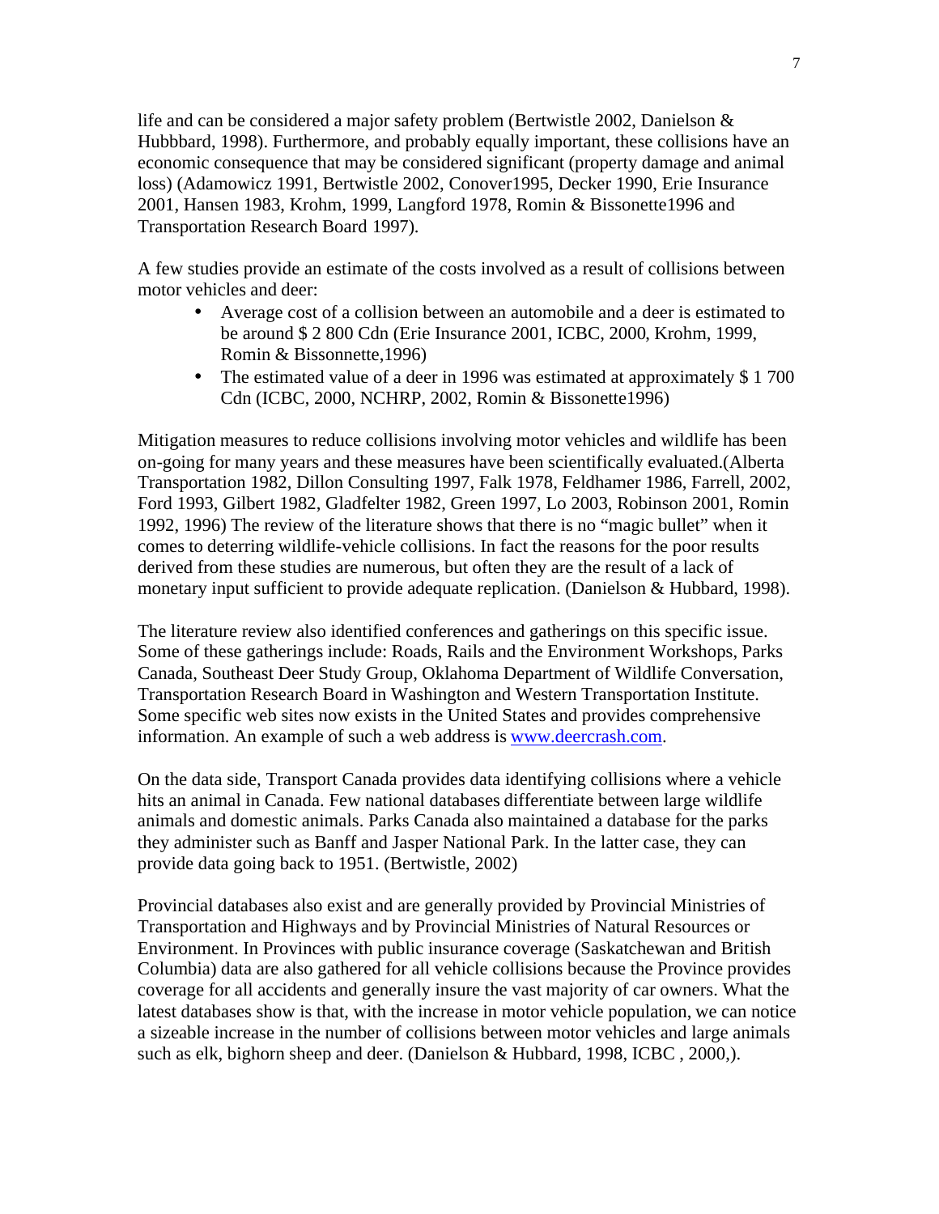life and can be considered a major safety problem (Bertwistle 2002, Danielson & Hubbbard, 1998). Furthermore, and probably equally important, these collisions have an economic consequence that may be considered significant (property damage and animal loss) (Adamowicz 1991, Bertwistle 2002, Conover1995, Decker 1990, Erie Insurance 2001, Hansen 1983, Krohm, 1999, Langford 1978, Romin & Bissonette1996 and Transportation Research Board 1997).

A few studies provide an estimate of the costs involved as a result of collisions between motor vehicles and deer:

- Average cost of a collision between an automobile and a deer is estimated to be around $ 2 800 Cdn (Erie Insurance 2001, ICBC, 2000, Krohm, 1999, Romin & Bissonnette,1996)
- The estimated value of a deer in 1996 was estimated at approximately $ 1 700 Cdn (ICBC, 2000, NCHRP, 2002, Romin & Bissonette1996)

Mitigation measures to reduce collisions involving motor vehicles and wildlife has been on-going for many years and these measures have been scientifically evaluated.(Alberta Transportation 1982, Dillon Consulting 1997, Falk 1978, Feldhamer 1986, Farrell, 2002, Ford 1993, Gilbert 1982, Gladfelter 1982, Green 1997, Lo 2003, Robinson 2001, Romin 1992, 1996) The review of the literature shows that there is no "magic bullet" when it comes to deterring wildlife-vehicle collisions. In fact the reasons for the poor results derived from these studies are numerous, but often they are the result of a lack of monetary input sufficient to provide adequate replication. (Danielson & Hubbard, 1998).

The literature review also identified conferences and gatherings on this specific issue. Some of these gatherings include: Roads, Rails and the Environment Workshops, Parks Canada, Southeast Deer Study Group, Oklahoma Department of Wildlife Conversation, Transportation Research Board in Washington and Western Transportation Institute. Some specific web sites now exists in the United States and provides comprehensive information. An example of such a web address is www.deercrash.com.

On the data side, Transport Canada provides data identifying collisions where a vehicle hits an animal in Canada. Few national databases differentiate between large wildlife animals and domestic animals. Parks Canada also maintained a database for the parks they administer such as Banff and Jasper National Park. In the latter case, they can provide data going back to 1951. (Bertwistle, 2002)

Provincial databases also exist and are generally provided by Provincial Ministries of Transportation and Highways and by Provincial Ministries of Natural Resources or Environment. In Provinces with public insurance coverage (Saskatchewan and British Columbia) data are also gathered for all vehicle collisions because the Province provides coverage for all accidents and generally insure the vast majority of car owners. What the latest databases show is that, with the increase in motor vehicle population, we can notice a sizeable increase in the number of collisions between motor vehicles and large animals such as elk, bighorn sheep and deer. (Danielson & Hubbard, 1998, ICBC , 2000,).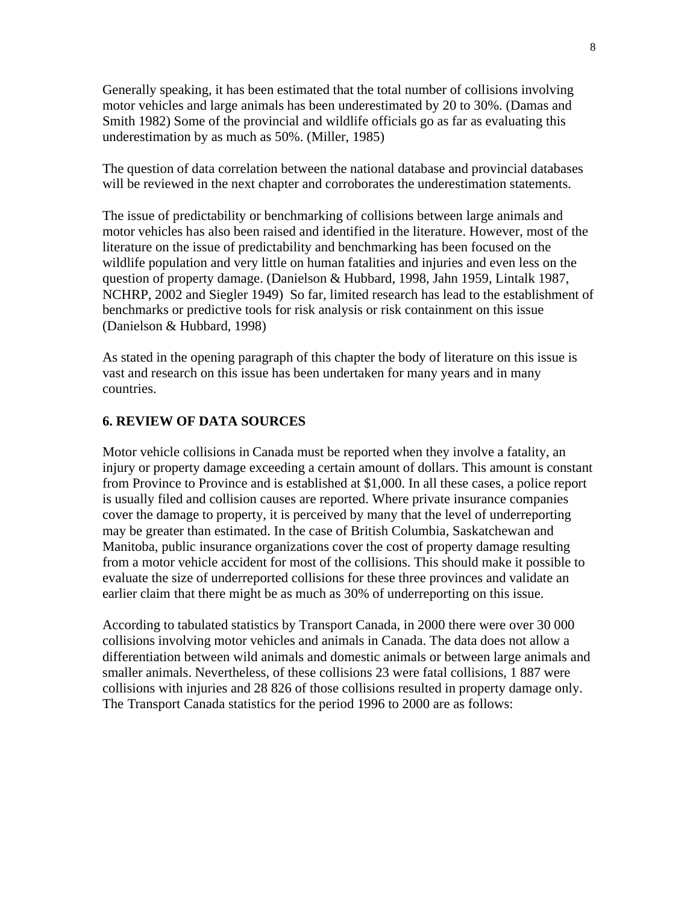Generally speaking, it has been estimated that the total number of collisions involving motor vehicles and large animals has been underestimated by 20 to 30%. (Damas and Smith 1982) Some of the provincial and wildlife officials go as far as evaluating this underestimation by as much as 50%. (Miller, 1985)

The question of data correlation between the national database and provincial databases will be reviewed in the next chapter and corroborates the underestimation statements.

The issue of predictability or benchmarking of collisions between large animals and motor vehicles has also been raised and identified in the literature. However, most of the literature on the issue of predictability and benchmarking has been focused on the wildlife population and very little on human fatalities and injuries and even less on the question of property damage. (Danielson & Hubbard, 1998, Jahn 1959, Lintalk 1987, NCHRP, 2002 and Siegler 1949) So far, limited research has lead to the establishment of benchmarks or predictive tools for risk analysis or risk containment on this issue (Danielson & Hubbard, 1998)

As stated in the opening paragraph of this chapter the body of literature on this issue is vast and research on this issue has been undertaken for many years and in many countries.

## 6. REVIEW OF DATA SOURCES

Motor vehicle collisions in Canada must be reported when they involve a fatality, an injury or property damage exceeding a certain amount of dollars. This amount is constant from Province to Province and is established at $1,000. In all these cases, a police report is usually filed and collision causes are reported. Where private insurance companies cover the damage to property, it is perceived by many that the level of underreporting may be greater than estimated. In the case of British Columbia, Saskatchewan and Manitoba, public insurance organizations cover the cost of property damage resulting from a motor vehicle accident for most of the collisions. This should make it possible to evaluate the size of underreported collisions for these three provinces and validate an earlier claim that there might be as much as 30% of underreporting on this issue.

According to tabulated statistics by Transport Canada, in 2000 there were over 30 000 collisions involving motor vehicles and animals in Canada. The data does not allow a differentiation between wild animals and domestic animals or between large animals and smaller animals. Nevertheless, of these collisions 23 were fatal collisions, 1 887 were collisions with injuries and 28 826 of those collisions resulted in property damage only. The Transport Canada statistics for the period 1996 to 2000 are as follows: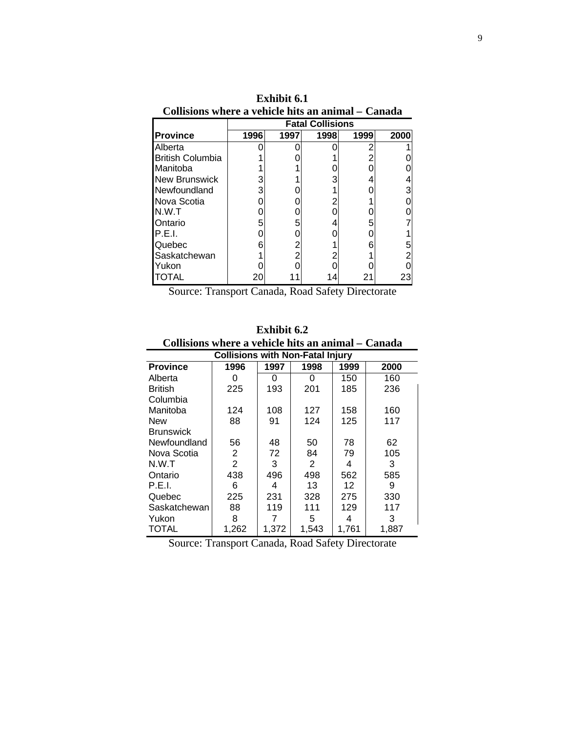**Exhibit 6.1**
**Collisions where a vehicle hits an animal – Canada**

| | Fatal Collisions | | | | |
|---|---|---|---|---|---|
| **Province** | **1996** | **1997** | **1998** | **1999** | **2000** |
| Alberta | 0 | 0 | 0 | 2 | 1 |
| British Columbia | 1 | 0 | 1 | 2 | 0 |
| Manitoba | 1 | 1 | 0 | 0 | 0 |
| New Brunswick | 3 | 1 | 3 | 4 | 4 |
| Newfoundland | 3 | 0 | 1 | 0 | 3 |
| Nova Scotia | 0 | 0 | 2 | 1 | 0 |
| N.W.T | 0 | 0 | 0 | 0 | 0 |
| Ontario | 5 | 5 | 4 | 5 | 7 |
| P.E.I. | 0 | 0 | 0 | 0 | 1 |
| Quebec | 6 | 2 | 1 | 6 | 5 |
| Saskatchewan | 1 | 2 | 2 | 1 | 2 |
| Yukon | 0 | 0 | 0 | 0 | 0 |
| TOTAL | 20 | 11 | 14 | 21 | 23 |

Source: Transport Canada, Road Safety Directorate

**Exhibit 6.2**
**Collisions where a vehicle hits an animal – Canada**

| Collisions with Non-Fatal Injury | | | | | |
|---|---|---|---|---|---|
| **Province** | **1996** | **1997** | **1998** | **1999** | **2000** |
| Alberta | 0 | 0 | 0 | 150 | 160 |
| British Columbia | 225 | 193 | 201 | 185 | 236 |
| Manitoba | 124 | 108 | 127 | 158 | 160 |
| New Brunswick | 88 | 91 | 124 | 125 | 117 |
| Newfoundland | 56 | 48 | 50 | 78 | 62 |
| Nova Scotia | 2 | 72 | 84 | 79 | 105 |
| N.W.T | 2 | 3 | 2 | 4 | 3 |
| Ontario | 438 | 496 | 498 | 562 | 585 |
| P.E.I. | 6 | 4 | 13 | 12 | 9 |
| Quebec | 225 | 231 | 328 | 275 | 330 |
| Saskatchewan | 88 | 119 | 111 | 129 | 117 |
| Yukon | 8 | 7 | 5 | 4 | 3 |
| TOTAL | 1,262 | 1,372 | 1,543 | 1,761 | 1,887 |

Source: Transport Canada, Road Safety Directorate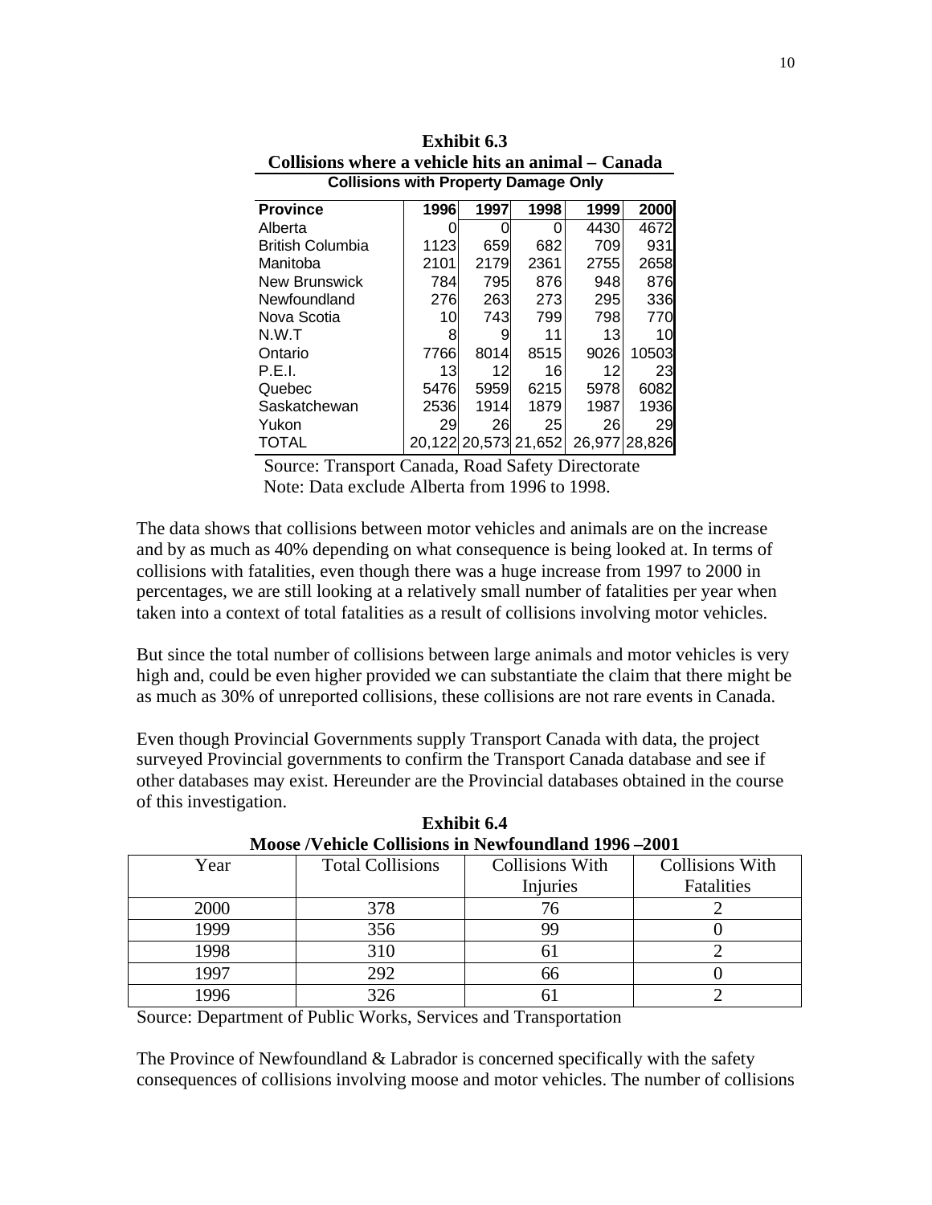**Exhibit 6.3**
**Collisions where a vehicle hits an animal – Canada**

**Collisions with Property Damage Only**

| Province | 1996 | 1997 | 1998 | 1999 | 2000 |
|---|---|---|---|---|---|
| Alberta | 0 | 0 | 0 | 4430 | 4672 |
| British Columbia | 1123 | 659 | 682 | 709 | 931 |
| Manitoba | 2101 | 2179 | 2361 | 2755 | 2658 |
| New Brunswick | 784 | 795 | 876 | 948 | 876 |
| Newfoundland | 276 | 263 | 273 | 295 | 336 |
| Nova Scotia | 10 | 743 | 799 | 798 | 770 |
| N.W.T | 8 | 9 | 11 | 13 | 10 |
| Ontario | 7766 | 8014 | 8515 | 9026 | 10503 |
| P.E.I. | 13 | 12 | 16 | 12 | 23 |
| Quebec | 5476 | 5959 | 6215 | 5978 | 6082 |
| Saskatchewan | 2536 | 1914 | 1879 | 1987 | 1936 |
| Yukon | 29 | 26 | 25 | 26 | 29 |
| TOTAL | 20,122 | 20,573 | 21,652 | 26,977 | 28,826 |

Source: Transport Canada, Road Safety Directorate
Note: Data exclude Alberta from 1996 to 1998.

The data shows that collisions between motor vehicles and animals are on the increase and by as much as 40% depending on what consequence is being looked at. In terms of collisions with fatalities, even though there was a huge increase from 1997 to 2000 in percentages, we are still looking at a relatively small number of fatalities per year when taken into a context of total fatalities as a result of collisions involving motor vehicles.

But since the total number of collisions between large animals and motor vehicles is very high and, could be even higher provided we can substantiate the claim that there might be as much as 30% of unreported collisions, these collisions are not rare events in Canada.

Even though Provincial Governments supply Transport Canada with data, the project surveyed Provincial governments to confirm the Transport Canada database and see if other databases may exist. Hereunder are the Provincial databases obtained in the course of this investigation.

**Exhibit 6.4**
**Moose /Vehicle Collisions in Newfoundland 1996 –2001**

| Year | Total Collisions | Collisions With Injuries | Collisions With Fatalities |
|---|---|---|---|
| 2000 | 378 | 76 | 2 |
| 1999 | 356 | 99 | 0 |
| 1998 | 310 | 61 | 2 |
| 1997 | 292 | 66 | 0 |
| 1996 | 326 | 61 | 2 |

Source: Department of Public Works, Services and Transportation

The Province of Newfoundland & Labrador is concerned specifically with the safety consequences of collisions involving moose and motor vehicles. The number of collisions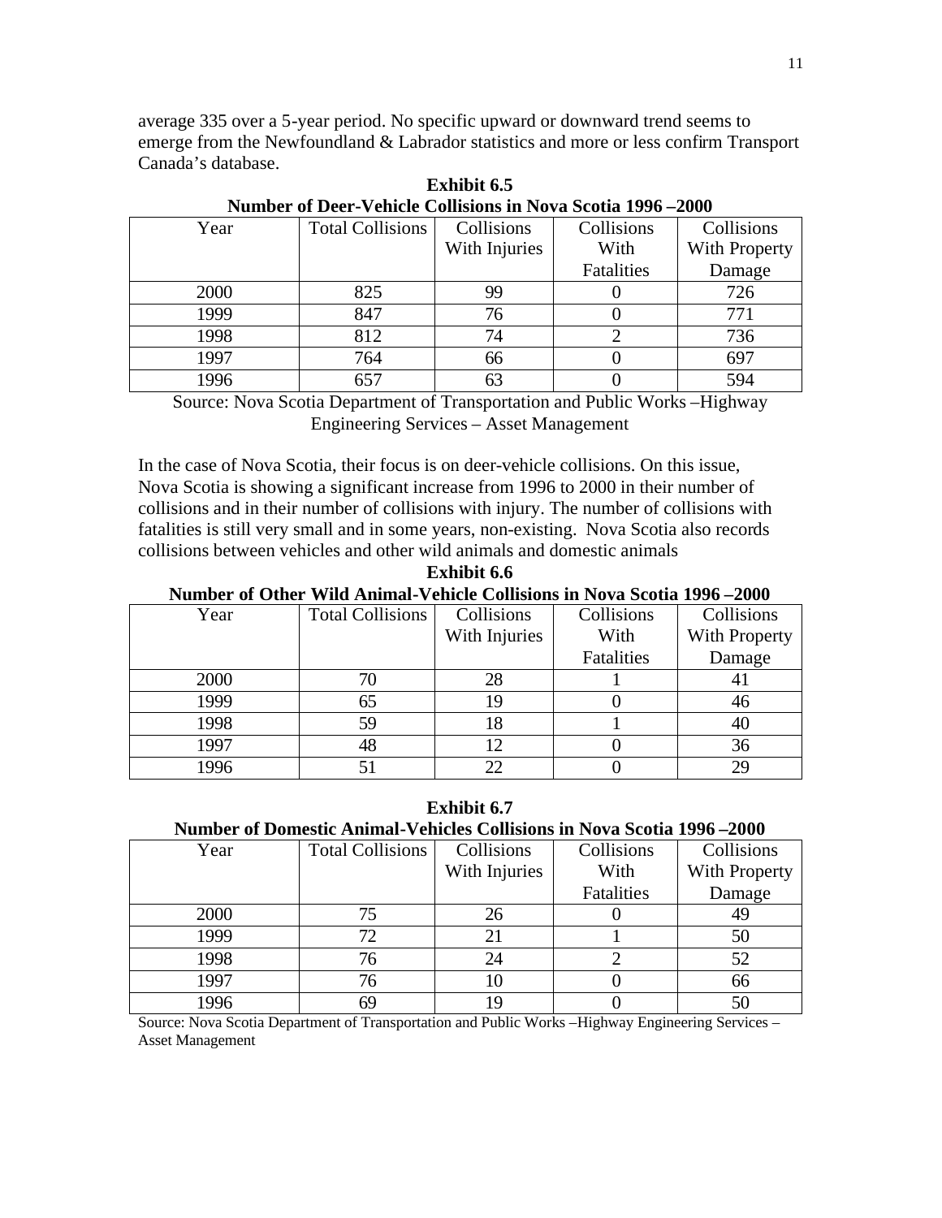average 335 over a 5-year period. No specific upward or downward trend seems to emerge from the Newfoundland & Labrador statistics and more or less confirm Transport Canada's database.

**Exhibit 6.5**
**Number of Deer-Vehicle Collisions in Nova Scotia 1996 –2000**

| Year | Total Collisions | Collisions With Injuries | Collisions With Fatalities | Collisions With Property Damage |
|---|---|---|---|---|
| 2000 | 825 | 99 | 0 | 726 |
| 1999 | 847 | 76 | 0 | 771 |
| 1998 | 812 | 74 | 2 | 736 |
| 1997 | 764 | 66 | 0 | 697 |
| 1996 | 657 | 63 | 0 | 594 |

Source: Nova Scotia Department of Transportation and Public Works –Highway Engineering Services – Asset Management

In the case of Nova Scotia, their focus is on deer-vehicle collisions. On this issue, Nova Scotia is showing a significant increase from 1996 to 2000 in their number of collisions and in their number of collisions with injury. The number of collisions with fatalities is still very small and in some years, non-existing. Nova Scotia also records collisions between vehicles and other wild animals and domestic animals

**Exhibit 6.6**
**Number of Other Wild Animal-Vehicle Collisions in Nova Scotia 1996 –2000**

| Year | Total Collisions | Collisions With Injuries | Collisions With Fatalities | Collisions With Property Damage |
|---|---|---|---|---|
| 2000 | 70 | 28 | 1 | 41 |
| 1999 | 65 | 19 | 0 | 46 |
| 1998 | 59 | 18 | 1 | 40 |
| 1997 | 48 | 12 | 0 | 36 |
| 1996 | 51 | 22 | 0 | 29 |

**Exhibit 6.7**
**Number of Domestic Animal-Vehicles Collisions in Nova Scotia 1996 –2000**

| Year | Total Collisions | Collisions With Injuries | Collisions With Fatalities | Collisions With Property Damage |
|---|---|---|---|---|
| 2000 | 75 | 26 | 0 | 49 |
| 1999 | 72 | 21 | 1 | 50 |
| 1998 | 76 | 24 | 2 | 52 |
| 1997 | 76 | 10 | 0 | 66 |
| 1996 | 69 | 19 | 0 | 50 |

Source: Nova Scotia Department of Transportation and Public Works –Highway Engineering Services – Asset Management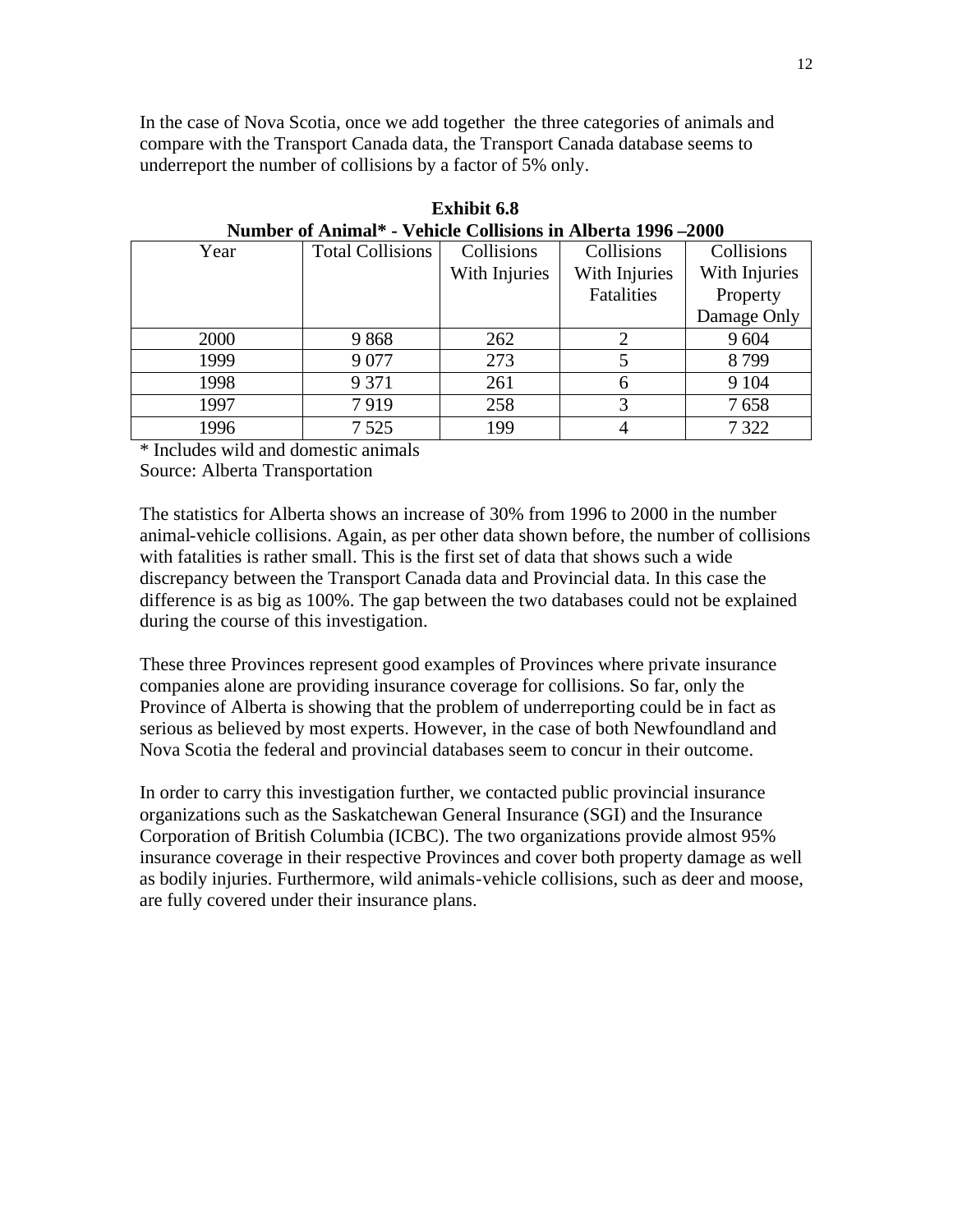In the case of Nova Scotia, once we add together  the three categories of animals and compare with the Transport Canada data, the Transport Canada database seems to underreport the number of collisions by a factor of 5% only.

**Exhibit 6.8**
**Number of Animal* - Vehicle Collisions in Alberta 1996 –2000**

| Year | Total Collisions | Collisions With Injuries | Collisions With Injuries Fatalities | Collisions With Injuries Property Damage Only |
|---|---|---|---|---|
| 2000 | 9 868 | 262 | 2 | 9 604 |
| 1999 | 9 077 | 273 | 5 | 8 799 |
| 1998 | 9 371 | 261 | 6 | 9 104 |
| 1997 | 7 919 | 258 | 3 | 7 658 |
| 1996 | 7 525 | 199 | 4 | 7 322 |

* Includes wild and domestic animals
Source: Alberta Transportation

The statistics for Alberta shows an increase of 30% from 1996 to 2000 in the number animal-vehicle collisions. Again, as per other data shown before, the number of collisions with fatalities is rather small. This is the first set of data that shows such a wide discrepancy between the Transport Canada data and Provincial data. In this case the difference is as big as 100%. The gap between the two databases could not be explained during the course of this investigation.

These three Provinces represent good examples of Provinces where private insurance companies alone are providing insurance coverage for collisions. So far, only the Province of Alberta is showing that the problem of underreporting could be in fact as serious as believed by most experts. However, in the case of both Newfoundland and Nova Scotia the federal and provincial databases seem to concur in their outcome.

In order to carry this investigation further, we contacted public provincial insurance organizations such as the Saskatchewan General Insurance (SGI) and the Insurance Corporation of British Columbia (ICBC). The two organizations provide almost 95% insurance coverage in their respective Provinces and cover both property damage as well as bodily injuries. Furthermore, wild animals-vehicle collisions, such as deer and moose, are fully covered under their insurance plans.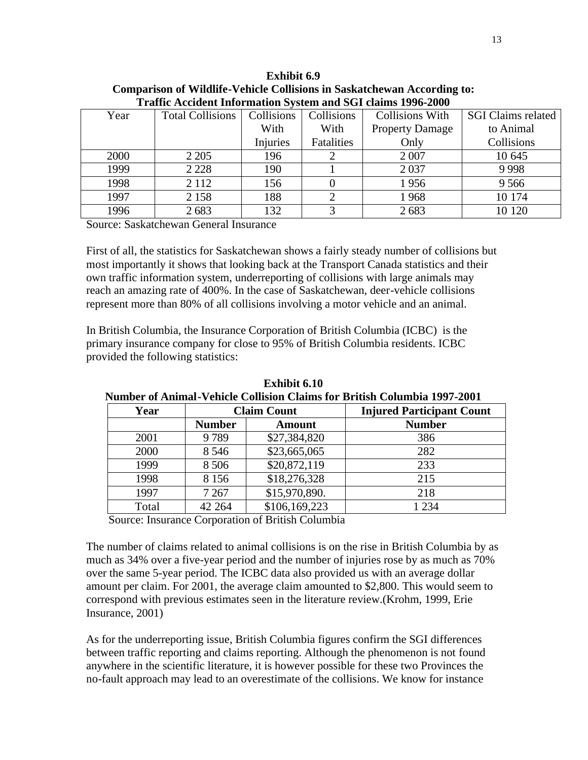**Exhibit 6.9**
**Comparison of Wildlife-Vehicle Collisions in Saskatchewan According to: Traffic Accident Information System and SGI claims 1996-2000**

| Year | Total Collisions | Collisions With Injuries | Collisions With Fatalities | Collisions With Property Damage Only | SGI Claims related to Animal Collisions |
|---|---|---|---|---|---|
| 2000 | 2 205 | 196 | 2 | 2 007 | 10 645 |
| 1999 | 2 228 | 190 | 1 | 2 037 | 9 998 |
| 1998 | 2 112 | 156 | 0 | 1 956 | 9 566 |
| 1997 | 2 158 | 188 | 2 | 1 968 | 10 174 |
| 1996 | 2 683 | 132 | 3 | 2 683 | 10 120 |

Source: Saskatchewan General Insurance

First of all, the statistics for Saskatchewan shows a fairly steady number of collisions but most importantly it shows that looking back at the Transport Canada statistics and their own traffic information system, underreporting of collisions with large animals may reach an amazing rate of 400%. In the case of Saskatchewan, deer-vehicle collisions represent more than 80% of all collisions involving a motor vehicle and an animal.

In British Columbia, the Insurance Corporation of British Columbia (ICBC) is the primary insurance company for close to 95% of British Columbia residents. ICBC provided the following statistics:

**Exhibit 6.10**
**Number of Animal-Vehicle Collision Claims for British Columbia 1997-2001**

| **Year** | **Claim Count** | | **Injured Participant Count** |
|---|---|---|---|
| | **Number** | **Amount** | **Number** |
| 2001 | 9 789 | $27,384,820 | 386 |
| 2000 | 8 546 | $23,665,065 | 282 |
| 1999 | 8 506 | $20,872,119 | 233 |
| 1998 | 8 156 | $18,276,328 | 215 |
| 1997 | 7 267 | $15,970,890. | 218 |
| Total | 42 264 | $106,169,223 | 1 234 |

Source: Insurance Corporation of British Columbia

The number of claims related to animal collisions is on the rise in British Columbia by as much as 34% over a five-year period and the number of injuries rose by as much as 70% over the same 5-year period. The ICBC data also provided us with an average dollar amount per claim. For 2001, the average claim amounted to $2,800. This would seem to correspond with previous estimates seen in the literature review.(Krohm, 1999, Erie Insurance, 2001)

As for the underreporting issue, British Columbia figures confirm the SGI differences between traffic reporting and claims reporting. Although the phenomenon is not found anywhere in the scientific literature, it is however possible for these two Provinces the no-fault approach may lead to an overestimate of the collisions. We know for instance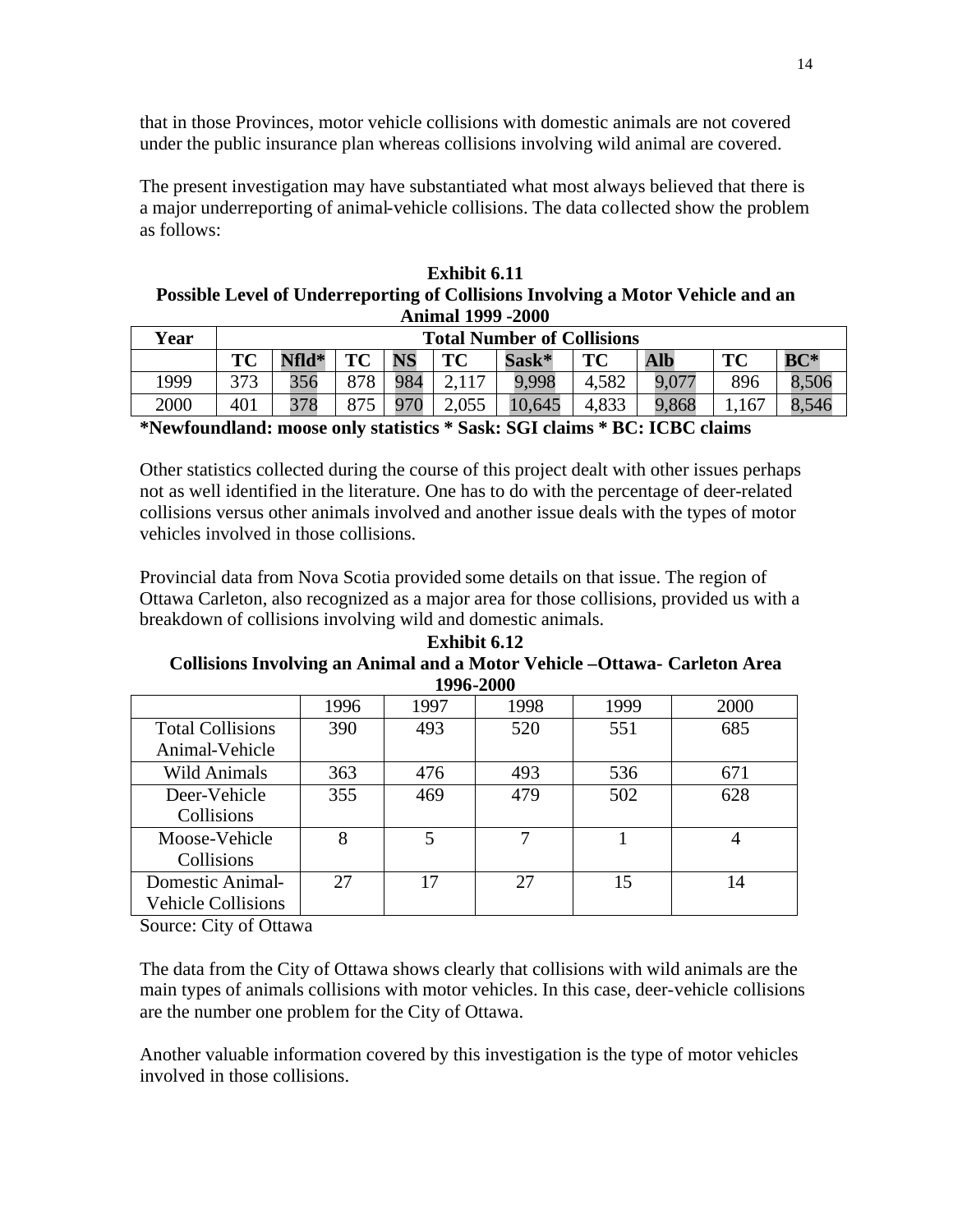that in those Provinces, motor vehicle collisions with domestic animals are not covered under the public insurance plan whereas collisions involving wild animal are covered.

The present investigation may have substantiated what most always believed that there is a major underreporting of animal-vehicle collisions. The data collected show the problem as follows:

**Exhibit 6.11**
**Possible Level of Underreporting of Collisions Involving a Motor Vehicle and an Animal 1999 -2000**

| Year | Total Number of Collisions | | | | | | | | | |
|---|---|---|---|---|---|---|---|---|---|---|
| | **TC** | **Nfld*** | **TC** | **NS** | **TC** | **Sask*** | **TC** | **Alb** | **TC** | **BC*** |
| 1999 | 373 | 356 | 878 | 984 | 2,117 | 9,998 | 4,582 | 9,077 | 896 | 8,506 |
| 2000 | 401 | 378 | 875 | 970 | 2,055 | 10,645 | 4,833 | 9,868 | 1,167 | 8,546 |

***Newfoundland: moose only statistics * Sask: SGI claims * BC: ICBC claims**

Other statistics collected during the course of this project dealt with other issues perhaps not as well identified in the literature. One has to do with the percentage of deer-related collisions versus other animals involved and another issue deals with the types of motor vehicles involved in those collisions.

Provincial data from Nova Scotia provided some details on that issue. The region of Ottawa Carleton, also recognized as a major area for those collisions, provided us with a breakdown of collisions involving wild and domestic animals.

**Exhibit 6.12**
**Collisions Involving an Animal and a Motor Vehicle –Ottawa- Carleton Area 1996-2000**

| | 1996 | 1997 | 1998 | 1999 | 2000 |
|---|---|---|---|---|---|
| Total Collisions Animal-Vehicle | 390 | 493 | 520 | 551 | 685 |
| Wild Animals | 363 | 476 | 493 | 536 | 671 |
| Deer-Vehicle Collisions | 355 | 469 | 479 | 502 | 628 |
| Moose-Vehicle Collisions | 8 | 5 | 7 | 1 | 4 |
| Domestic Animal-Vehicle Collisions | 27 | 17 | 27 | 15 | 14 |

Source: City of Ottawa

The data from the City of Ottawa shows clearly that collisions with wild animals are the main types of animals collisions with motor vehicles. In this case, deer-vehicle collisions are the number one problem for the City of Ottawa.

Another valuable information covered by this investigation is the type of motor vehicles involved in those collisions.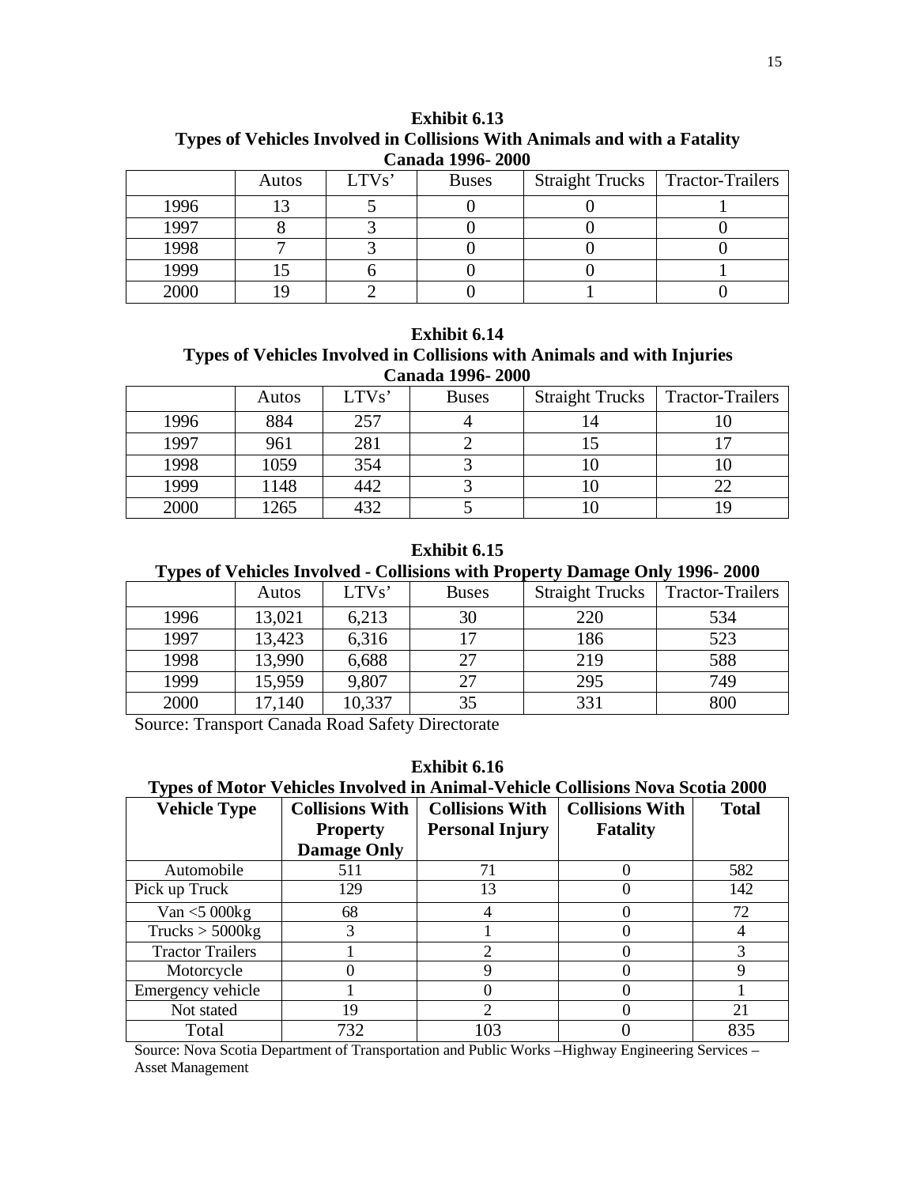**Exhibit 6.13**
**Types of Vehicles Involved in Collisions With Animals and with a Fatality**
**Canada 1996- 2000**

| | Autos | LTVs' | Buses | Straight Trucks | Tractor-Trailers |
|---|---|---|---|---|---|
| 1996 | 13 | 5 | 0 | 0 | 1 |
| 1997 | 8 | 3 | 0 | 0 | 0 |
| 1998 | 7 | 3 | 0 | 0 | 0 |
| 1999 | 15 | 6 | 0 | 0 | 1 |
| 2000 | 19 | 2 | 0 | 1 | 0 |

**Exhibit 6.14**
**Types of Vehicles Involved in Collisions with Animals and with Injuries**
**Canada 1996- 2000**

| | Autos | LTVs' | Buses | Straight Trucks | Tractor-Trailers |
|---|---|---|---|---|---|
| 1996 | 884 | 257 | 4 | 14 | 10 |
| 1997 | 961 | 281 | 2 | 15 | 17 |
| 1998 | 1059 | 354 | 3 | 10 | 10 |
| 1999 | 1148 | 442 | 3 | 10 | 22 |
| 2000 | 1265 | 432 | 5 | 10 | 19 |

**Exhibit 6.15**
**Types of Vehicles Involved - Collisions with Property Damage Only 1996- 2000**

| | Autos | LTVs' | Buses | Straight Trucks | Tractor-Trailers |
|---|---|---|---|---|---|
| 1996 | 13,021 | 6,213 | 30 | 220 | 534 |
| 1997 | 13,423 | 6,316 | 17 | 186 | 523 |
| 1998 | 13,990 | 6,688 | 27 | 219 | 588 |
| 1999 | 15,959 | 9,807 | 27 | 295 | 749 |
| 2000 | 17,140 | 10,337 | 35 | 331 | 800 |

Source: Transport Canada Road Safety Directorate

**Exhibit 6.16**
**Types of Motor Vehicles Involved in Animal-Vehicle Collisions Nova Scotia 2000**

| **Vehicle Type** | **Collisions With Property Damage Only** | **Collisions With Personal Injury** | **Collisions With Fatality** | **Total** |
|---|---|---|---|---|
| Automobile | 511 | 71 | 0 | 582 |
| Pick up Truck | 129 | 13 | 0 | 142 |
| Van <5 000kg | 68 | 4 | 0 | 72 |
| Trucks > 5000kg | 3 | 1 | 0 | 4 |
| Tractor Trailers | 1 | 2 | 0 | 3 |
| Motorcycle | 0 | 9 | 0 | 9 |
| Emergency vehicle | 1 | 0 | 0 | 1 |
| Not stated | 19 | 2 | 0 | 21 |
| Total | 732 | 103 | 0 | 835 |

Source: Nova Scotia Department of Transportation and Public Works –Highway Engineering Services – Asset Management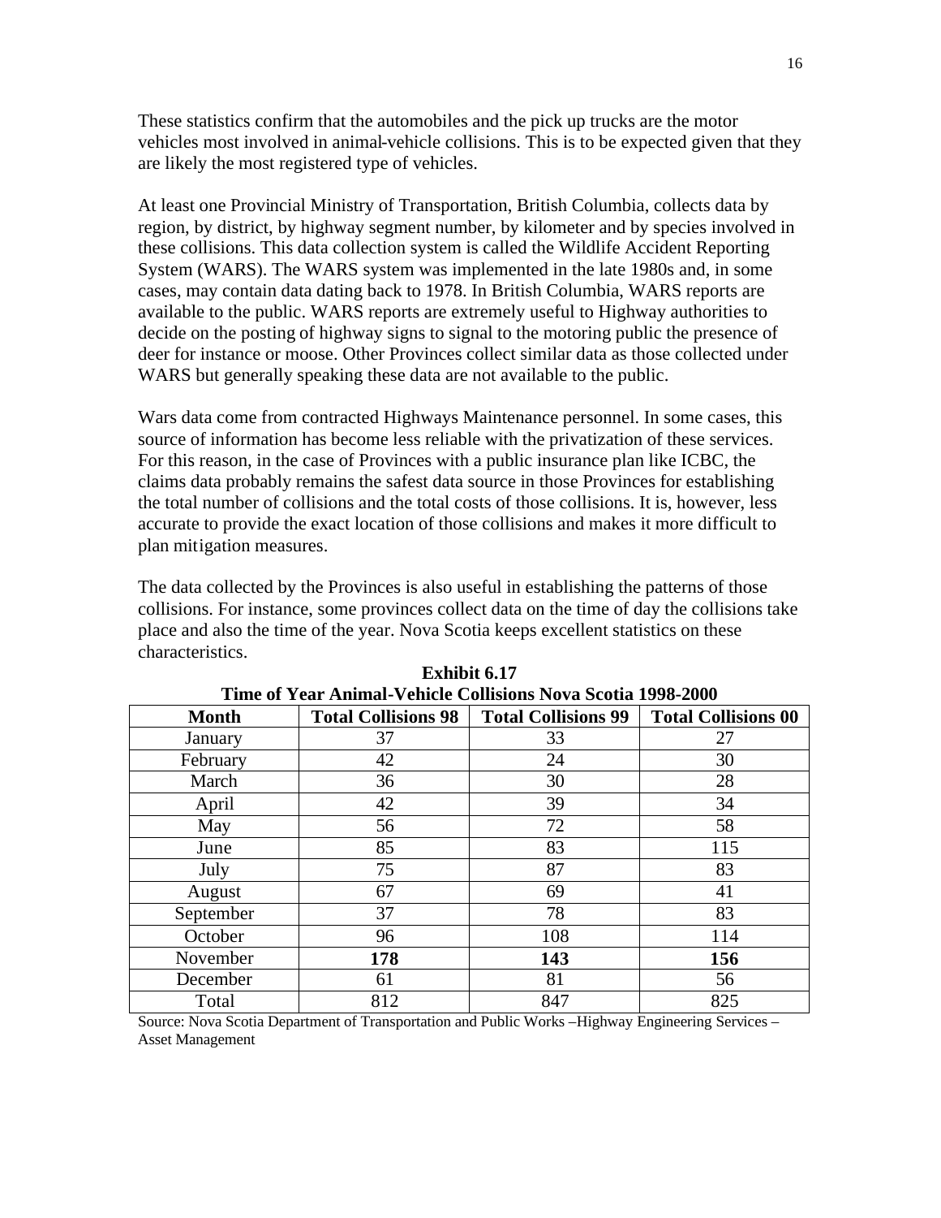These statistics confirm that the automobiles and the pick up trucks are the motor vehicles most involved in animal-vehicle collisions. This is to be expected given that they are likely the most registered type of vehicles.

At least one Provincial Ministry of Transportation, British Columbia, collects data by region, by district, by highway segment number, by kilometer and by species involved in these collisions. This data collection system is called the Wildlife Accident Reporting System (WARS). The WARS system was implemented in the late 1980s and, in some cases, may contain data dating back to 1978. In British Columbia, WARS reports are available to the public. WARS reports are extremely useful to Highway authorities to decide on the posting of highway signs to signal to the motoring public the presence of deer for instance or moose. Other Provinces collect similar data as those collected under WARS but generally speaking these data are not available to the public.

Wars data come from contracted Highways Maintenance personnel. In some cases, this source of information has become less reliable with the privatization of these services. For this reason, in the case of Provinces with a public insurance plan like ICBC, the claims data probably remains the safest data source in those Provinces for establishing the total number of collisions and the total costs of those collisions. It is, however, less accurate to provide the exact location of those collisions and makes it more difficult to plan mitigation measures.

The data collected by the Provinces is also useful in establishing the patterns of those collisions. For instance, some provinces collect data on the time of day the collisions take place and also the time of the year. Nova Scotia keeps excellent statistics on these characteristics.

**Exhibit 6.17**
**Time of Year Animal-Vehicle Collisions Nova Scotia 1998-2000**

| Month | Total Collisions 98 | Total Collisions 99 | Total Collisions 00 |
|---|---|---|---|
| January | 37 | 33 | 27 |
| February | 42 | 24 | 30 |
| March | 36 | 30 | 28 |
| April | 42 | 39 | 34 |
| May | 56 | 72 | 58 |
| June | 85 | 83 | 115 |
| July | 75 | 87 | 83 |
| August | 67 | 69 | 41 |
| September | 37 | 78 | 83 |
| October | 96 | 108 | 114 |
| November | **178** | **143** | **156** |
| December | 61 | 81 | 56 |
| Total | 812 | 847 | 825 |

Source: Nova Scotia Department of Transportation and Public Works –Highway Engineering Services – Asset Management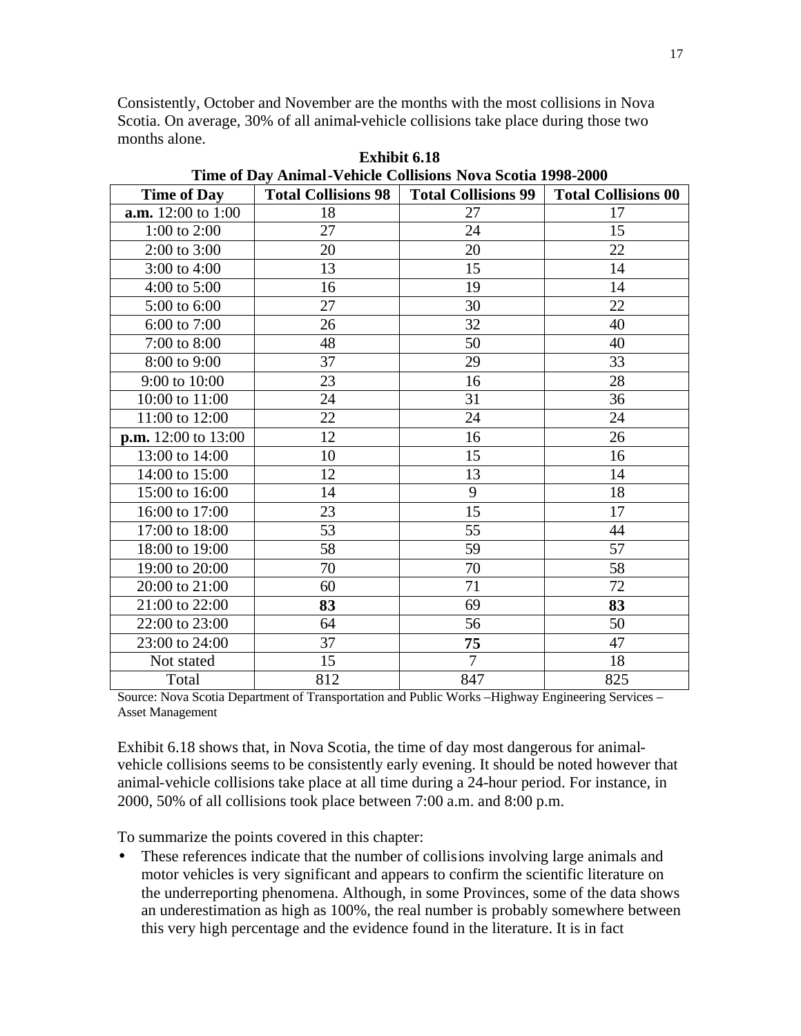Consistently, October and November are the months with the most collisions in Nova Scotia. On average, 30% of all animal-vehicle collisions take place during those two months alone.

**Exhibit 6.18**
**Time of Day Animal-Vehicle Collisions Nova Scotia 1998-2000**

| Time of Day | Total Collisions 98 | Total Collisions 99 | Total Collisions 00 |
|---|---|---|---|
| **a.m.** 12:00 to 1:00 | 18 | 27 | 17 |
| 1:00 to 2:00 | 27 | 24 | 15 |
| 2:00 to 3:00 | 20 | 20 | 22 |
| 3:00 to 4:00 | 13 | 15 | 14 |
| 4:00 to 5:00 | 16 | 19 | 14 |
| 5:00 to 6:00 | 27 | 30 | 22 |
| 6:00 to 7:00 | 26 | 32 | 40 |
| 7:00 to 8:00 | 48 | 50 | 40 |
| 8:00 to 9:00 | 37 | 29 | 33 |
| 9:00 to 10:00 | 23 | 16 | 28 |
| 10:00 to 11:00 | 24 | 31 | 36 |
| 11:00 to 12:00 | 22 | 24 | 24 |
| **p.m.** 12:00 to 13:00 | 12 | 16 | 26 |
| 13:00 to 14:00 | 10 | 15 | 16 |
| 14:00 to 15:00 | 12 | 13 | 14 |
| 15:00 to 16:00 | 14 | 9 | 18 |
| 16:00 to 17:00 | 23 | 15 | 17 |
| 17:00 to 18:00 | 53 | 55 | 44 |
| 18:00 to 19:00 | 58 | 59 | 57 |
| 19:00 to 20:00 | 70 | 70 | 58 |
| 20:00 to 21:00 | 60 | 71 | 72 |
| 21:00 to 22:00 | **83** | 69 | **83** |
| 22:00 to 23:00 | 64 | 56 | 50 |
| 23:00 to 24:00 | 37 | **75** | 47 |
| Not stated | 15 | 7 | 18 |
| Total | 812 | 847 | 825 |

Source: Nova Scotia Department of Transportation and Public Works –Highway Engineering Services – Asset Management

Exhibit 6.18 shows that, in Nova Scotia, the time of day most dangerous for animal-vehicle collisions seems to be consistently early evening. It should be noted however that animal-vehicle collisions take place at all time during a 24-hour period. For instance, in 2000, 50% of all collisions took place between 7:00 a.m. and 8:00 p.m.

To summarize the points covered in this chapter:

- These references indicate that the number of collisions involving large animals and motor vehicles is very significant and appears to confirm the scientific literature on the underreporting phenomena. Although, in some Provinces, some of the data shows an underestimation as high as 100%, the real number is probably somewhere between this very high percentage and the evidence found in the literature. It is in fact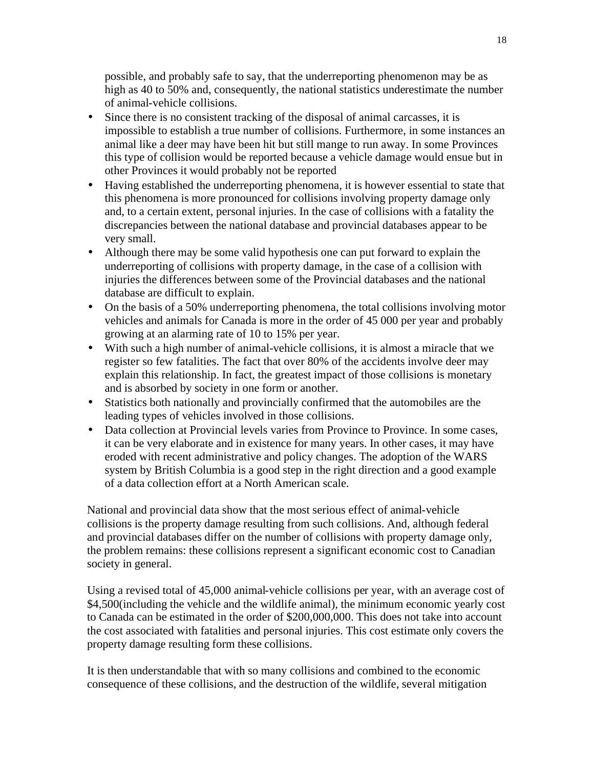possible, and probably safe to say, that the underreporting phenomenon may be as high as 40 to 50% and, consequently, the national statistics underestimate the number of animal-vehicle collisions.

- Since there is no consistent tracking of the disposal of animal carcasses, it is impossible to establish a true number of collisions. Furthermore, in some instances an animal like a deer may have been hit but still mange to run away. In some Provinces this type of collision would be reported because a vehicle damage would ensue but in other Provinces it would probably not be reported
- Having established the underreporting phenomena, it is however essential to state that this phenomena is more pronounced for collisions involving property damage only and, to a certain extent, personal injuries. In the case of collisions with a fatality the discrepancies between the national database and provincial databases appear to be very small.
- Although there may be some valid hypothesis one can put forward to explain the underreporting of collisions with property damage, in the case of a collision with injuries the differences between some of the Provincial databases and the national database are difficult to explain.
- On the basis of a 50% underreporting phenomena, the total collisions involving motor vehicles and animals for Canada is more in the order of 45 000 per year and probably growing at an alarming rate of 10 to 15% per year.
- With such a high number of animal-vehicle collisions, it is almost a miracle that we register so few fatalities. The fact that over 80% of the accidents involve deer may explain this relationship. In fact, the greatest impact of those collisions is monetary and is absorbed by society in one form or another.
- Statistics both nationally and provincially confirmed that the automobiles are the leading types of vehicles involved in those collisions.
- Data collection at Provincial levels varies from Province to Province. In some cases, it can be very elaborate and in existence for many years. In other cases, it may have eroded with recent administrative and policy changes. The adoption of the WARS system by British Columbia is a good step in the right direction and a good example of a data collection effort at a North American scale.

National and provincial data show that the most serious effect of animal-vehicle collisions is the property damage resulting from such collisions. And, although federal and provincial databases differ on the number of collisions with property damage only, the problem remains: these collisions represent a significant economic cost to Canadian society in general.

Using a revised total of 45,000 animal-vehicle collisions per year, with an average cost of $4,500(including the vehicle and the wildlife animal), the minimum economic yearly cost to Canada can be estimated in the order of $200,000,000. This does not take into account the cost associated with fatalities and personal injuries. This cost estimate only covers the property damage resulting form these collisions.

It is then understandable that with so many collisions and combined to the economic consequence of these collisions, and the destruction of the wildlife, several mitigation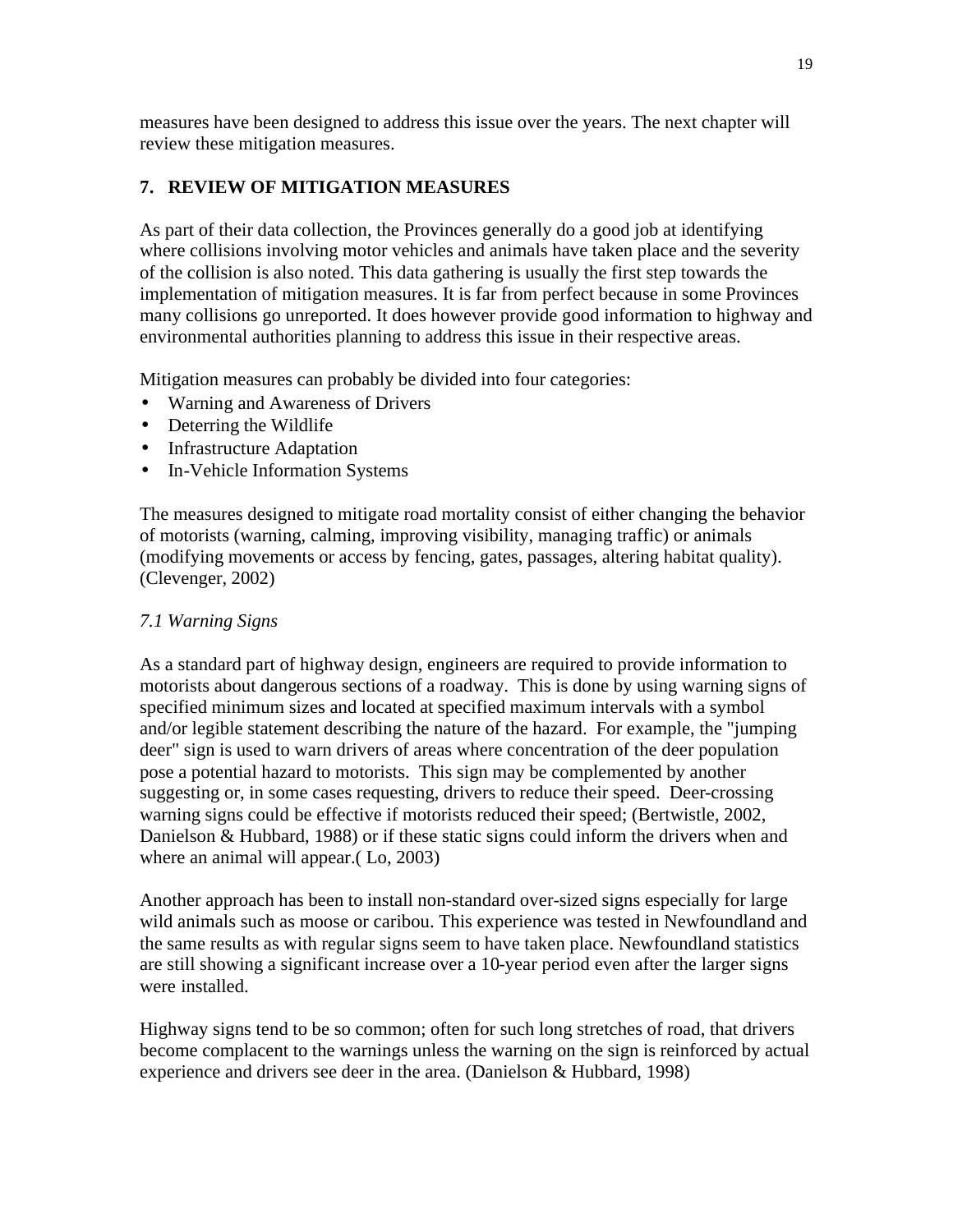measures have been designed to address this issue over the years. The next chapter will review these mitigation measures.

## 7. REVIEW OF MITIGATION MEASURES

As part of their data collection, the Provinces generally do a good job at identifying where collisions involving motor vehicles and animals have taken place and the severity of the collision is also noted. This data gathering is usually the first step towards the implementation of mitigation measures. It is far from perfect because in some Provinces many collisions go unreported. It does however provide good information to highway and environmental authorities planning to address this issue in their respective areas.

Mitigation measures can probably be divided into four categories:

- Warning and Awareness of Drivers
- Deterring the Wildlife
- Infrastructure Adaptation
- In-Vehicle Information Systems

The measures designed to mitigate road mortality consist of either changing the behavior of motorists (warning, calming, improving visibility, managing traffic) or animals (modifying movements or access by fencing, gates, passages, altering habitat quality). (Clevenger, 2002)

### *7.1 Warning Signs*

As a standard part of highway design, engineers are required to provide information to motorists about dangerous sections of a roadway. This is done by using warning signs of specified minimum sizes and located at specified maximum intervals with a symbol and/or legible statement describing the nature of the hazard. For example, the "jumping deer" sign is used to warn drivers of areas where concentration of the deer population pose a potential hazard to motorists. This sign may be complemented by another suggesting or, in some cases requesting, drivers to reduce their speed. Deer-crossing warning signs could be effective if motorists reduced their speed; (Bertwistle, 2002, Danielson & Hubbard, 1988) or if these static signs could inform the drivers when and where an animal will appear.( Lo, 2003)

Another approach has been to install non-standard over-sized signs especially for large wild animals such as moose or caribou. This experience was tested in Newfoundland and the same results as with regular signs seem to have taken place. Newfoundland statistics are still showing a significant increase over a 10-year period even after the larger signs were installed.

Highway signs tend to be so common; often for such long stretches of road, that drivers become complacent to the warnings unless the warning on the sign is reinforced by actual experience and drivers see deer in the area. (Danielson & Hubbard, 1998)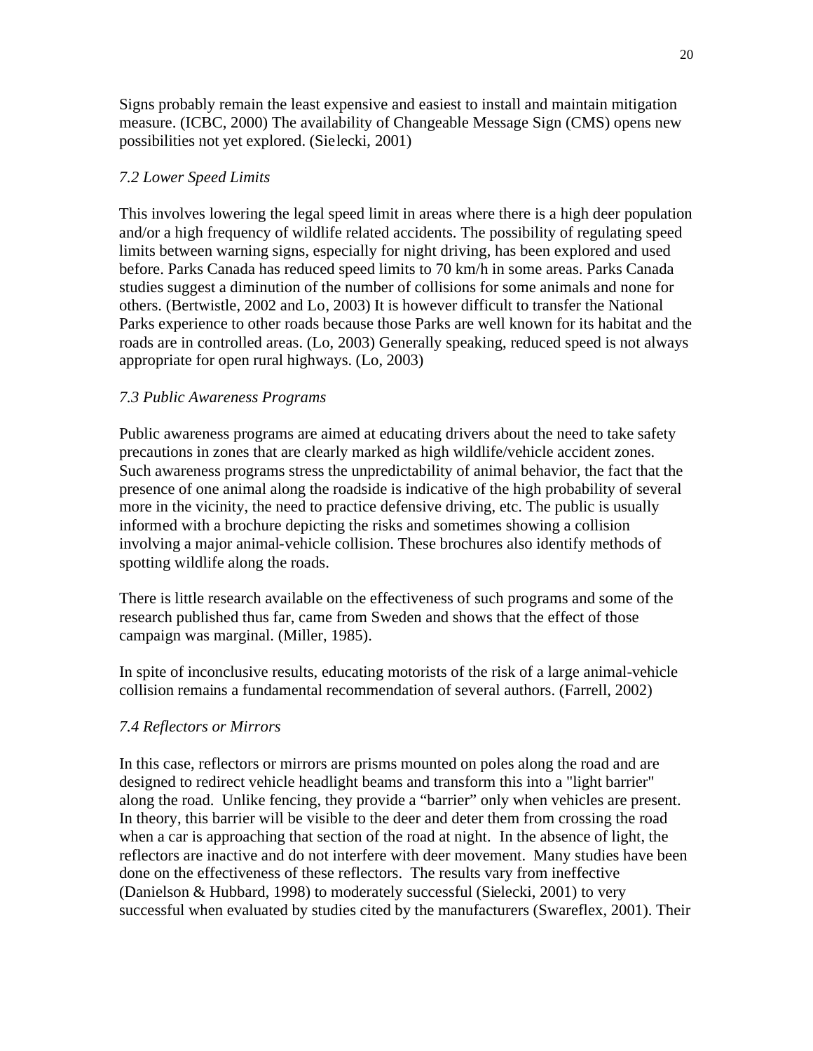Signs probably remain the least expensive and easiest to install and maintain mitigation measure. (ICBC, 2000) The availability of Changeable Message Sign (CMS) opens new possibilities not yet explored. (Sielecki, 2001)

### *7.2 Lower Speed Limits*

This involves lowering the legal speed limit in areas where there is a high deer population and/or a high frequency of wildlife related accidents. The possibility of regulating speed limits between warning signs, especially for night driving, has been explored and used before. Parks Canada has reduced speed limits to 70 km/h in some areas. Parks Canada studies suggest a diminution of the number of collisions for some animals and none for others. (Bertwistle, 2002 and Lo, 2003) It is however difficult to transfer the National Parks experience to other roads because those Parks are well known for its habitat and the roads are in controlled areas. (Lo, 2003) Generally speaking, reduced speed is not always appropriate for open rural highways. (Lo, 2003)

### *7.3 Public Awareness Programs*

Public awareness programs are aimed at educating drivers about the need to take safety precautions in zones that are clearly marked as high wildlife/vehicle accident zones. Such awareness programs stress the unpredictability of animal behavior, the fact that the presence of one animal along the roadside is indicative of the high probability of several more in the vicinity, the need to practice defensive driving, etc. The public is usually informed with a brochure depicting the risks and sometimes showing a collision involving a major animal-vehicle collision. These brochures also identify methods of spotting wildlife along the roads.

There is little research available on the effectiveness of such programs and some of the research published thus far, came from Sweden and shows that the effect of those campaign was marginal. (Miller, 1985).

In spite of inconclusive results, educating motorists of the risk of a large animal-vehicle collision remains a fundamental recommendation of several authors. (Farrell, 2002)

### *7.4 Reflectors or Mirrors*

In this case, reflectors or mirrors are prisms mounted on poles along the road and are designed to redirect vehicle headlight beams and transform this into a "light barrier" along the road. Unlike fencing, they provide a "barrier" only when vehicles are present. In theory, this barrier will be visible to the deer and deter them from crossing the road when a car is approaching that section of the road at night. In the absence of light, the reflectors are inactive and do not interfere with deer movement. Many studies have been done on the effectiveness of these reflectors. The results vary from ineffective (Danielson & Hubbard, 1998) to moderately successful (Sielecki, 2001) to very successful when evaluated by studies cited by the manufacturers (Swareflex, 2001). Their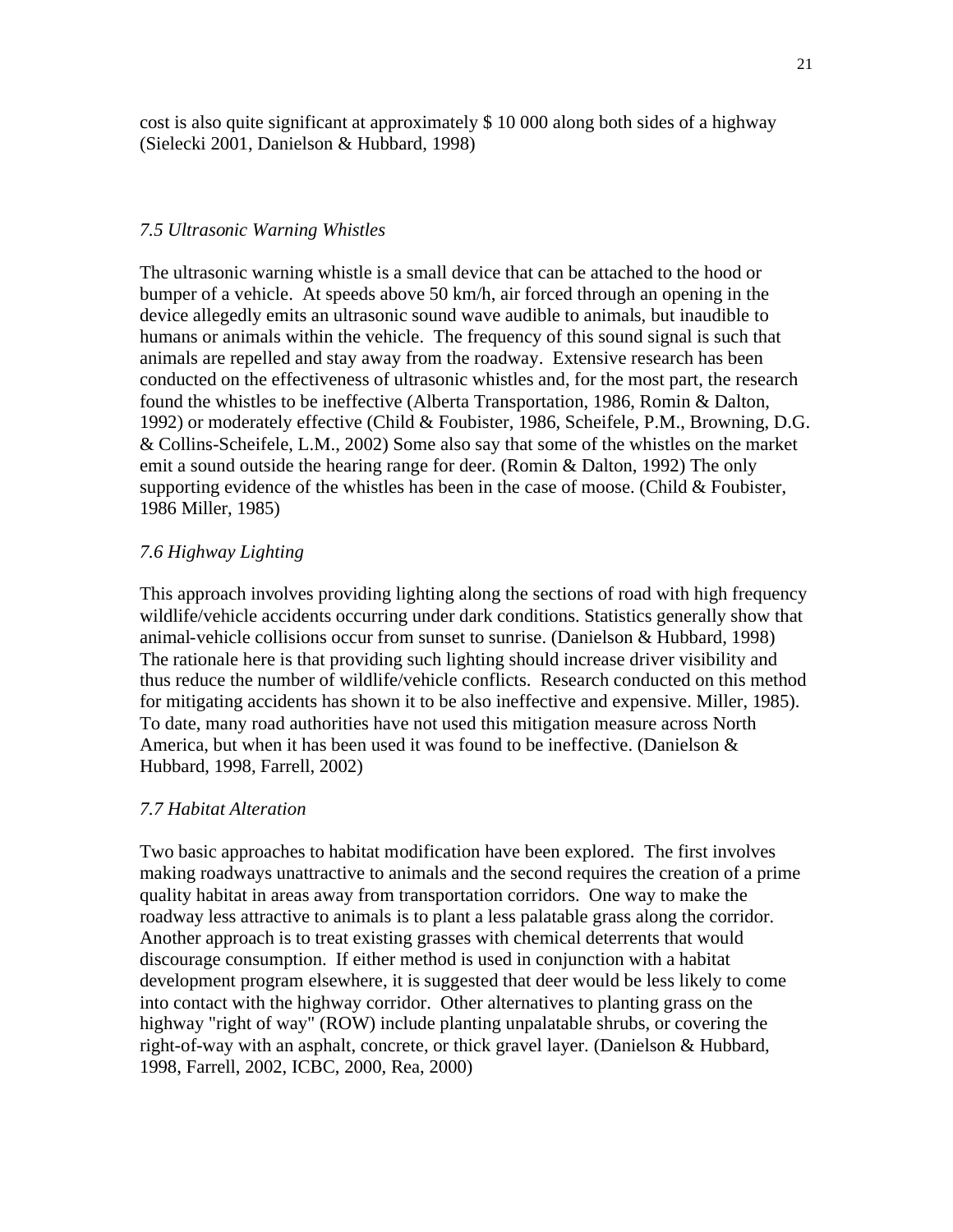cost is also quite significant at approximately $ 10 000 along both sides of a highway (Sielecki 2001, Danielson & Hubbard, 1998)

### *7.5 Ultrasonic Warning Whistles*

The ultrasonic warning whistle is a small device that can be attached to the hood or bumper of a vehicle. At speeds above 50 km/h, air forced through an opening in the device allegedly emits an ultrasonic sound wave audible to animals, but inaudible to humans or animals within the vehicle. The frequency of this sound signal is such that animals are repelled and stay away from the roadway. Extensive research has been conducted on the effectiveness of ultrasonic whistles and, for the most part, the research found the whistles to be ineffective (Alberta Transportation, 1986, Romin & Dalton, 1992) or moderately effective (Child & Foubister, 1986, Scheifele, P.M., Browning, D.G. & Collins-Scheifele, L.M., 2002) Some also say that some of the whistles on the market emit a sound outside the hearing range for deer. (Romin & Dalton, 1992) The only supporting evidence of the whistles has been in the case of moose. (Child & Foubister, 1986 Miller, 1985)

### *7.6 Highway Lighting*

This approach involves providing lighting along the sections of road with high frequency wildlife/vehicle accidents occurring under dark conditions. Statistics generally show that animal-vehicle collisions occur from sunset to sunrise. (Danielson & Hubbard, 1998) The rationale here is that providing such lighting should increase driver visibility and thus reduce the number of wildlife/vehicle conflicts. Research conducted on this method for mitigating accidents has shown it to be also ineffective and expensive. Miller, 1985). To date, many road authorities have not used this mitigation measure across North America, but when it has been used it was found to be ineffective. (Danielson & Hubbard, 1998, Farrell, 2002)

### *7.7 Habitat Alteration*

Two basic approaches to habitat modification have been explored. The first involves making roadways unattractive to animals and the second requires the creation of a prime quality habitat in areas away from transportation corridors. One way to make the roadway less attractive to animals is to plant a less palatable grass along the corridor. Another approach is to treat existing grasses with chemical deterrents that would discourage consumption. If either method is used in conjunction with a habitat development program elsewhere, it is suggested that deer would be less likely to come into contact with the highway corridor. Other alternatives to planting grass on the highway "right of way" (ROW) include planting unpalatable shrubs, or covering the right-of-way with an asphalt, concrete, or thick gravel layer. (Danielson & Hubbard, 1998, Farrell, 2002, ICBC, 2000, Rea, 2000)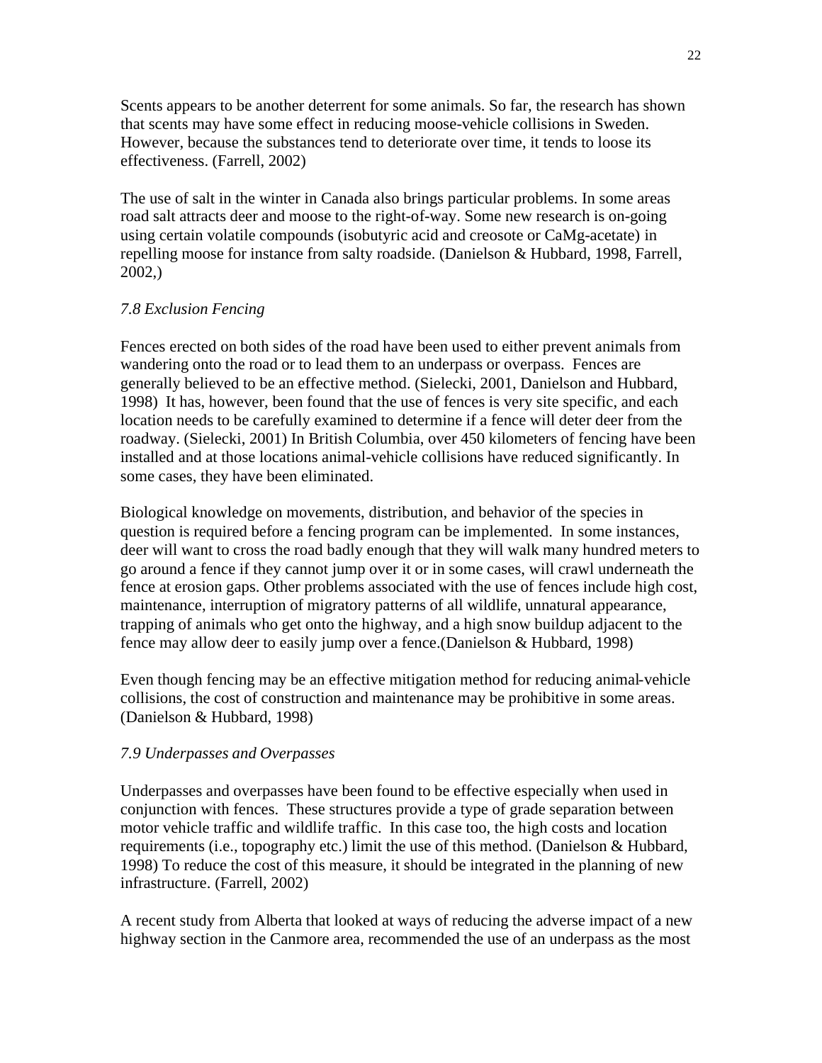Scents appears to be another deterrent for some animals. So far, the research has shown that scents may have some effect in reducing moose-vehicle collisions in Sweden. However, because the substances tend to deteriorate over time, it tends to loose its effectiveness. (Farrell, 2002)

The use of salt in the winter in Canada also brings particular problems. In some areas road salt attracts deer and moose to the right-of-way. Some new research is on-going using certain volatile compounds (isobutyric acid and creosote or CaMg-acetate) in repelling moose for instance from salty roadside. (Danielson & Hubbard, 1998, Farrell, 2002,)

*7.8 Exclusion Fencing*

Fences erected on both sides of the road have been used to either prevent animals from wandering onto the road or to lead them to an underpass or overpass. Fences are generally believed to be an effective method. (Sielecki, 2001, Danielson and Hubbard, 1998) It has, however, been found that the use of fences is very site specific, and each location needs to be carefully examined to determine if a fence will deter deer from the roadway. (Sielecki, 2001) In British Columbia, over 450 kilometers of fencing have been installed and at those locations animal-vehicle collisions have reduced significantly. In some cases, they have been eliminated.

Biological knowledge on movements, distribution, and behavior of the species in question is required before a fencing program can be implemented. In some instances, deer will want to cross the road badly enough that they will walk many hundred meters to go around a fence if they cannot jump over it or in some cases, will crawl underneath the fence at erosion gaps. Other problems associated with the use of fences include high cost, maintenance, interruption of migratory patterns of all wildlife, unnatural appearance, trapping of animals who get onto the highway, and a high snow buildup adjacent to the fence may allow deer to easily jump over a fence.(Danielson & Hubbard, 1998)

Even though fencing may be an effective mitigation method for reducing animal-vehicle collisions, the cost of construction and maintenance may be prohibitive in some areas. (Danielson & Hubbard, 1998)

*7.9 Underpasses and Overpasses*

Underpasses and overpasses have been found to be effective especially when used in conjunction with fences. These structures provide a type of grade separation between motor vehicle traffic and wildlife traffic. In this case too, the high costs and location requirements (i.e., topography etc.) limit the use of this method. (Danielson & Hubbard, 1998) To reduce the cost of this measure, it should be integrated in the planning of new infrastructure. (Farrell, 2002)

A recent study from Alberta that looked at ways of reducing the adverse impact of a new highway section in the Canmore area, recommended the use of an underpass as the most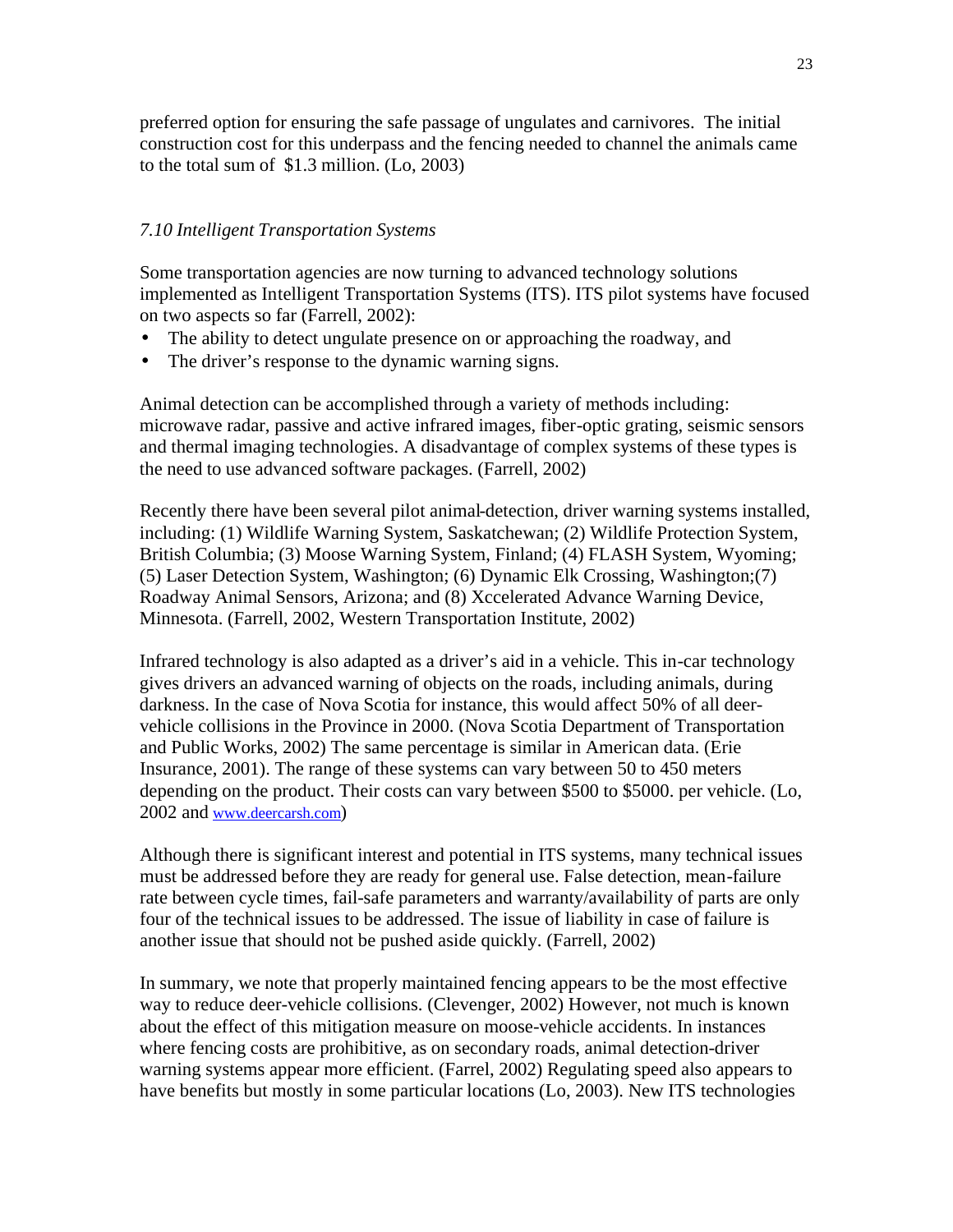preferred option for ensuring the safe passage of ungulates and carnivores. The initial construction cost for this underpass and the fencing needed to channel the animals came to the total sum of $1.3 million. (Lo, 2003)

### *7.10 Intelligent Transportation Systems*

Some transportation agencies are now turning to advanced technology solutions implemented as Intelligent Transportation Systems (ITS). ITS pilot systems have focused on two aspects so far (Farrell, 2002):

- The ability to detect ungulate presence on or approaching the roadway, and
- The driver's response to the dynamic warning signs.

Animal detection can be accomplished through a variety of methods including: microwave radar, passive and active infrared images, fiber-optic grating, seismic sensors and thermal imaging technologies. A disadvantage of complex systems of these types is the need to use advanced software packages. (Farrell, 2002)

Recently there have been several pilot animal-detection, driver warning systems installed, including: (1) Wildlife Warning System, Saskatchewan; (2) Wildlife Protection System, British Columbia; (3) Moose Warning System, Finland; (4) FLASH System, Wyoming; (5) Laser Detection System, Washington; (6) Dynamic Elk Crossing, Washington;(7) Roadway Animal Sensors, Arizona; and (8) Xccelerated Advance Warning Device, Minnesota. (Farrell, 2002, Western Transportation Institute, 2002)

Infrared technology is also adapted as a driver's aid in a vehicle. This in-car technology gives drivers an advanced warning of objects on the roads, including animals, during darkness. In the case of Nova Scotia for instance, this would affect 50% of all deer-vehicle collisions in the Province in 2000. (Nova Scotia Department of Transportation and Public Works, 2002) The same percentage is similar in American data. (Erie Insurance, 2001). The range of these systems can vary between 50 to 450 meters depending on the product. Their costs can vary between $500 to $5000. per vehicle. (Lo, 2002 and www.deercarsh.com)

Although there is significant interest and potential in ITS systems, many technical issues must be addressed before they are ready for general use. False detection, mean-failure rate between cycle times, fail-safe parameters and warranty/availability of parts are only four of the technical issues to be addressed. The issue of liability in case of failure is another issue that should not be pushed aside quickly. (Farrell, 2002)

In summary, we note that properly maintained fencing appears to be the most effective way to reduce deer-vehicle collisions. (Clevenger, 2002) However, not much is known about the effect of this mitigation measure on moose-vehicle accidents. In instances where fencing costs are prohibitive, as on secondary roads, animal detection-driver warning systems appear more efficient. (Farrel, 2002) Regulating speed also appears to have benefits but mostly in some particular locations (Lo, 2003). New ITS technologies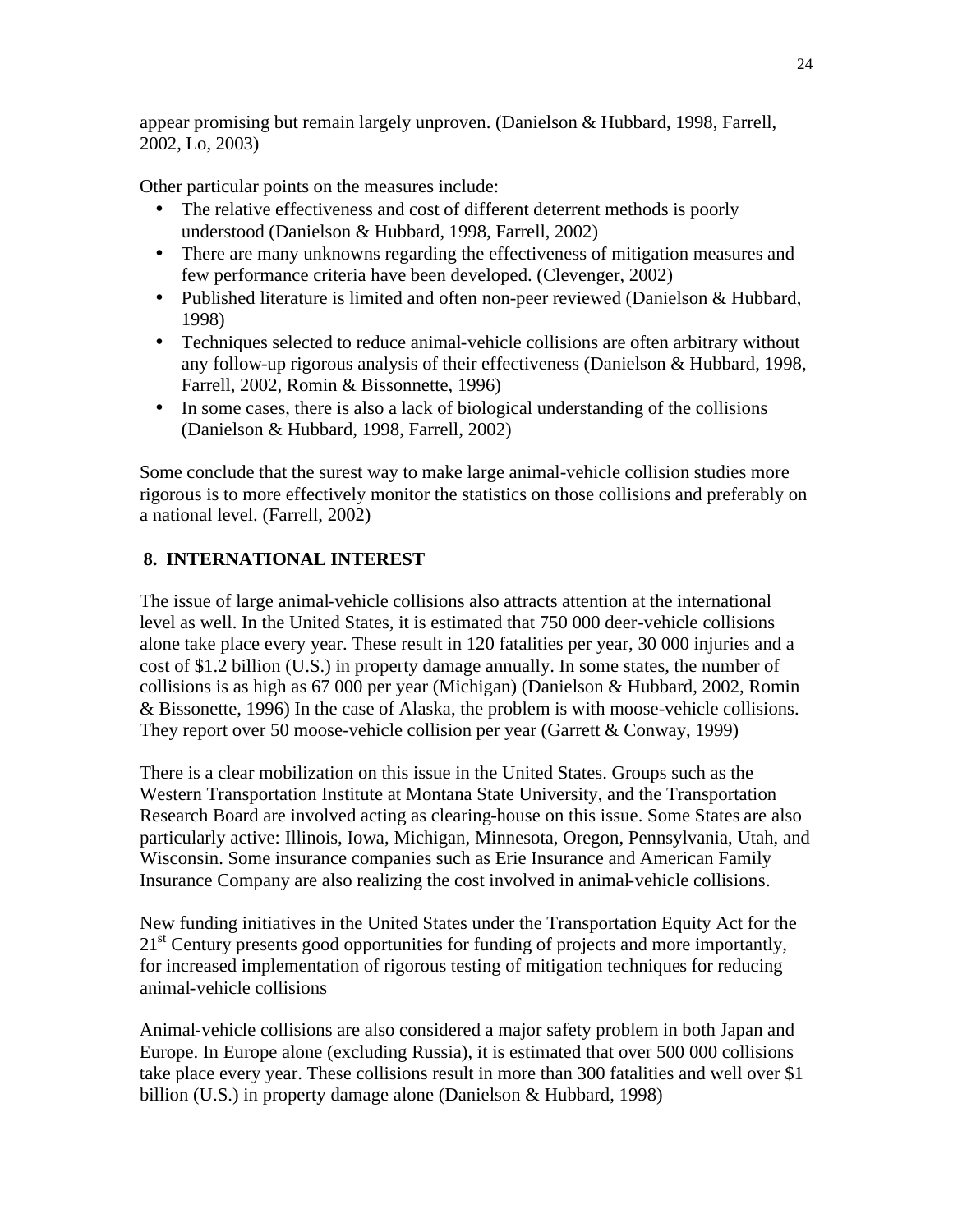appear promising but remain largely unproven. (Danielson & Hubbard, 1998, Farrell, 2002, Lo, 2003)

Other particular points on the measures include:

- The relative effectiveness and cost of different deterrent methods is poorly understood (Danielson & Hubbard, 1998, Farrell, 2002)
- There are many unknowns regarding the effectiveness of mitigation measures and few performance criteria have been developed. (Clevenger, 2002)
- Published literature is limited and often non-peer reviewed (Danielson & Hubbard, 1998)
- Techniques selected to reduce animal-vehicle collisions are often arbitrary without any follow-up rigorous analysis of their effectiveness (Danielson & Hubbard, 1998, Farrell, 2002, Romin & Bissonnette, 1996)
- In some cases, there is also a lack of biological understanding of the collisions (Danielson & Hubbard, 1998, Farrell, 2002)

Some conclude that the surest way to make large animal-vehicle collision studies more rigorous is to more effectively monitor the statistics on those collisions and preferably on a national level. (Farrell, 2002)

## 8. INTERNATIONAL INTEREST

The issue of large animal-vehicle collisions also attracts attention at the international level as well. In the United States, it is estimated that 750 000 deer-vehicle collisions alone take place every year. These result in 120 fatalities per year, 30 000 injuries and a cost of $1.2 billion (U.S.) in property damage annually. In some states, the number of collisions is as high as 67 000 per year (Michigan) (Danielson & Hubbard, 2002, Romin & Bissonette, 1996) In the case of Alaska, the problem is with moose-vehicle collisions. They report over 50 moose-vehicle collision per year (Garrett & Conway, 1999)

There is a clear mobilization on this issue in the United States. Groups such as the Western Transportation Institute at Montana State University, and the Transportation Research Board are involved acting as clearing-house on this issue. Some States are also particularly active: Illinois, Iowa, Michigan, Minnesota, Oregon, Pennsylvania, Utah, and Wisconsin. Some insurance companies such as Erie Insurance and American Family Insurance Company are also realizing the cost involved in animal-vehicle collisions.

New funding initiatives in the United States under the Transportation Equity Act for the 21st Century presents good opportunities for funding of projects and more importantly, for increased implementation of rigorous testing of mitigation techniques for reducing animal-vehicle collisions

Animal-vehicle collisions are also considered a major safety problem in both Japan and Europe. In Europe alone (excluding Russia), it is estimated that over 500 000 collisions take place every year. These collisions result in more than 300 fatalities and well over $1 billion (U.S.) in property damage alone (Danielson & Hubbard, 1998)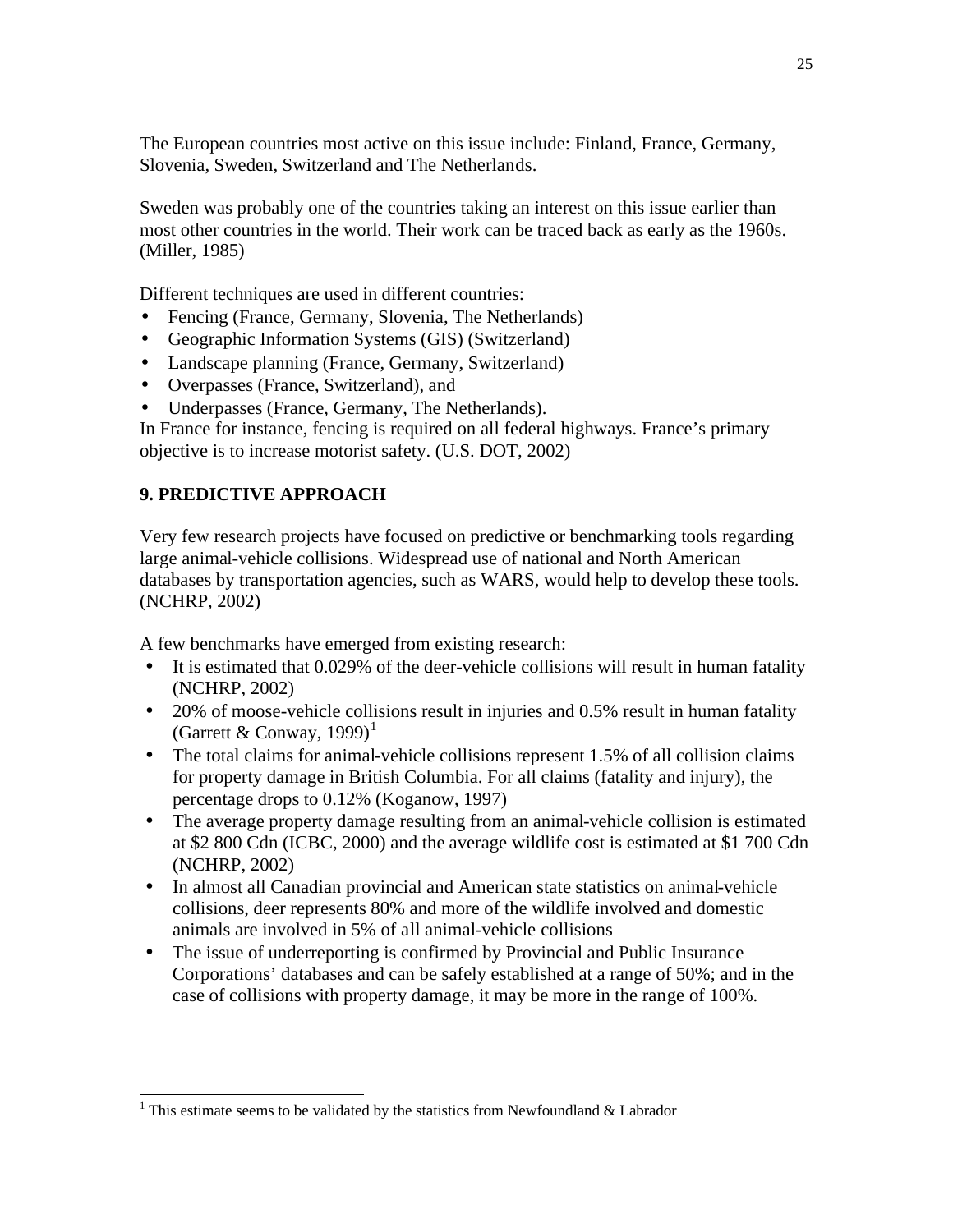The European countries most active on this issue include: Finland, France, Germany, Slovenia, Sweden, Switzerland and The Netherlands.

Sweden was probably one of the countries taking an interest on this issue earlier than most other countries in the world. Their work can be traced back as early as the 1960s. (Miller, 1985)

Different techniques are used in different countries:

- Fencing (France, Germany, Slovenia, The Netherlands)
- Geographic Information Systems (GIS) (Switzerland)
- Landscape planning (France, Germany, Switzerland)
- Overpasses (France, Switzerland), and
- Underpasses (France, Germany, The Netherlands).

In France for instance, fencing is required on all federal highways. France's primary objective is to increase motorist safety. (U.S. DOT, 2002)

## 9. PREDICTIVE APPROACH

Very few research projects have focused on predictive or benchmarking tools regarding large animal-vehicle collisions. Widespread use of national and North American databases by transportation agencies, such as WARS, would help to develop these tools. (NCHRP, 2002)

A few benchmarks have emerged from existing research:

- It is estimated that 0.029% of the deer-vehicle collisions will result in human fatality (NCHRP, 2002)
- 20% of moose-vehicle collisions result in injuries and 0.5% result in human fatality (Garrett & Conway, 1999)[1]
- The total claims for animal-vehicle collisions represent 1.5% of all collision claims for property damage in British Columbia. For all claims (fatality and injury), the percentage drops to 0.12% (Koganow, 1997)
- The average property damage resulting from an animal-vehicle collision is estimated at $2 800 Cdn (ICBC, 2000) and the average wildlife cost is estimated at $1 700 Cdn (NCHRP, 2002)
- In almost all Canadian provincial and American state statistics on animal-vehicle collisions, deer represents 80% and more of the wildlife involved and domestic animals are involved in 5% of all animal-vehicle collisions
- The issue of underreporting is confirmed by Provincial and Public Insurance Corporations' databases and can be safely established at a range of 50%; and in the case of collisions with property damage, it may be more in the range of 100%.

---

[1] This estimate seems to be validated by the statistics from Newfoundland & Labrador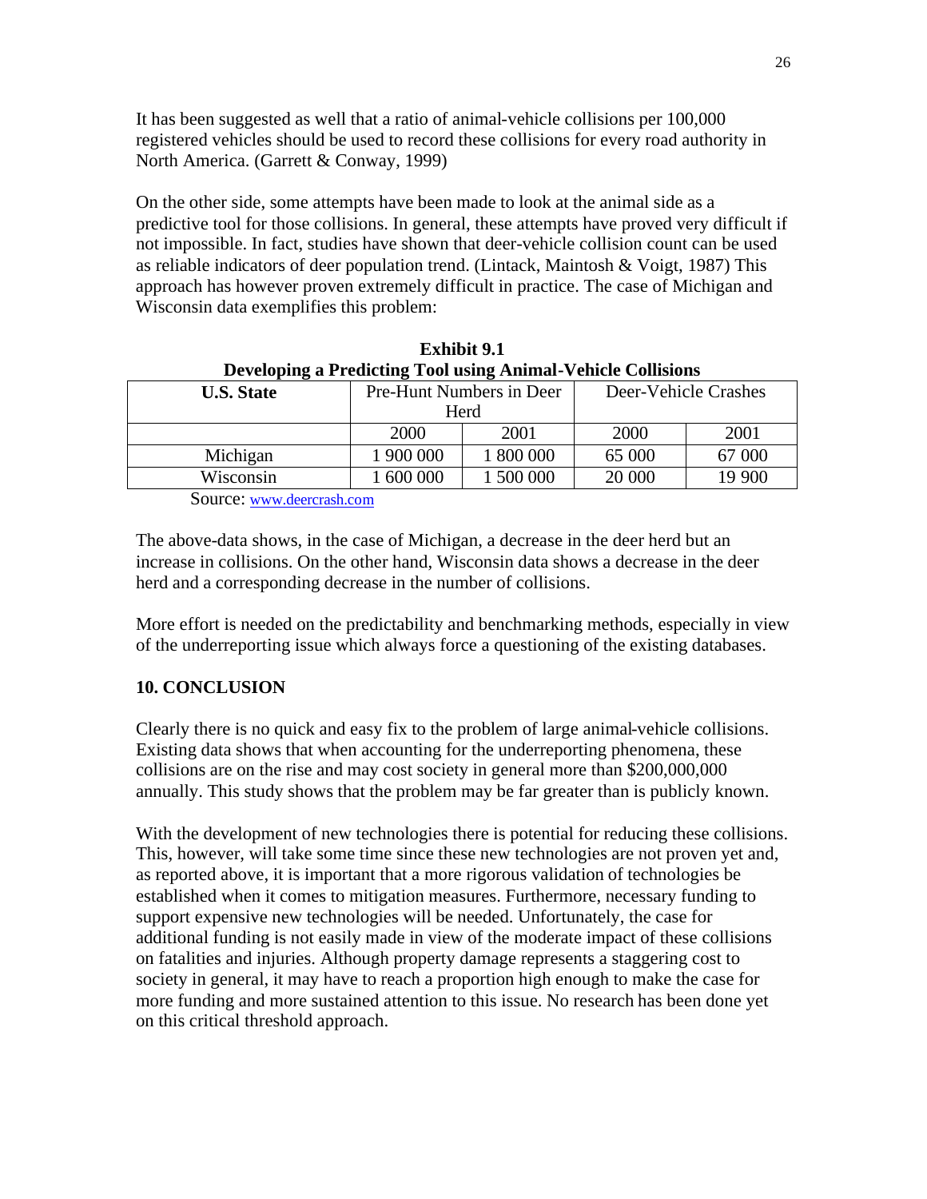It has been suggested as well that a ratio of animal-vehicle collisions per 100,000 registered vehicles should be used to record these collisions for every road authority in North America. (Garrett & Conway, 1999)

On the other side, some attempts have been made to look at the animal side as a predictive tool for those collisions. In general, these attempts have proved very difficult if not impossible. In fact, studies have shown that deer-vehicle collision count can be used as reliable indicators of deer population trend. (Lintack, Maintosh & Voigt, 1987) This approach has however proven extremely difficult in practice. The case of Michigan and Wisconsin data exemplifies this problem:

**Exhibit 9.1**
**Developing a Predicting Tool using Animal-Vehicle Collisions**

| U.S. State | Pre-Hunt Numbers in Deer Herd | | Deer-Vehicle Crashes | |
|---|---|---|---|---|
| | 2000 | 2001 | 2000 | 2001 |
| Michigan | 1 900 000 | 1 800 000 | 65 000 | 67 000 |
| Wisconsin | 1 600 000 | 1 500 000 | 20 000 | 19 900 |

Source: www.deercrash.com

The above-data shows, in the case of Michigan, a decrease in the deer herd but an increase in collisions. On the other hand, Wisconsin data shows a decrease in the deer herd and a corresponding decrease in the number of collisions.

More effort is needed on the predictability and benchmarking methods, especially in view of the underreporting issue which always force a questioning of the existing databases.

## 10. CONCLUSION

Clearly there is no quick and easy fix to the problem of large animal-vehicle collisions. Existing data shows that when accounting for the underreporting phenomena, these collisions are on the rise and may cost society in general more than $200,000,000 annually. This study shows that the problem may be far greater than is publicly known.

With the development of new technologies there is potential for reducing these collisions. This, however, will take some time since these new technologies are not proven yet and, as reported above, it is important that a more rigorous validation of technologies be established when it comes to mitigation measures. Furthermore, necessary funding to support expensive new technologies will be needed. Unfortunately, the case for additional funding is not easily made in view of the moderate impact of these collisions on fatalities and injuries. Although property damage represents a staggering cost to society in general, it may have to reach a proportion high enough to make the case for more funding and more sustained attention to this issue. No research has been done yet on this critical threshold approach.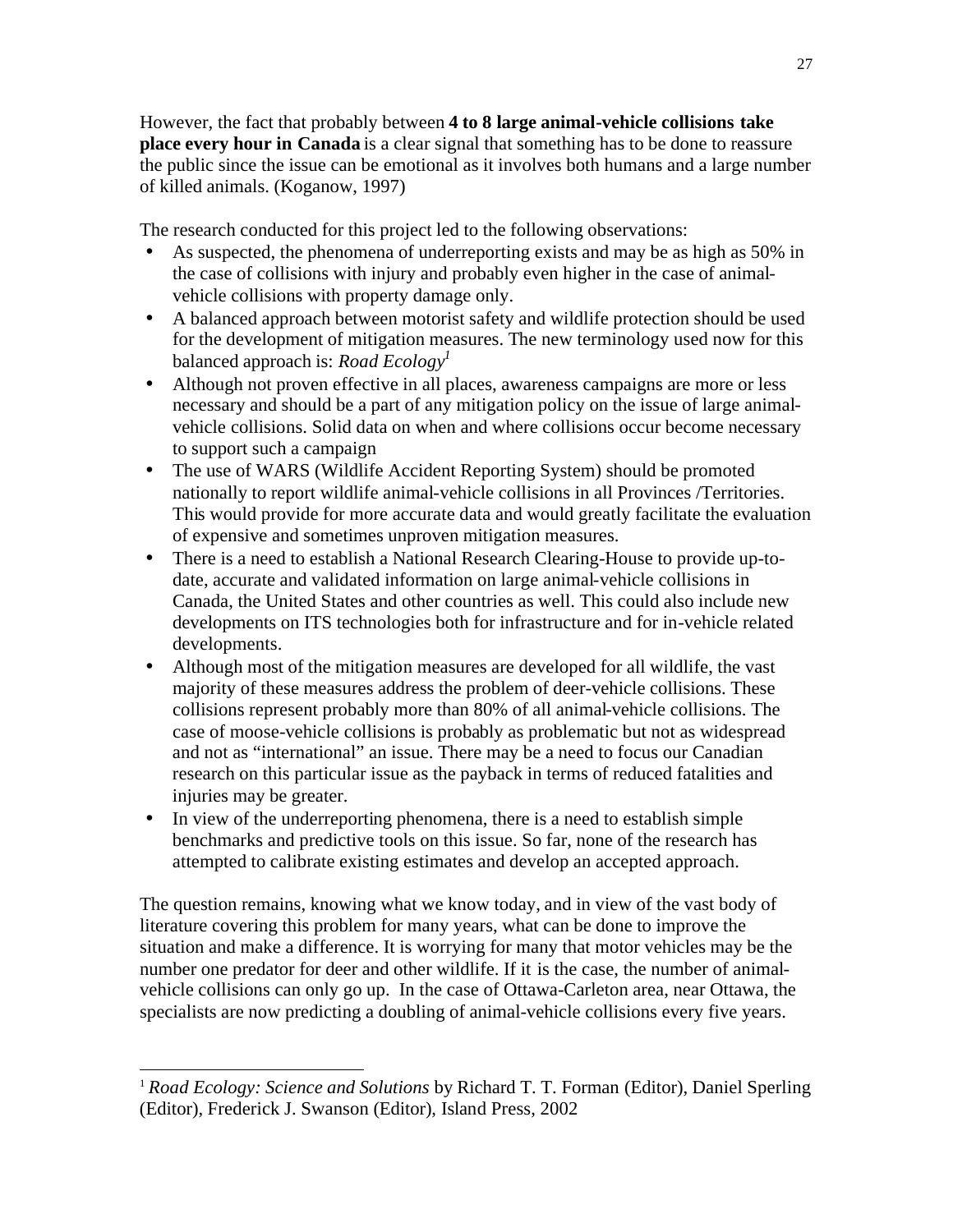However, the fact that probably between **4 to 8 large animal-vehicle collisions take place every hour in Canada** is a clear signal that something has to be done to reassure the public since the issue can be emotional as it involves both humans and a large number of killed animals. (Koganow, 1997)

The research conducted for this project led to the following observations:

- As suspected, the phenomena of underreporting exists and may be as high as 50% in the case of collisions with injury and probably even higher in the case of animal-vehicle collisions with property damage only.
- A balanced approach between motorist safety and wildlife protection should be used for the development of mitigation measures. The new terminology used now for this balanced approach is: *Road Ecology*[1]
- Although not proven effective in all places, awareness campaigns are more or less necessary and should be a part of any mitigation policy on the issue of large animal-vehicle collisions. Solid data on when and where collisions occur become necessary to support such a campaign
- The use of WARS (Wildlife Accident Reporting System) should be promoted nationally to report wildlife animal-vehicle collisions in all Provinces /Territories. This would provide for more accurate data and would greatly facilitate the evaluation of expensive and sometimes unproven mitigation measures.
- There is a need to establish a National Research Clearing-House to provide up-to-date, accurate and validated information on large animal-vehicle collisions in Canada, the United States and other countries as well. This could also include new developments on ITS technologies both for infrastructure and for in-vehicle related developments.
- Although most of the mitigation measures are developed for all wildlife, the vast majority of these measures address the problem of deer-vehicle collisions. These collisions represent probably more than 80% of all animal-vehicle collisions. The case of moose-vehicle collisions is probably as problematic but not as widespread and not as "international" an issue. There may be a need to focus our Canadian research on this particular issue as the payback in terms of reduced fatalities and injuries may be greater.
- In view of the underreporting phenomena, there is a need to establish simple benchmarks and predictive tools on this issue. So far, none of the research has attempted to calibrate existing estimates and develop an accepted approach.

The question remains, knowing what we know today, and in view of the vast body of literature covering this problem for many years, what can be done to improve the situation and make a difference. It is worrying for many that motor vehicles may be the number one predator for deer and other wildlife. If it is the case, the number of animal-vehicle collisions can only go up. In the case of Ottawa-Carleton area, near Ottawa, the specialists are now predicting a doubling of animal-vehicle collisions every five years.

---

[1] *Road Ecology: Science and Solutions* by Richard T. T. Forman (Editor), Daniel Sperling (Editor), Frederick J. Swanson (Editor), Island Press, 2002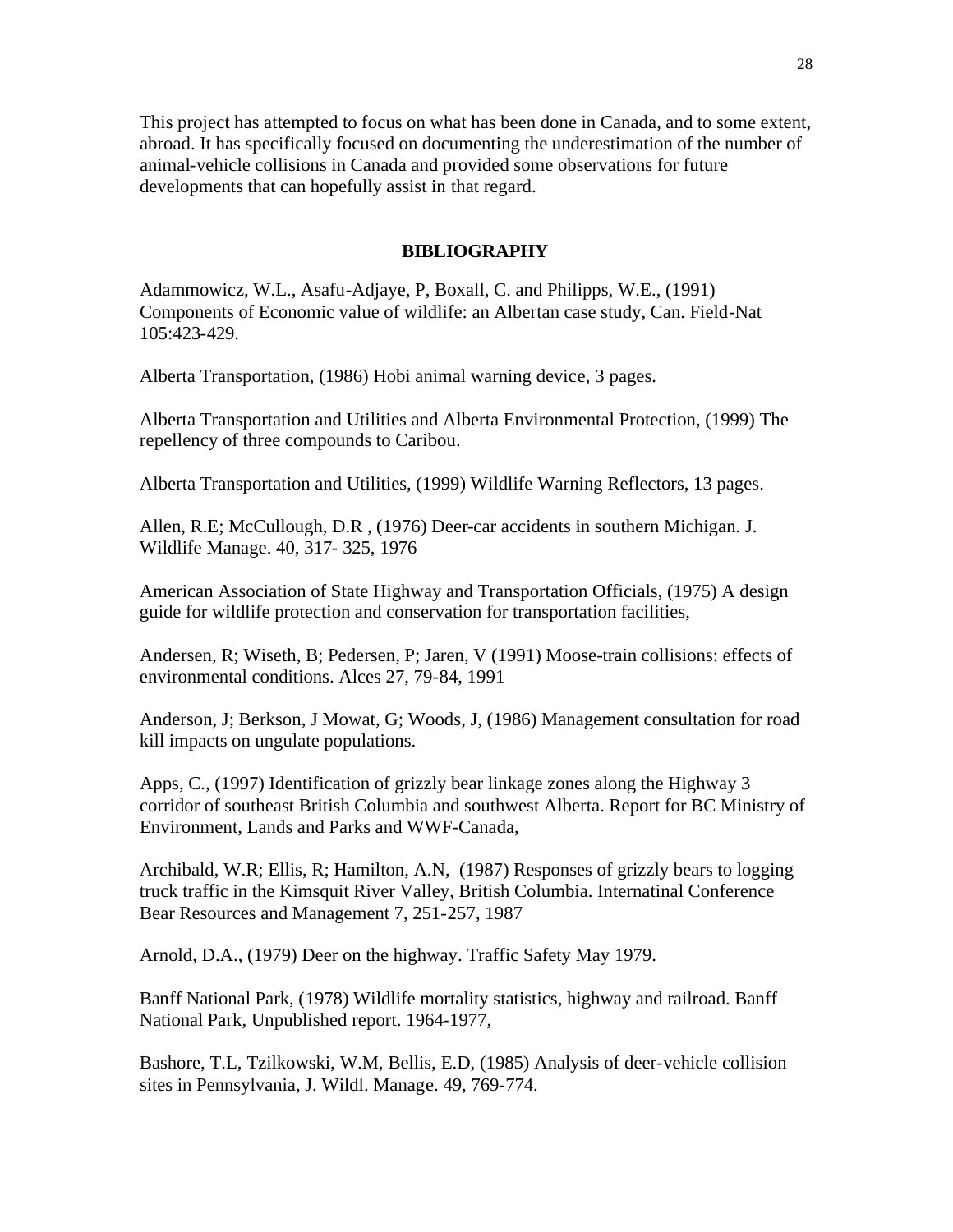This project has attempted to focus on what has been done in Canada, and to some extent, abroad. It has specifically focused on documenting the underestimation of the number of animal-vehicle collisions in Canada and provided some observations for future developments that can hopefully assist in that regard.

## BIBLIOGRAPHY

Adammowicz, W.L., Asafu-Adjaye, P, Boxall, C. and Philipps, W.E., (1991) Components of Economic value of wildlife: an Albertan case study, Can. Field-Nat 105:423-429.

Alberta Transportation, (1986) Hobi animal warning device, 3 pages.

Alberta Transportation and Utilities and Alberta Environmental Protection, (1999) The repellency of three compounds to Caribou.

Alberta Transportation and Utilities, (1999) Wildlife Warning Reflectors, 13 pages.

Allen, R.E; McCullough, D.R , (1976) Deer-car accidents in southern Michigan. J. Wildlife Manage. 40, 317- 325, 1976

American Association of State Highway and Transportation Officials, (1975) A design guide for wildlife protection and conservation for transportation facilities,

Andersen, R; Wiseth, B; Pedersen, P; Jaren, V (1991) Moose-train collisions: effects of environmental conditions. Alces 27, 79-84, 1991

Anderson, J; Berkson, J Mowat, G; Woods, J, (1986) Management consultation for road kill impacts on ungulate populations.

Apps, C., (1997) Identification of grizzly bear linkage zones along the Highway 3 corridor of southeast British Columbia and southwest Alberta. Report for BC Ministry of Environment, Lands and Parks and WWF-Canada,

Archibald, W.R; Ellis, R; Hamilton, A.N, (1987) Responses of grizzly bears to logging truck traffic in the Kimsquit River Valley, British Columbia. Internatinal Conference Bear Resources and Management 7, 251-257, 1987

Arnold, D.A., (1979) Deer on the highway. Traffic Safety May 1979.

Banff National Park, (1978) Wildlife mortality statistics, highway and railroad. Banff National Park, Unpublished report. 1964-1977,

Bashore, T.L, Tzilkowski, W.M, Bellis, E.D, (1985) Analysis of deer-vehicle collision sites in Pennsylvania, J. Wildl. Manage. 49, 769-774.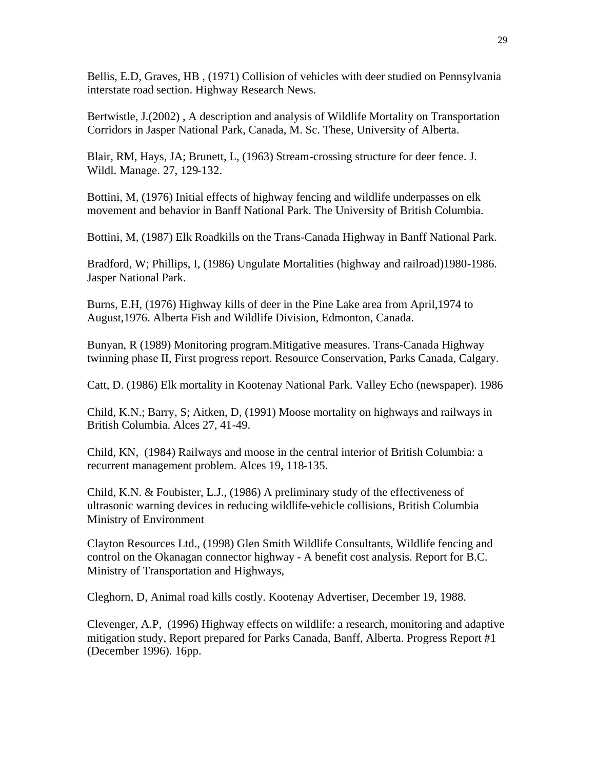Bellis, E.D, Graves, HB , (1971) Collision of vehicles with deer studied on Pennsylvania interstate road section. Highway Research News.

Bertwistle, J.(2002) , A description and analysis of Wildlife Mortality on Transportation Corridors in Jasper National Park, Canada, M. Sc. These, University of Alberta.

Blair, RM, Hays, JA; Brunett, L, (1963) Stream-crossing structure for deer fence. J. Wildl. Manage. 27, 129-132.

Bottini, M, (1976) Initial effects of highway fencing and wildlife underpasses on elk movement and behavior in Banff National Park. The University of British Columbia.

Bottini, M, (1987) Elk Roadkills on the Trans-Canada Highway in Banff National Park.

Bradford, W; Phillips, I, (1986) Ungulate Mortalities (highway and railroad)1980-1986. Jasper National Park.

Burns, E.H, (1976) Highway kills of deer in the Pine Lake area from April,1974 to August,1976. Alberta Fish and Wildlife Division, Edmonton, Canada.

Bunyan, R (1989) Monitoring program.Mitigative measures. Trans-Canada Highway twinning phase II, First progress report. Resource Conservation, Parks Canada, Calgary.

Catt, D. (1986) Elk mortality in Kootenay National Park. Valley Echo (newspaper). 1986

Child, K.N.; Barry, S; Aitken, D, (1991) Moose mortality on highways and railways in British Columbia. Alces 27, 41-49.

Child, KN, (1984) Railways and moose in the central interior of British Columbia: a recurrent management problem. Alces 19, 118-135.

Child, K.N. & Foubister, L.J., (1986) A preliminary study of the effectiveness of ultrasonic warning devices in reducing wildlife-vehicle collisions, British Columbia Ministry of Environment

Clayton Resources Ltd., (1998) Glen Smith Wildlife Consultants, Wildlife fencing and control on the Okanagan connector highway - A benefit cost analysis. Report for B.C. Ministry of Transportation and Highways,

Cleghorn, D, Animal road kills costly. Kootenay Advertiser, December 19, 1988.

Clevenger, A.P, (1996) Highway effects on wildlife: a research, monitoring and adaptive mitigation study, Report prepared for Parks Canada, Banff, Alberta. Progress Report #1 (December 1996). 16pp.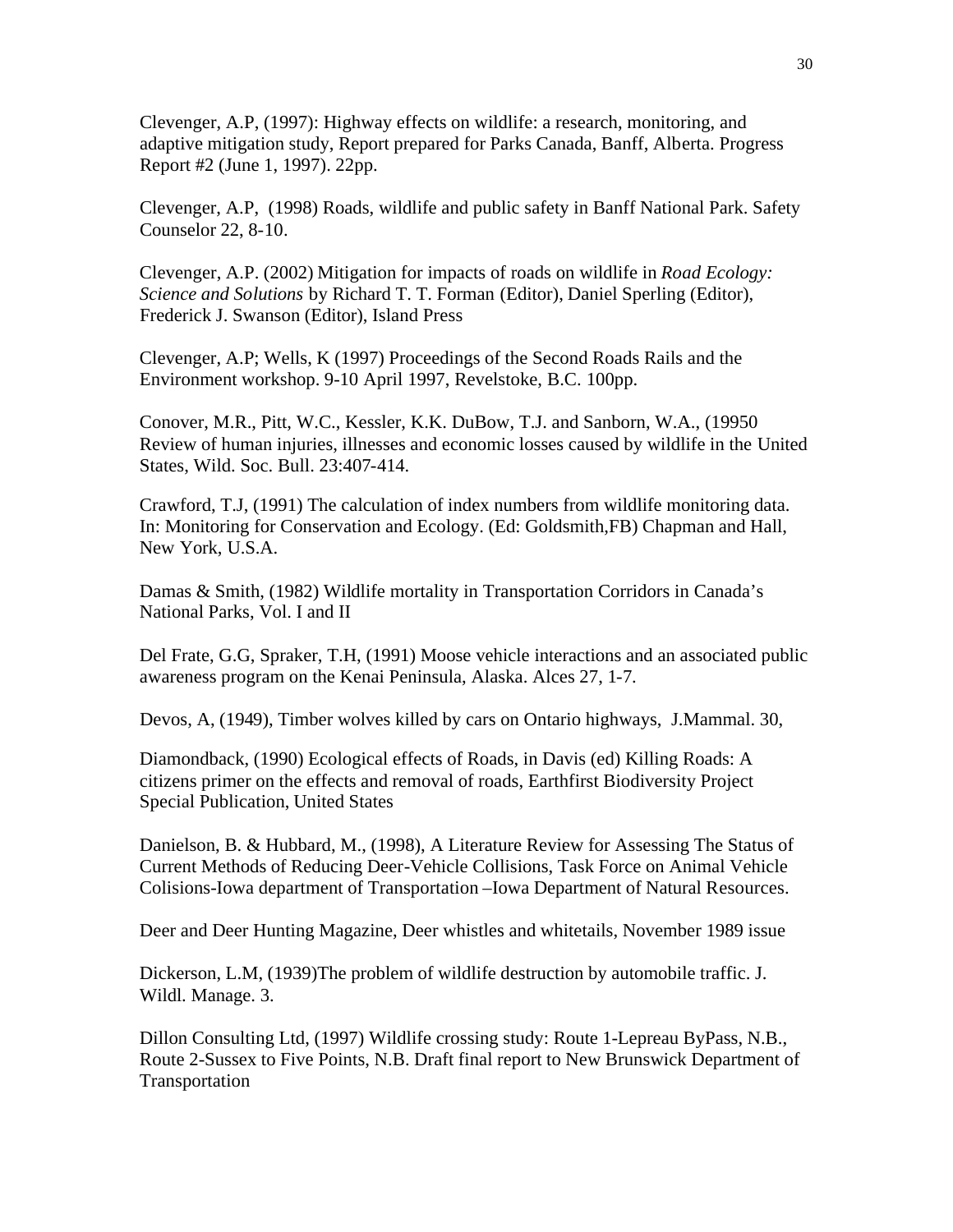Clevenger, A.P, (1997): Highway effects on wildlife: a research, monitoring, and adaptive mitigation study, Report prepared for Parks Canada, Banff, Alberta. Progress Report #2 (June 1, 1997). 22pp.

Clevenger, A.P, (1998) Roads, wildlife and public safety in Banff National Park. Safety Counselor 22, 8-10.

Clevenger, A.P. (2002) Mitigation for impacts of roads on wildlife in *Road Ecology: Science and Solutions* by Richard T. T. Forman (Editor), Daniel Sperling (Editor), Frederick J. Swanson (Editor), Island Press

Clevenger, A.P; Wells, K (1997) Proceedings of the Second Roads Rails and the Environment workshop. 9-10 April 1997, Revelstoke, B.C. 100pp.

Conover, M.R., Pitt, W.C., Kessler, K.K. DuBow, T.J. and Sanborn, W.A., (19950 Review of human injuries, illnesses and economic losses caused by wildlife in the United States, Wild. Soc. Bull. 23:407-414.

Crawford, T.J, (1991) The calculation of index numbers from wildlife monitoring data. In: Monitoring for Conservation and Ecology. (Ed: Goldsmith,FB) Chapman and Hall, New York, U.S.A.

Damas & Smith, (1982) Wildlife mortality in Transportation Corridors in Canada's National Parks, Vol. I and II

Del Frate, G.G, Spraker, T.H, (1991) Moose vehicle interactions and an associated public awareness program on the Kenai Peninsula, Alaska. Alces 27, 1-7.

Devos, A, (1949), Timber wolves killed by cars on Ontario highways, J.Mammal. 30,

Diamondback, (1990) Ecological effects of Roads, in Davis (ed) Killing Roads: A citizens primer on the effects and removal of roads, Earthfirst Biodiversity Project Special Publication, United States

Danielson, B. & Hubbard, M., (1998), A Literature Review for Assessing The Status of Current Methods of Reducing Deer-Vehicle Collisions, Task Force on Animal Vehicle Colisions-Iowa department of Transportation –Iowa Department of Natural Resources.

Deer and Deer Hunting Magazine, Deer whistles and whitetails, November 1989 issue

Dickerson, L.M, (1939)The problem of wildlife destruction by automobile traffic. J. Wildl. Manage. 3.

Dillon Consulting Ltd, (1997) Wildlife crossing study: Route 1-Lepreau ByPass, N.B., Route 2-Sussex to Five Points, N.B. Draft final report to New Brunswick Department of Transportation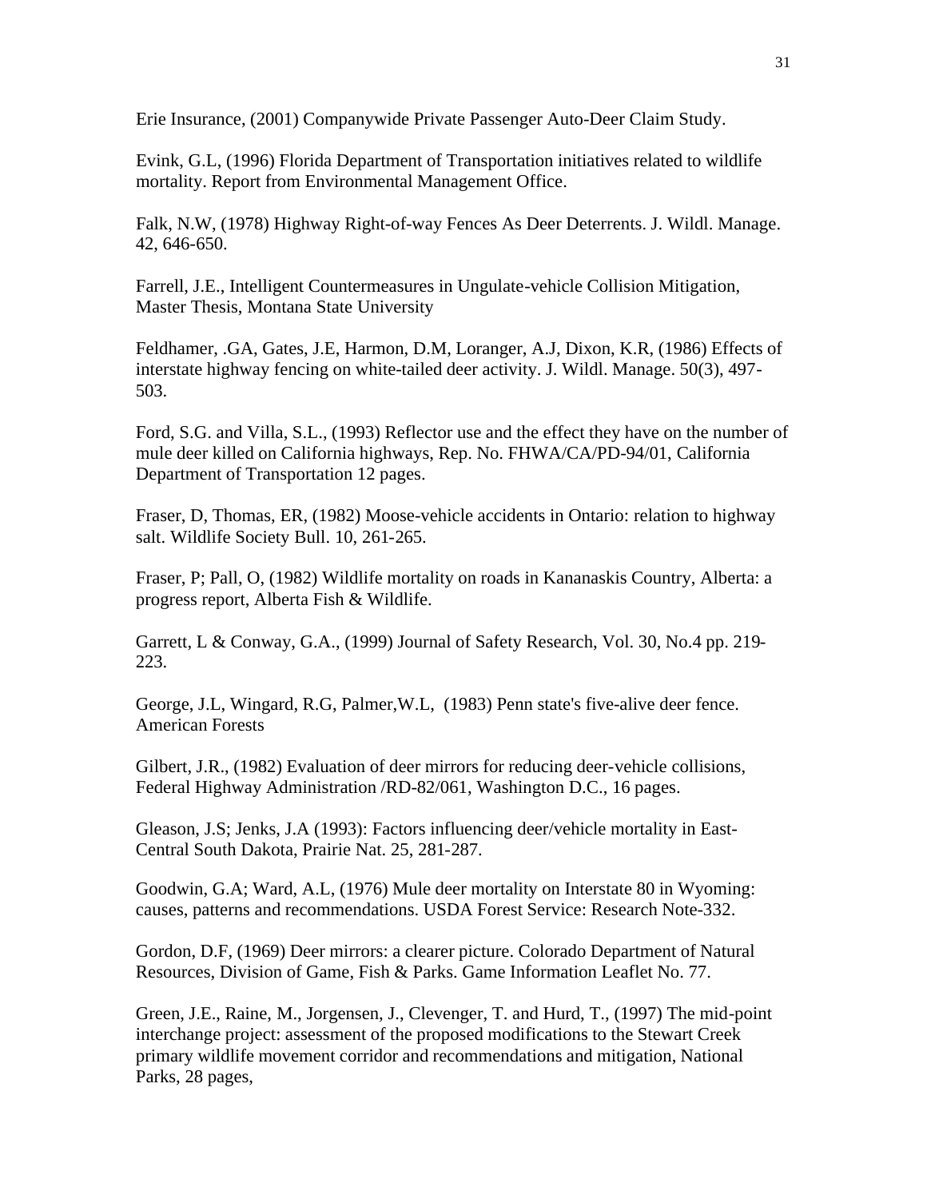Erie Insurance, (2001) Companywide Private Passenger Auto-Deer Claim Study.

Evink, G.L, (1996) Florida Department of Transportation initiatives related to wildlife mortality. Report from Environmental Management Office.

Falk, N.W, (1978) Highway Right-of-way Fences As Deer Deterrents. J. Wildl. Manage. 42, 646-650.

Farrell, J.E., Intelligent Countermeasures in Ungulate-vehicle Collision Mitigation, Master Thesis, Montana State University

Feldhamer, .GA, Gates, J.E, Harmon, D.M, Loranger, A.J, Dixon, K.R, (1986) Effects of interstate highway fencing on white-tailed deer activity. J. Wildl. Manage. 50(3), 497-503.

Ford, S.G. and Villa, S.L., (1993) Reflector use and the effect they have on the number of mule deer killed on California highways, Rep. No. FHWA/CA/PD-94/01, California Department of Transportation 12 pages.

Fraser, D, Thomas, ER, (1982) Moose-vehicle accidents in Ontario: relation to highway salt. Wildlife Society Bull. 10, 261-265.

Fraser, P; Pall, O, (1982) Wildlife mortality on roads in Kananaskis Country, Alberta: a progress report, Alberta Fish & Wildlife.

Garrett, L & Conway, G.A., (1999) Journal of Safety Research, Vol. 30, No.4 pp. 219-223.

George, J.L, Wingard, R.G, Palmer,W.L, (1983) Penn state's five-alive deer fence. American Forests

Gilbert, J.R., (1982) Evaluation of deer mirrors for reducing deer-vehicle collisions, Federal Highway Administration /RD-82/061, Washington D.C., 16 pages.

Gleason, J.S; Jenks, J.A (1993): Factors influencing deer/vehicle mortality in East-Central South Dakota, Prairie Nat. 25, 281-287.

Goodwin, G.A; Ward, A.L, (1976) Mule deer mortality on Interstate 80 in Wyoming: causes, patterns and recommendations. USDA Forest Service: Research Note-332.

Gordon, D.F, (1969) Deer mirrors: a clearer picture. Colorado Department of Natural Resources, Division of Game, Fish & Parks. Game Information Leaflet No. 77.

Green, J.E., Raine, M., Jorgensen, J., Clevenger, T. and Hurd, T., (1997) The mid-point interchange project: assessment of the proposed modifications to the Stewart Creek primary wildlife movement corridor and recommendations and mitigation, National Parks, 28 pages,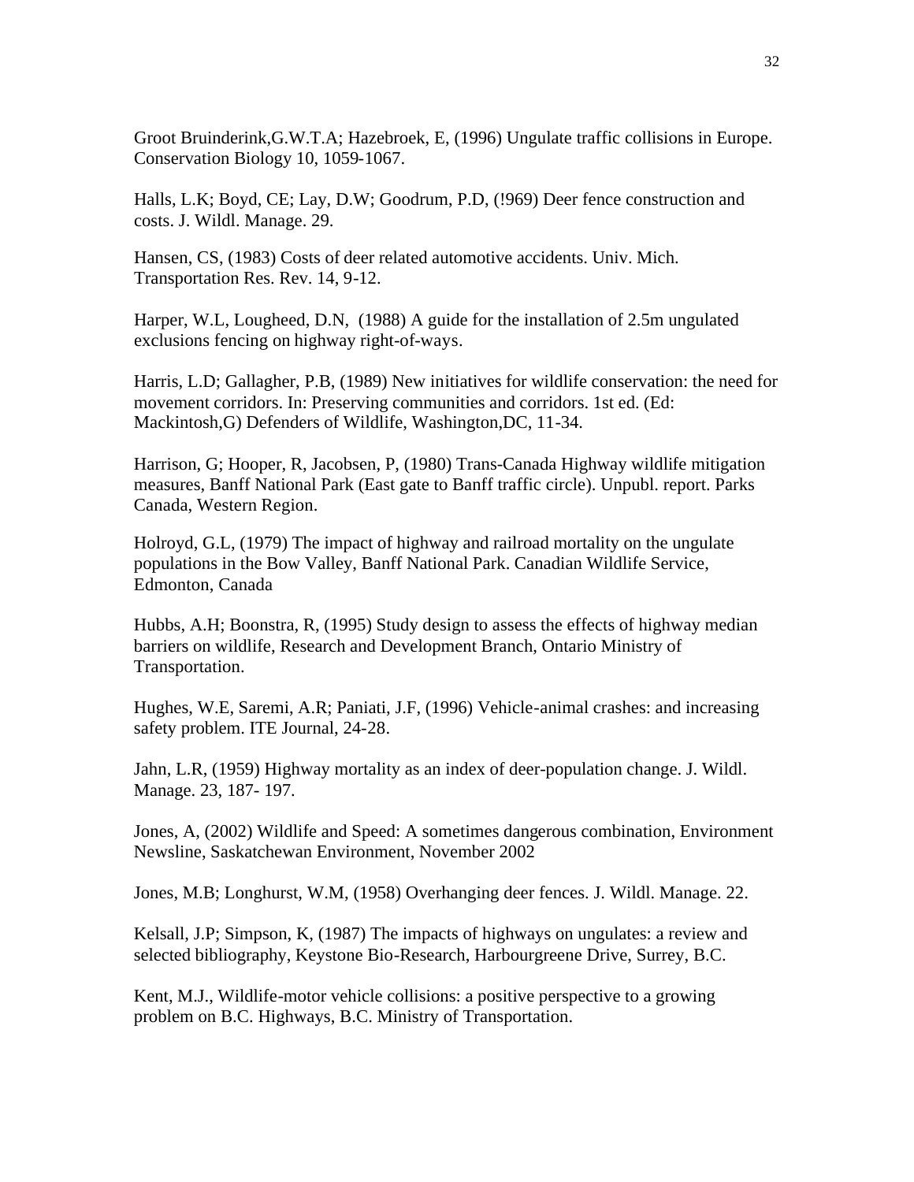Groot Bruinderink,G.W.T.A; Hazebroek, E, (1996) Ungulate traffic collisions in Europe. Conservation Biology 10, 1059-1067.

Halls, L.K; Boyd, CE; Lay, D.W; Goodrum, P.D, (!969) Deer fence construction and costs. J. Wildl. Manage. 29.

Hansen, CS, (1983) Costs of deer related automotive accidents. Univ. Mich. Transportation Res. Rev. 14, 9-12.

Harper, W.L, Lougheed, D.N, (1988) A guide for the installation of 2.5m ungulated exclusions fencing on highway right-of-ways.

Harris, L.D; Gallagher, P.B, (1989) New initiatives for wildlife conservation: the need for movement corridors. In: Preserving communities and corridors. 1st ed. (Ed: Mackintosh,G) Defenders of Wildlife, Washington,DC, 11-34.

Harrison, G; Hooper, R, Jacobsen, P, (1980) Trans-Canada Highway wildlife mitigation measures, Banff National Park (East gate to Banff traffic circle). Unpubl. report. Parks Canada, Western Region.

Holroyd, G.L, (1979) The impact of highway and railroad mortality on the ungulate populations in the Bow Valley, Banff National Park. Canadian Wildlife Service, Edmonton, Canada

Hubbs, A.H; Boonstra, R, (1995) Study design to assess the effects of highway median barriers on wildlife, Research and Development Branch, Ontario Ministry of Transportation.

Hughes, W.E, Saremi, A.R; Paniati, J.F, (1996) Vehicle-animal crashes: and increasing safety problem. ITE Journal, 24-28.

Jahn, L.R, (1959) Highway mortality as an index of deer-population change. J. Wildl. Manage. 23, 187- 197.

Jones, A, (2002) Wildlife and Speed: A sometimes dangerous combination, Environment Newsline, Saskatchewan Environment, November 2002

Jones, M.B; Longhurst, W.M, (1958) Overhanging deer fences. J. Wildl. Manage. 22.

Kelsall, J.P; Simpson, K, (1987) The impacts of highways on ungulates: a review and selected bibliography, Keystone Bio-Research, Harbourgreene Drive, Surrey, B.C.

Kent, M.J., Wildlife-motor vehicle collisions: a positive perspective to a growing problem on B.C. Highways, B.C. Ministry of Transportation.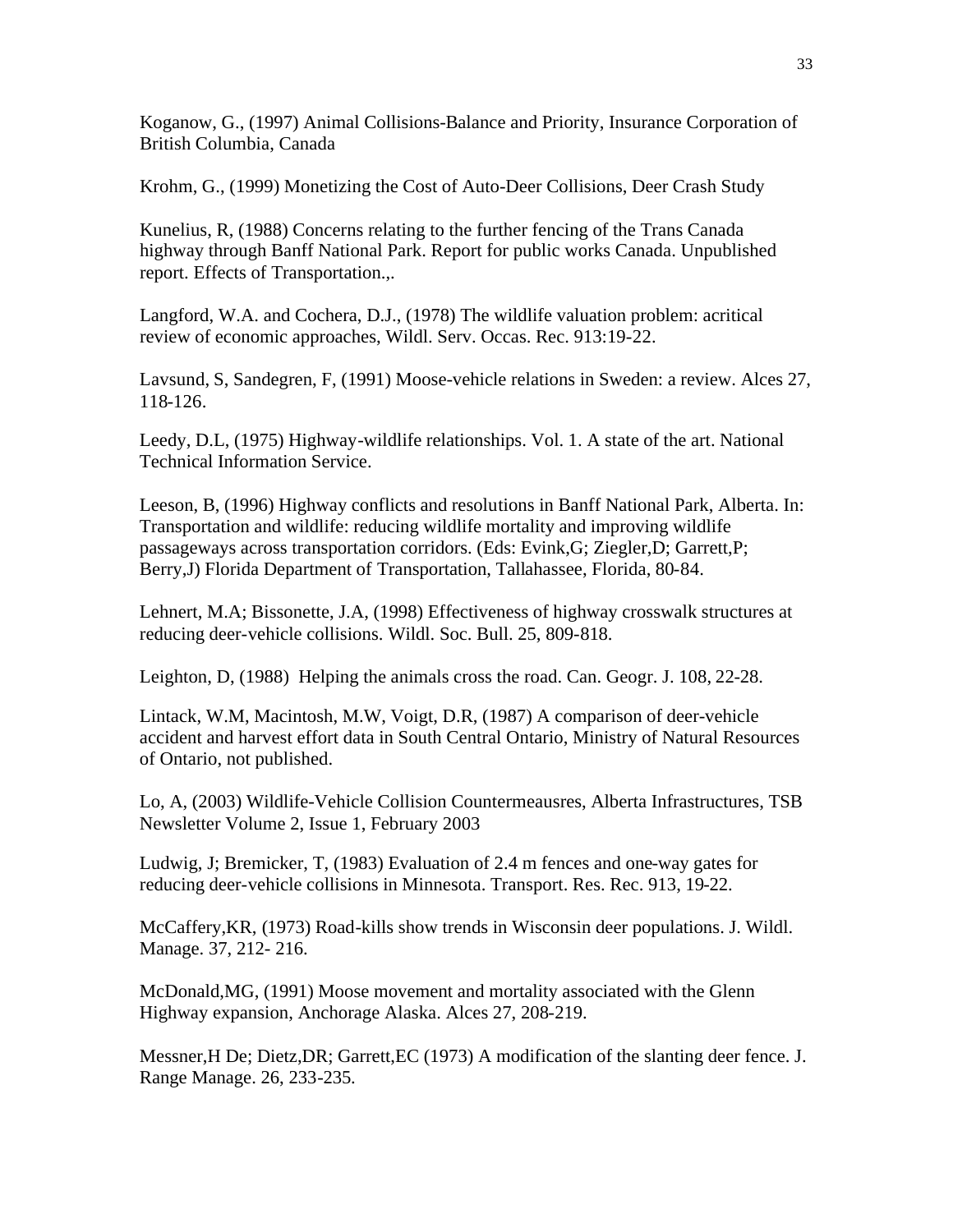Koganow, G., (1997) Animal Collisions-Balance and Priority, Insurance Corporation of British Columbia, Canada

Krohm, G., (1999) Monetizing the Cost of Auto-Deer Collisions, Deer Crash Study

Kunelius, R, (1988) Concerns relating to the further fencing of the Trans Canada highway through Banff National Park. Report for public works Canada. Unpublished report. Effects of Transportation.,.

Langford, W.A. and Cochera, D.J., (1978) The wildlife valuation problem: acritical review of economic approaches, Wildl. Serv. Occas. Rec. 913:19-22.

Lavsund, S, Sandegren, F, (1991) Moose-vehicle relations in Sweden: a review. Alces 27, 118-126.

Leedy, D.L, (1975) Highway-wildlife relationships. Vol. 1. A state of the art. National Technical Information Service.

Leeson, B, (1996) Highway conflicts and resolutions in Banff National Park, Alberta. In: Transportation and wildlife: reducing wildlife mortality and improving wildlife passageways across transportation corridors. (Eds: Evink,G; Ziegler,D; Garrett,P; Berry,J) Florida Department of Transportation, Tallahassee, Florida, 80-84.

Lehnert, M.A; Bissonette, J.A, (1998) Effectiveness of highway crosswalk structures at reducing deer-vehicle collisions. Wildl. Soc. Bull. 25, 809-818.

Leighton, D, (1988) Helping the animals cross the road. Can. Geogr. J. 108, 22-28.

Lintack, W.M, Macintosh, M.W, Voigt, D.R, (1987) A comparison of deer-vehicle accident and harvest effort data in South Central Ontario, Ministry of Natural Resources of Ontario, not published.

Lo, A, (2003) Wildlife-Vehicle Collision Countermeausres, Alberta Infrastructures, TSB Newsletter Volume 2, Issue 1, February 2003

Ludwig, J; Bremicker, T, (1983) Evaluation of 2.4 m fences and one-way gates for reducing deer-vehicle collisions in Minnesota. Transport. Res. Rec. 913, 19-22.

McCaffery,KR, (1973) Road-kills show trends in Wisconsin deer populations. J. Wildl. Manage. 37, 212- 216.

McDonald,MG, (1991) Moose movement and mortality associated with the Glenn Highway expansion, Anchorage Alaska. Alces 27, 208-219.

Messner,H De; Dietz,DR; Garrett,EC (1973) A modification of the slanting deer fence. J. Range Manage. 26, 233-235.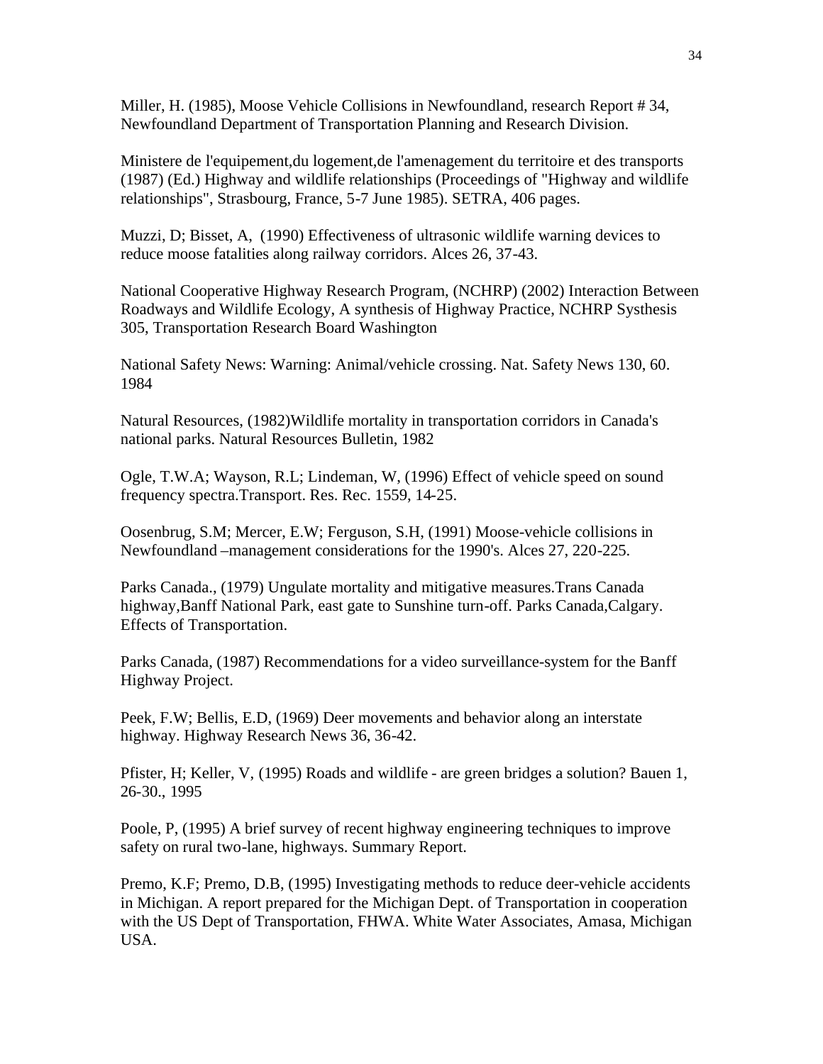Miller, H. (1985), Moose Vehicle Collisions in Newfoundland, research Report # 34, Newfoundland Department of Transportation Planning and Research Division.

Ministere de l'equipement,du logement,de l'amenagement du territoire et des transports (1987) (Ed.) Highway and wildlife relationships (Proceedings of "Highway and wildlife relationships", Strasbourg, France, 5-7 June 1985). SETRA, 406 pages.

Muzzi, D; Bisset, A, (1990) Effectiveness of ultrasonic wildlife warning devices to reduce moose fatalities along railway corridors. Alces 26, 37-43.

National Cooperative Highway Research Program, (NCHRP) (2002) Interaction Between Roadways and Wildlife Ecology, A synthesis of Highway Practice, NCHRP Systhesis 305, Transportation Research Board Washington

National Safety News: Warning: Animal/vehicle crossing. Nat. Safety News 130, 60. 1984

Natural Resources, (1982)Wildlife mortality in transportation corridors in Canada's national parks. Natural Resources Bulletin, 1982

Ogle, T.W.A; Wayson, R.L; Lindeman, W, (1996) Effect of vehicle speed on sound frequency spectra.Transport. Res. Rec. 1559, 14-25.

Oosenbrug, S.M; Mercer, E.W; Ferguson, S.H, (1991) Moose-vehicle collisions in Newfoundland –management considerations for the 1990's. Alces 27, 220-225.

Parks Canada., (1979) Ungulate mortality and mitigative measures.Trans Canada highway,Banff National Park, east gate to Sunshine turn-off. Parks Canada,Calgary. Effects of Transportation.

Parks Canada, (1987) Recommendations for a video surveillance-system for the Banff Highway Project.

Peek, F.W; Bellis, E.D, (1969) Deer movements and behavior along an interstate highway. Highway Research News 36, 36-42.

Pfister, H; Keller, V, (1995) Roads and wildlife - are green bridges a solution? Bauen 1, 26-30., 1995

Poole, P, (1995) A brief survey of recent highway engineering techniques to improve safety on rural two-lane, highways. Summary Report.

Premo, K.F; Premo, D.B, (1995) Investigating methods to reduce deer-vehicle accidents in Michigan. A report prepared for the Michigan Dept. of Transportation in cooperation with the US Dept of Transportation, FHWA. White Water Associates, Amasa, Michigan USA.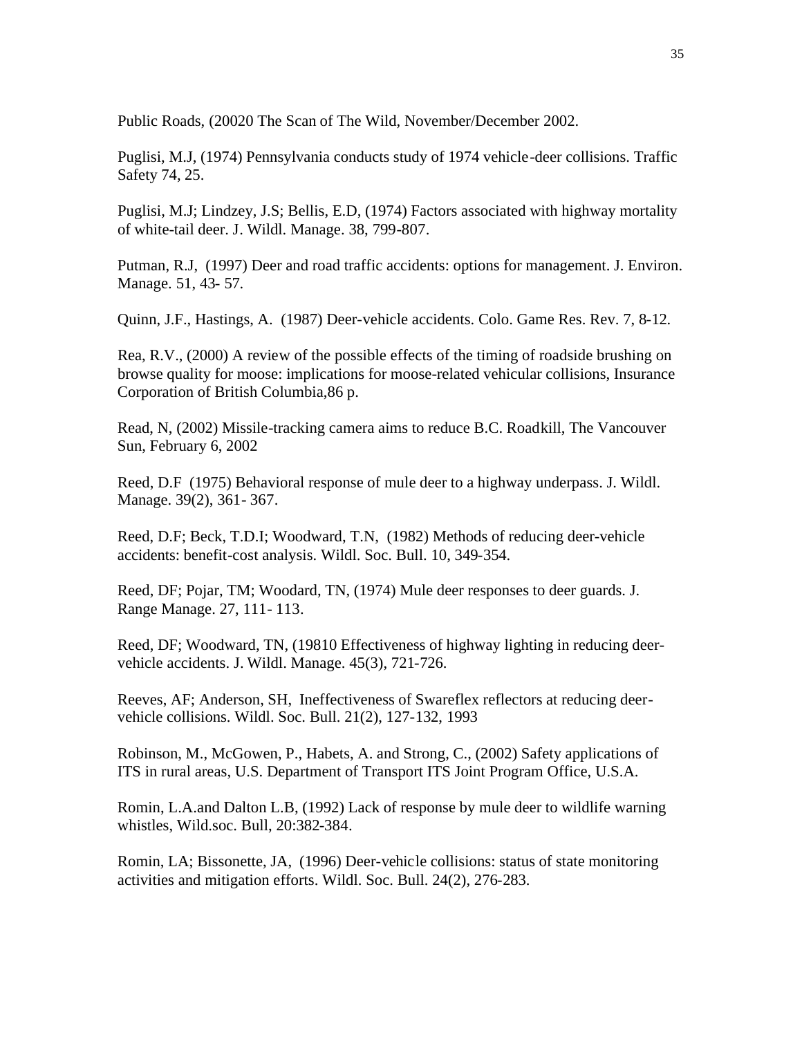Public Roads, (20020 The Scan of The Wild, November/December 2002.

Puglisi, M.J, (1974) Pennsylvania conducts study of 1974 vehicle-deer collisions. Traffic Safety 74, 25.

Puglisi, M.J; Lindzey, J.S; Bellis, E.D, (1974) Factors associated with highway mortality of white-tail deer. J. Wildl. Manage. 38, 799-807.

Putman, R.J, (1997) Deer and road traffic accidents: options for management. J. Environ. Manage. 51, 43- 57.

Quinn, J.F., Hastings, A. (1987) Deer-vehicle accidents. Colo. Game Res. Rev. 7, 8-12.

Rea, R.V., (2000) A review of the possible effects of the timing of roadside brushing on browse quality for moose: implications for moose-related vehicular collisions, Insurance Corporation of British Columbia,86 p.

Read, N, (2002) Missile-tracking camera aims to reduce B.C. Roadkill, The Vancouver Sun, February 6, 2002

Reed, D.F (1975) Behavioral response of mule deer to a highway underpass. J. Wildl. Manage. 39(2), 361- 367.

Reed, D.F; Beck, T.D.I; Woodward, T.N, (1982) Methods of reducing deer-vehicle accidents: benefit-cost analysis. Wildl. Soc. Bull. 10, 349-354.

Reed, DF; Pojar, TM; Woodard, TN, (1974) Mule deer responses to deer guards. J. Range Manage. 27, 111- 113.

Reed, DF; Woodward, TN, (19810 Effectiveness of highway lighting in reducing deer-vehicle accidents. J. Wildl. Manage. 45(3), 721-726.

Reeves, AF; Anderson, SH, Ineffectiveness of Swareflex reflectors at reducing deer-vehicle collisions. Wildl. Soc. Bull. 21(2), 127-132, 1993

Robinson, M., McGowen, P., Habets, A. and Strong, C., (2002) Safety applications of ITS in rural areas, U.S. Department of Transport ITS Joint Program Office, U.S.A.

Romin, L.A.and Dalton L.B, (1992) Lack of response by mule deer to wildlife warning whistles, Wild.soc. Bull, 20:382-384.

Romin, LA; Bissonette, JA, (1996) Deer-vehicle collisions: status of state monitoring activities and mitigation efforts. Wildl. Soc. Bull. 24(2), 276-283.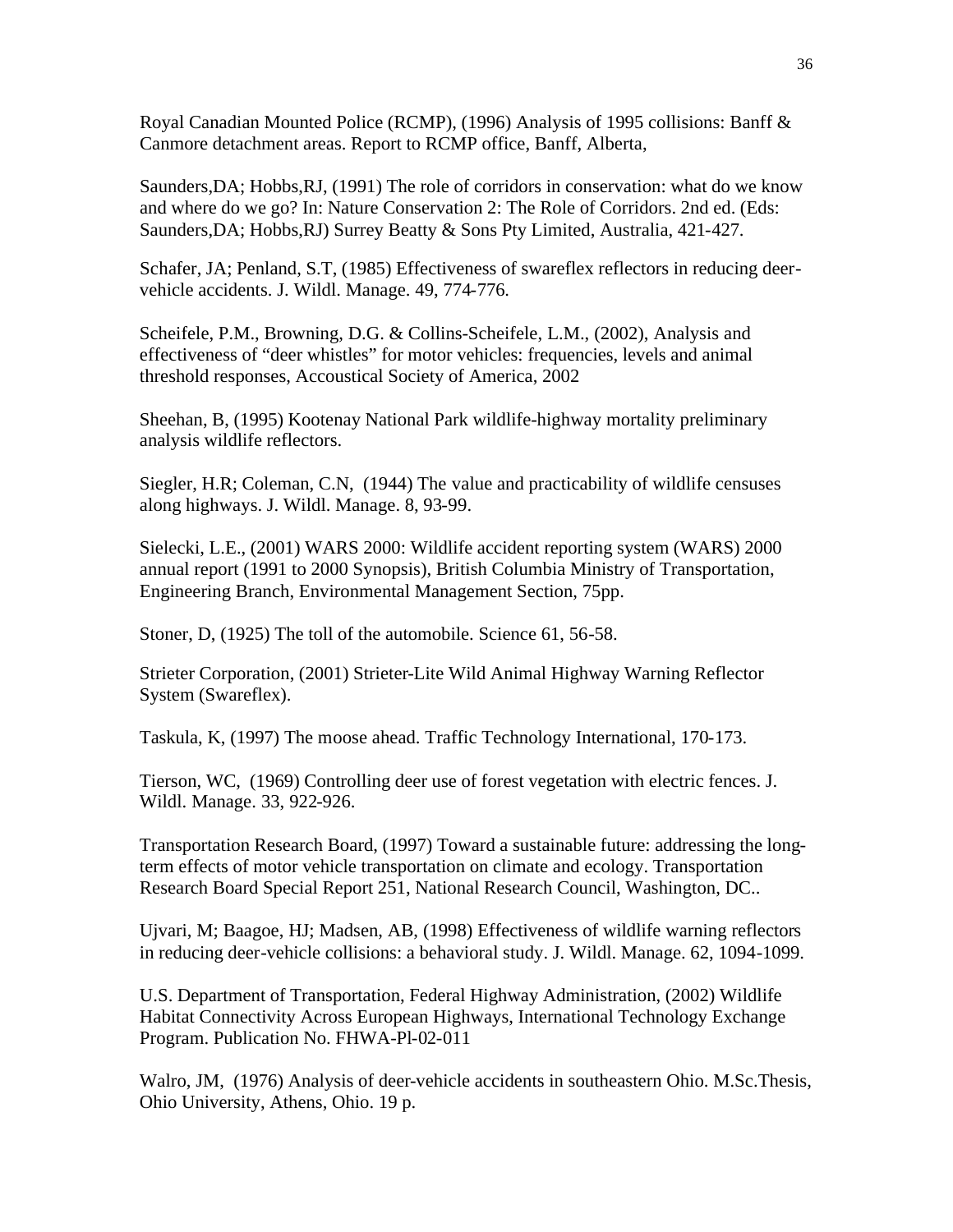Royal Canadian Mounted Police (RCMP), (1996) Analysis of 1995 collisions: Banff & Canmore detachment areas. Report to RCMP office, Banff, Alberta,

Saunders,DA; Hobbs,RJ, (1991) The role of corridors in conservation: what do we know and where do we go? In: Nature Conservation 2: The Role of Corridors. 2nd ed. (Eds: Saunders,DA; Hobbs,RJ) Surrey Beatty & Sons Pty Limited, Australia, 421-427.

Schafer, JA; Penland, S.T, (1985) Effectiveness of swareflex reflectors in reducing deer-vehicle accidents. J. Wildl. Manage. 49, 774-776.

Scheifele, P.M., Browning, D.G. & Collins-Scheifele, L.M., (2002), Analysis and effectiveness of "deer whistles" for motor vehicles: frequencies, levels and animal threshold responses, Accoustical Society of America, 2002

Sheehan, B, (1995) Kootenay National Park wildlife-highway mortality preliminary analysis wildlife reflectors.

Siegler, H.R; Coleman, C.N, (1944) The value and practicability of wildlife censuses along highways. J. Wildl. Manage. 8, 93-99.

Sielecki, L.E., (2001) WARS 2000: Wildlife accident reporting system (WARS) 2000 annual report (1991 to 2000 Synopsis), British Columbia Ministry of Transportation, Engineering Branch, Environmental Management Section, 75pp.

Stoner, D, (1925) The toll of the automobile. Science 61, 56-58.

Strieter Corporation, (2001) Strieter-Lite Wild Animal Highway Warning Reflector System (Swareflex).

Taskula, K, (1997) The moose ahead. Traffic Technology International, 170-173.

Tierson, WC, (1969) Controlling deer use of forest vegetation with electric fences. J. Wildl. Manage. 33, 922-926.

Transportation Research Board, (1997) Toward a sustainable future: addressing the long-term effects of motor vehicle transportation on climate and ecology. Transportation Research Board Special Report 251, National Research Council, Washington, DC..

Ujvari, M; Baagoe, HJ; Madsen, AB, (1998) Effectiveness of wildlife warning reflectors in reducing deer-vehicle collisions: a behavioral study. J. Wildl. Manage. 62, 1094-1099.

U.S. Department of Transportation, Federal Highway Administration, (2002) Wildlife Habitat Connectivity Across European Highways, International Technology Exchange Program. Publication No. FHWA-Pl-02-011

Walro, JM, (1976) Analysis of deer-vehicle accidents in southeastern Ohio. M.Sc.Thesis, Ohio University, Athens, Ohio. 19 p.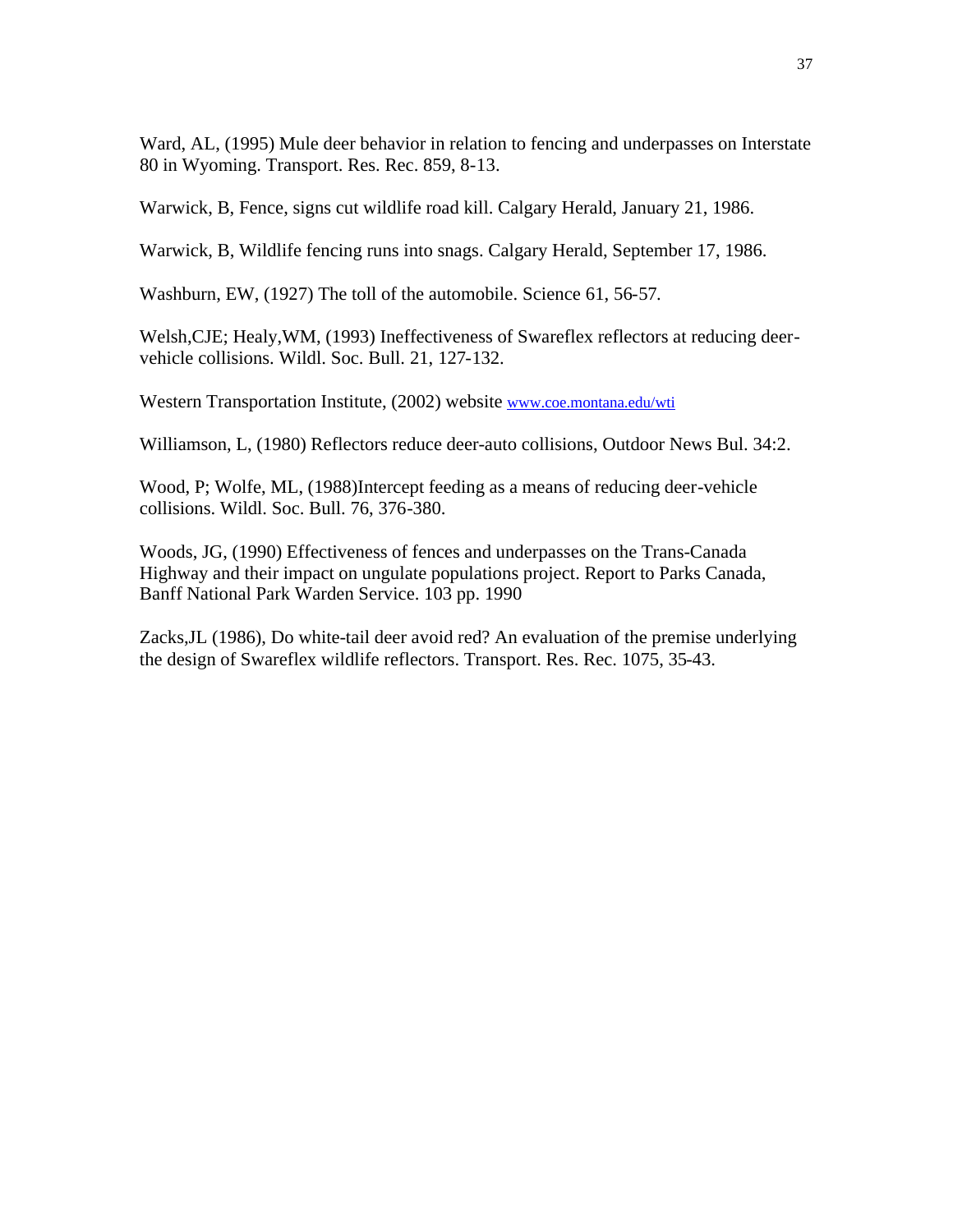Ward, AL, (1995) Mule deer behavior in relation to fencing and underpasses on Interstate 80 in Wyoming. Transport. Res. Rec. 859, 8-13.

Warwick, B, Fence, signs cut wildlife road kill. Calgary Herald, January 21, 1986.

Warwick, B, Wildlife fencing runs into snags. Calgary Herald, September 17, 1986.

Washburn, EW, (1927) The toll of the automobile. Science 61, 56-57.

Welsh,CJE; Healy,WM, (1993) Ineffectiveness of Swareflex reflectors at reducing deer-vehicle collisions. Wildl. Soc. Bull. 21, 127-132.

Western Transportation Institute, (2002) website www.coe.montana.edu/wti

Williamson, L, (1980) Reflectors reduce deer-auto collisions, Outdoor News Bul. 34:2.

Wood, P; Wolfe, ML, (1988)Intercept feeding as a means of reducing deer-vehicle collisions. Wildl. Soc. Bull. 76, 376-380.

Woods, JG, (1990) Effectiveness of fences and underpasses on the Trans-Canada Highway and their impact on ungulate populations project. Report to Parks Canada, Banff National Park Warden Service. 103 pp. 1990

Zacks,JL (1986), Do white-tail deer avoid red? An evaluation of the premise underlying the design of Swareflex wildlife reflectors. Transport. Res. Rec. 1075, 35-43.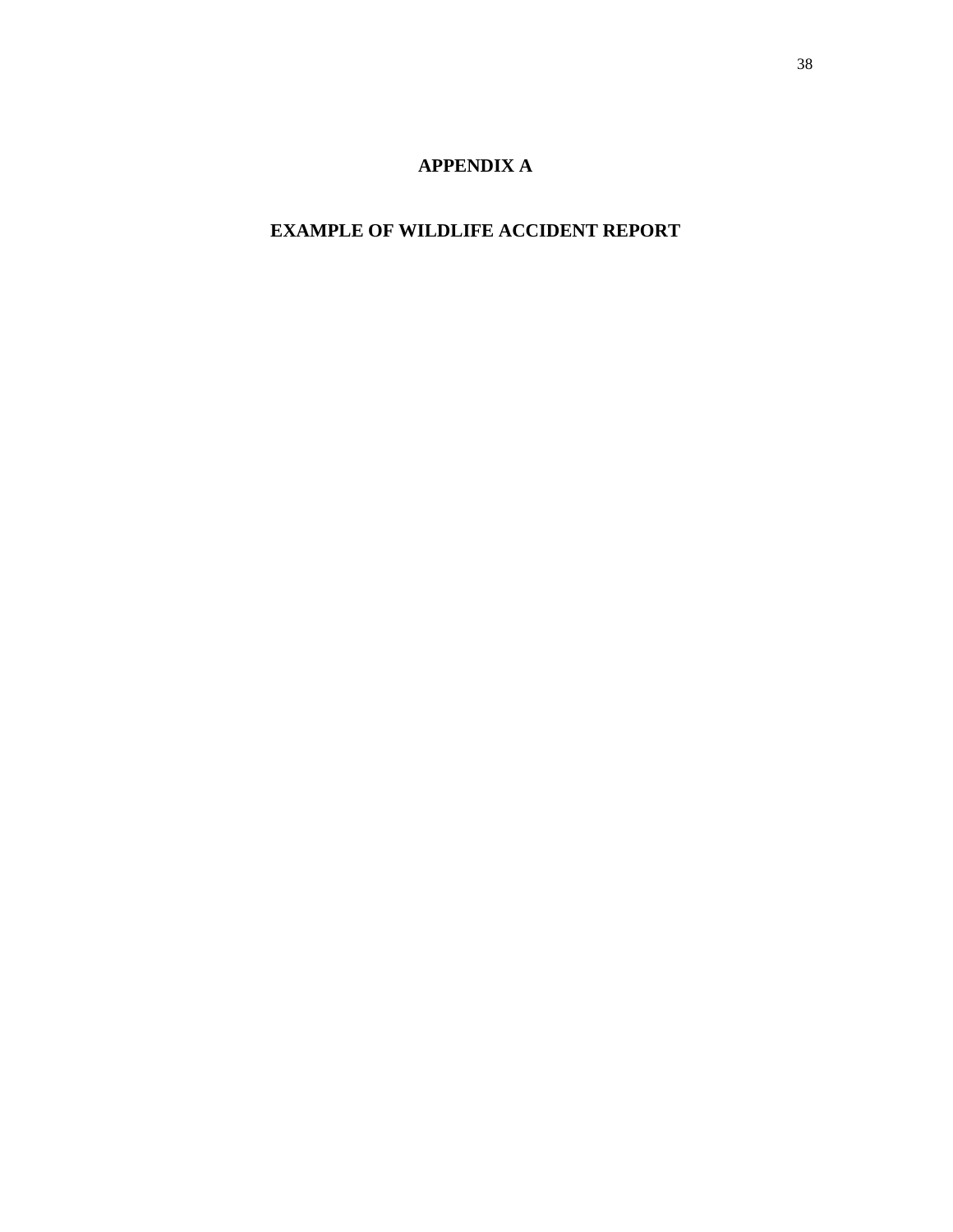# APPENDIX A

## EXAMPLE OF WILDLIFE ACCIDENT REPORT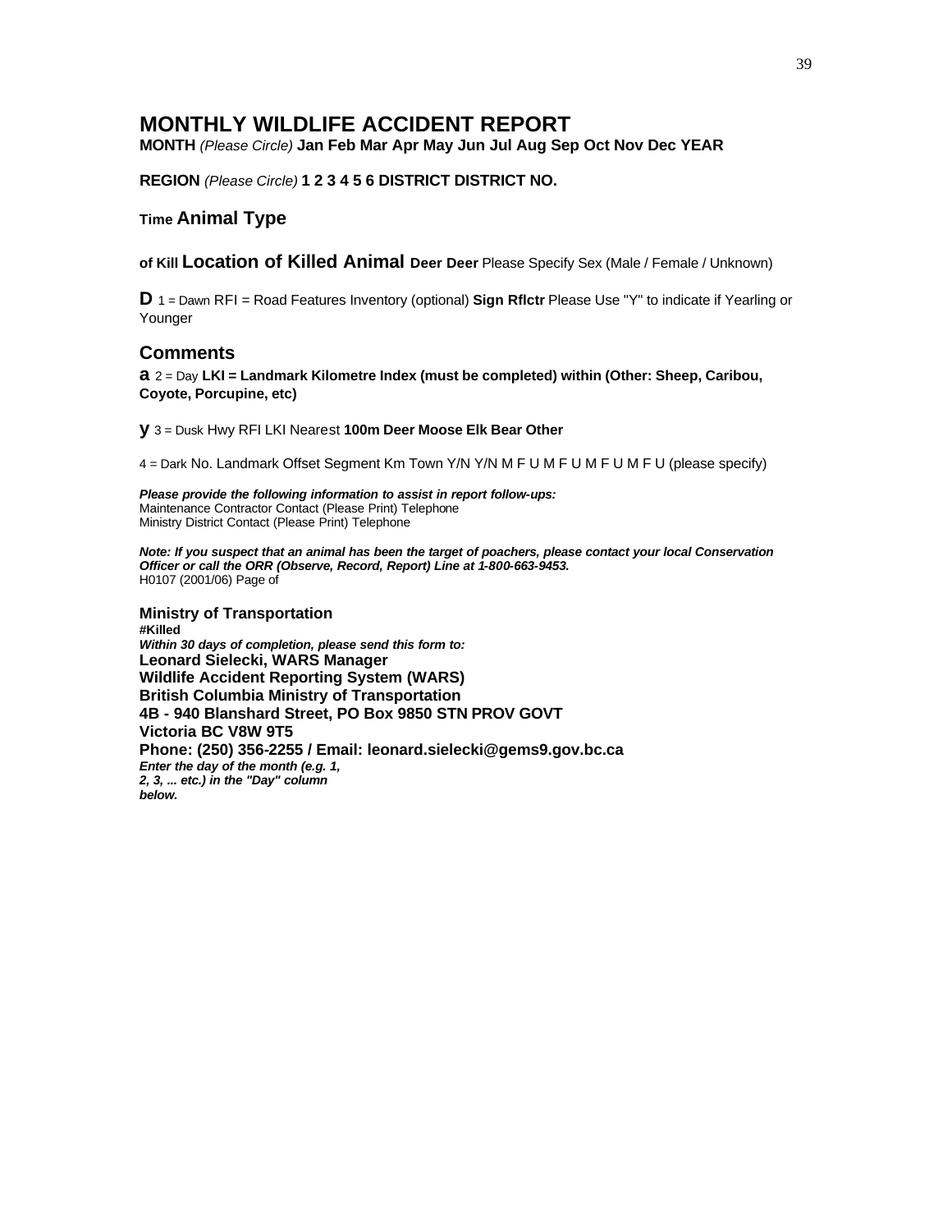# MONTHLY WILDLIFE ACCIDENT REPORT

**MONTH** *(Please Circle)* **Jan Feb Mar Apr May Jun Jul Aug Sep Oct Nov Dec YEAR**

**REGION** *(Please Circle)* **1 2 3 4 5 6 DISTRICT DISTRICT NO.**

**Time Animal Type**

**of Kill Location of Killed Animal Deer Deer** Please Specify Sex (Male / Female / Unknown)

**D** 1 = Dawn RFI = Road Features Inventory (optional) **Sign Rflctr** Please Use "Y" to indicate if Yearling or Younger

## Comments

**a** 2 = Day **LKI = Landmark Kilometre Index (must be completed) within (Other: Sheep, Caribou, Coyote, Porcupine, etc)**

**y** 3 = Dusk Hwy RFI LKI Nearest **100m Deer Moose Elk Bear Other**

4 = Dark No. Landmark Offset Segment Km Town Y/N Y/N M F U M F U M F U M F U (please specify)

***Please provide the following information to assist in report follow-ups:***
Maintenance Contractor Contact (Please Print) Telephone
Ministry District Contact (Please Print) Telephone

***Note: If you suspect that an animal has been the target of poachers, please contact your local Conservation Officer or call the ORR (Observe, Record, Report) Line at 1-800-663-9453.***
H0107 (2001/06) Page of

**Ministry of Transportation**
**#Killed**
***Within 30 days of completion, please send this form to:***
**Leonard Sielecki, WARS Manager**
**Wildlife Accident Reporting System (WARS)**
**British Columbia Ministry of Transportation**
**4B - 940 Blanshard Street, PO Box 9850 STN PROV GOVT**
**Victoria BC V8W 9T5**
**Phone: (250) 356-2255 / Email: leonard.sielecki@gems9.gov.bc.ca**
***Enter the day of the month (e.g. 1, 2, 3, ... etc.) in the "Day" column below.***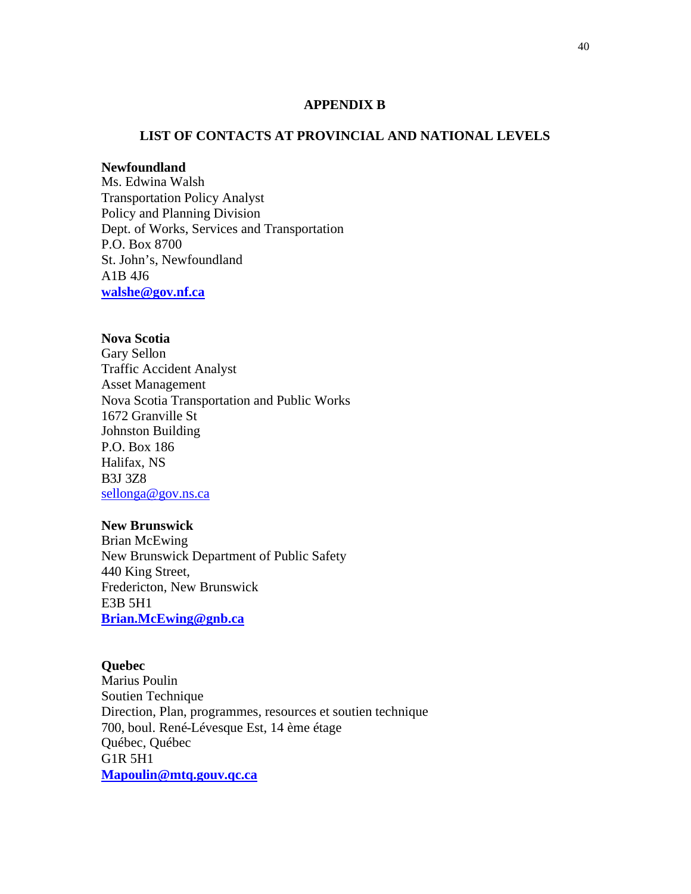# APPENDIX B

## LIST OF CONTACTS AT PROVINCIAL AND NATIONAL LEVELS

**Newfoundland**
Ms. Edwina Walsh
Transportation Policy Analyst
Policy and Planning Division
Dept. of Works, Services and Transportation
P.O. Box 8700
St. John's, Newfoundland
A1B 4J6
**walshe@gov.nf.ca**

**Nova Scotia**
Gary Sellon
Traffic Accident Analyst
Asset Management
Nova Scotia Transportation and Public Works
1672 Granville St
Johnston Building
P.O. Box 186
Halifax, NS
B3J 3Z8
sellonga@gov.ns.ca

**New Brunswick**
Brian McEwing
New Brunswick Department of Public Safety
440 King Street,
Fredericton, New Brunswick
E3B 5H1
**Brian.McEwing@gnb.ca**

**Quebec**
Marius Poulin
Soutien Technique
Direction, Plan, programmes, resources et soutien technique
700, boul. René-Lévesque Est, 14 ème étage
Québec, Québec
G1R 5H1
**Mapoulin@mtq.gouv.qc.ca**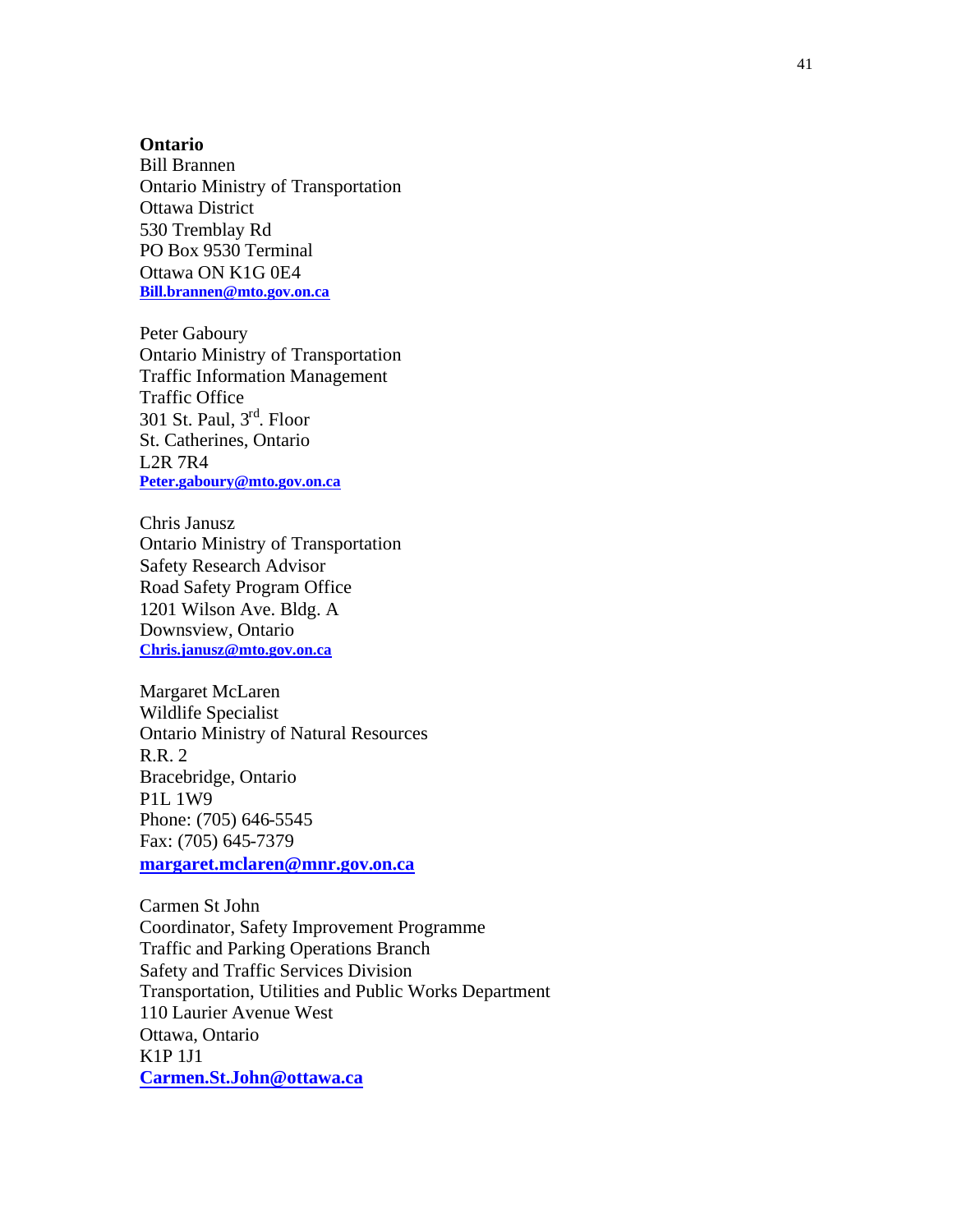**Ontario**

Bill Brannen
Ontario Ministry of Transportation
Ottawa District
530 Tremblay Rd
PO Box 9530 Terminal
Ottawa ON K1G 0E4
**Bill.brannen@mto.gov.on.ca**

Peter Gaboury
Ontario Ministry of Transportation
Traffic Information Management
Traffic Office
301 St. Paul, 3rd. Floor
St. Catherines, Ontario
L2R 7R4
**Peter.gaboury@mto.gov.on.ca**

Chris Janusz
Ontario Ministry of Transportation
Safety Research Advisor
Road Safety Program Office
1201 Wilson Ave. Bldg. A
Downsview, Ontario
**Chris.janusz@mto.gov.on.ca**

Margaret McLaren
Wildlife Specialist
Ontario Ministry of Natural Resources
R.R. 2
Bracebridge, Ontario
P1L 1W9
Phone: (705) 646-5545
Fax: (705) 645-7379
**margaret.mclaren@mnr.gov.on.ca**

Carmen St John
Coordinator, Safety Improvement Programme
Traffic and Parking Operations Branch
Safety and Traffic Services Division
Transportation, Utilities and Public Works Department
110 Laurier Avenue West
Ottawa, Ontario
K1P 1J1
**Carmen.St.John@ottawa.ca**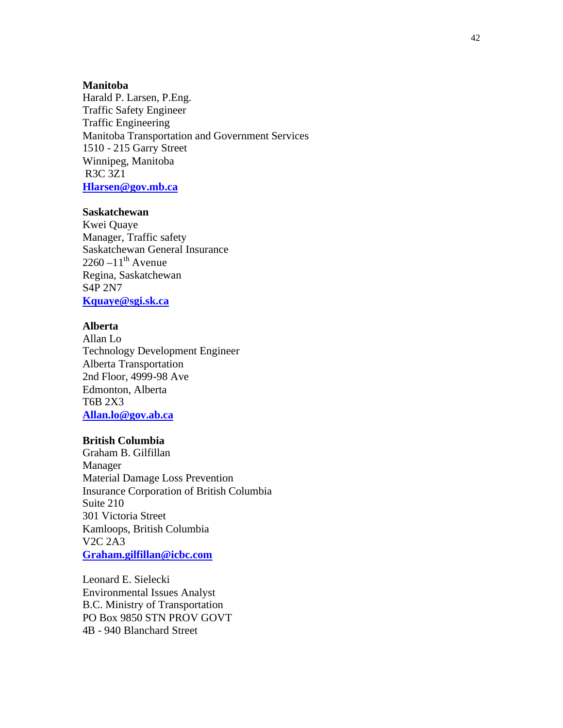**Manitoba**
Harald P. Larsen, P.Eng.
Traffic Safety Engineer
Traffic Engineering
Manitoba Transportation and Government Services
1510 - 215 Garry Street
Winnipeg, Manitoba
R3C 3Z1
**Hlarsen@gov.mb.ca**

**Saskatchewan**
Kwei Quaye
Manager, Traffic safety
Saskatchewan General Insurance
2260 –11th Avenue
Regina, Saskatchewan
S4P 2N7
**Kquaye@sgi.sk.ca**

**Alberta**
Allan Lo
Technology Development Engineer
Alberta Transportation
2nd Floor, 4999-98 Ave
Edmonton, Alberta
T6B 2X3
**Allan.lo@gov.ab.ca**

**British Columbia**
Graham B. Gilfillan
Manager
Material Damage Loss Prevention
Insurance Corporation of British Columbia
Suite 210
301 Victoria Street
Kamloops, British Columbia
V2C 2A3
**Graham.gilfillan@icbc.com**

Leonard E. Sielecki
Environmental Issues Analyst
B.C. Ministry of Transportation
PO Box 9850 STN PROV GOVT
4B - 940 Blanchard Street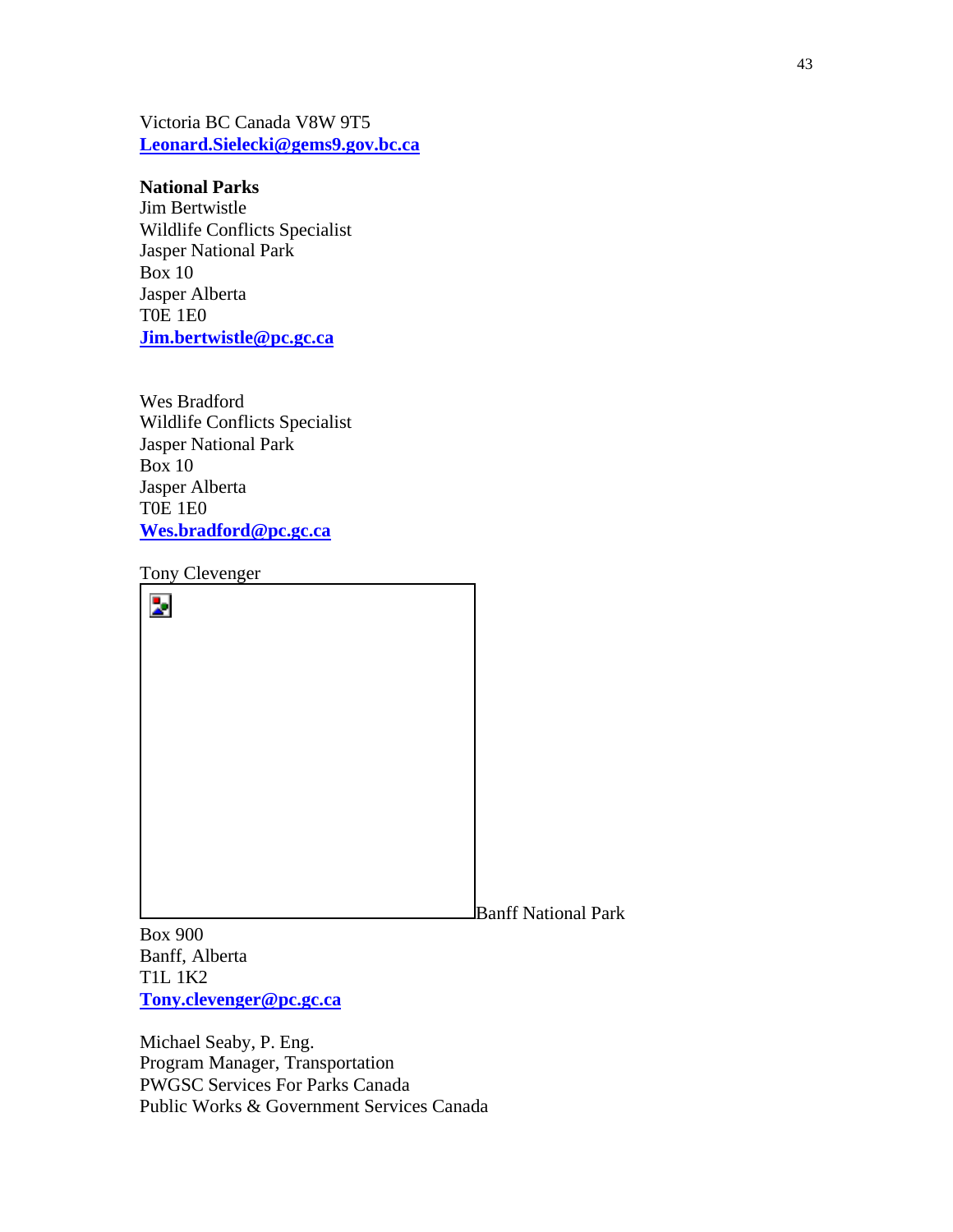Victoria BC Canada V8W 9T5
**Leonard.Sielecki@gems9.gov.bc.ca**

**National Parks**
Jim Bertwistle
Wildlife Conflicts Specialist
Jasper National Park
Box 10
Jasper Alberta
T0E 1E0
**Jim.bertwistle@pc.gc.ca**

Wes Bradford
Wildlife Conflicts Specialist
Jasper National Park
Box 10
Jasper Alberta
T0E 1E0
**Wes.bradford@pc.gc.ca**

Tony Clevenger
Banff National Park
Box 900
Banff, Alberta
T1L 1K2
**Tony.clevenger@pc.gc.ca**

Michael Seaby, P. Eng.
Program Manager, Transportation
PWGSC Services For Parks Canada
Public Works & Government Services Canada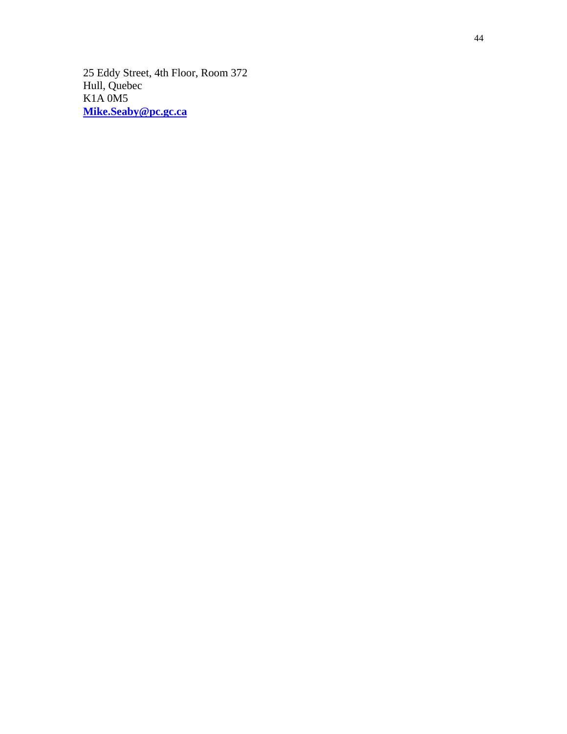25 Eddy Street, 4th Floor, Room 372
Hull, Quebec
K1A 0M5
**Mike.Seaby@pc.gc.ca**